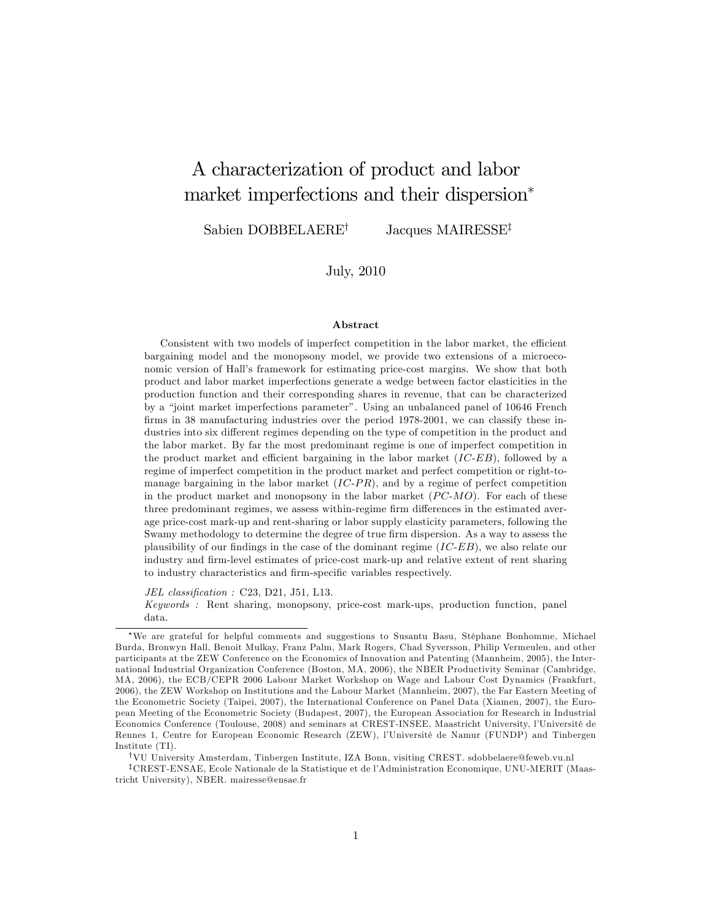# A characterization of product and labor market imperfections and their dispersion*

Sabien DOBBELAERE[†] Jacques MAIRESSE[‡]

July, 2010

### Abstract

Consistent with two models of imperfect competition in the labor market, the efficient bargaining model and the monopsony model, we provide two extensions of a microeconomic version of Hall's framework for estimating price-cost margins. We show that both product and labor market imperfections generate a wedge between factor elasticities in the production function and their corresponding shares in revenue, that can be characterized by a "joint market imperfections parameter". Using an unbalanced panel of 10646 French firms in 38 manufacturing industries over the period 1978-2001, we can classify these industries into six different regimes depending on the type of competition in the product and the labor market. By far the most predominant regime is one of imperfect competition in the product market and efficient bargaining in the labor market (*IC-EB*), followed by a regime of imperfect competition in the product market and perfect competition or right-to-manage bargaining in the labor market (*IC-PR*), and by a regime of perfect competition in the product market and monopsony in the labor market (*PC-MO*). For each of these three predominant regimes, we assess within-regime firm differences in the estimated average price-cost mark-up and rent-sharing or labor supply elasticity parameters, following the Swamy methodology to determine the degree of true firm dispersion. As a way to assess the plausibility of our findings in the case of the dominant regime (*IC-EB*), we also relate our industry and firm-level estimates of price-cost mark-up and relative extent of rent sharing to industry characteristics and firm-specific variables respectively.

*JEL classification :* C23, D21, J51, L13.

*Keywords :* Rent sharing, monopsony, price-cost mark-ups, production function, panel data.

---

*We are grateful for helpful comments and suggestions to Susantu Basu, Stéphane Bonhomme, Michael Burda, Bronwyn Hall, Benoit Mulkay, Franz Palm, Mark Rogers, Chad Syversson, Philip Vermeulen, and other participants at the ZEW Conference on the Economics of Innovation and Patenting (Mannheim, 2005), the International Industrial Organization Conference (Boston, MA, 2006), the NBER Productivity Seminar (Cambridge, MA, 2006), the ECB/CEPR 2006 Labour Market Workshop on Wage and Labour Cost Dynamics (Frankfurt, 2006), the ZEW Workshop on Institutions and the Labour Market (Mannheim, 2007), the Far Eastern Meeting of the Econometric Society (Taipei, 2007), the International Conference on Panel Data (Xiamen, 2007), the European Meeting of the Econometric Society (Budapest, 2007), the European Association for Research in Industrial Economics Conference (Toulouse, 2008) and seminars at CREST-INSEE, Maastricht University, l'Université de Rennes 1, Centre for European Economic Research (ZEW), l'Université de Namur (FUNDP) and Tinbergen Institute (TI).

[†]VU University Amsterdam, Tinbergen Institute, IZA Bonn, visiting CREST. sdobbelaere@feweb.vu.nl

[‡]CREST-ENSAE, Ecole Nationale de la Statistique et de l'Administration Economique, UNU-MERIT (Maastricht University), NBER. mairesse@ensae.fr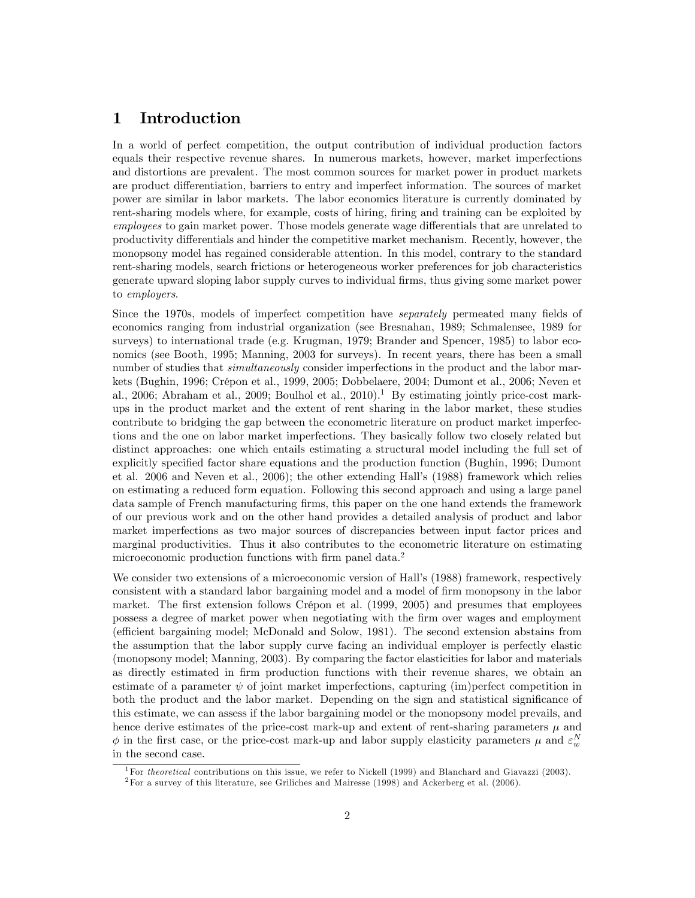# 1 Introduction

In a world of perfect competition, the output contribution of individual production factors equals their respective revenue shares. In numerous markets, however, market imperfections and distortions are prevalent. The most common sources for market power in product markets are product differentiation, barriers to entry and imperfect information. The sources of market power are similar in labor markets. The labor economics literature is currently dominated by rent-sharing models where, for example, costs of hiring, firing and training can be exploited by *employees* to gain market power. Those models generate wage differentials that are unrelated to productivity differentials and hinder the competitive market mechanism. Recently, however, the monopsony model has regained considerable attention. In this model, contrary to the standard rent-sharing models, search frictions or heterogeneous worker preferences for job characteristics generate upward sloping labor supply curves to individual firms, thus giving some market power to *employers*.

Since the 1970s, models of imperfect competition have *separately* permeated many fields of economics ranging from industrial organization (see Bresnahan, 1989; Schmalensee, 1989 for surveys) to international trade (e.g. Krugman, 1979; Brander and Spencer, 1985) to labor economics (see Booth, 1995; Manning, 2003 for surveys). In recent years, there has been a small number of studies that *simultaneously* consider imperfections in the product and the labor markets (Bughin, 1996; Crépon et al., 1999, 2005; Dobbelaere, 2004; Dumont et al., 2006; Neven et al., 2006; Abraham et al., 2009; Boulhol et al., 2010).[1] By estimating jointly price-cost markups in the product market and the extent of rent sharing in the labor market, these studies contribute to bridging the gap between the econometric literature on product market imperfections and the one on labor market imperfections. They basically follow two closely related but distinct approaches: one which entails estimating a structural model including the full set of explicitly specified factor share equations and the production function (Bughin, 1996; Dumont et al. 2006 and Neven et al., 2006); the other extending Hall's (1988) framework which relies on estimating a reduced form equation. Following this second approach and using a large panel data sample of French manufacturing firms, this paper on the one hand extends the framework of our previous work and on the other hand provides a detailed analysis of product and labor market imperfections as two major sources of discrepancies between input factor prices and marginal productivities. Thus it also contributes to the econometric literature on estimating microeconomic production functions with firm panel data.[2]

We consider two extensions of a microeconomic version of Hall's (1988) framework, respectively consistent with a standard labor bargaining model and a model of firm monopsony in the labor market. The first extension follows Crépon et al. (1999, 2005) and presumes that employees possess a degree of market power when negotiating with the firm over wages and employment (efficient bargaining model; McDonald and Solow, 1981). The second extension abstains from the assumption that the labor supply curve facing an individual employer is perfectly elastic (monopsony model; Manning, 2003). By comparing the factor elasticities for labor and materials as directly estimated in firm production functions with their revenue shares, we obtain an estimate of a parameter $\psi$ of joint market imperfections, capturing (im)perfect competition in both the product and the labor market. Depending on the sign and statistical significance of this estimate, we can assess if the labor bargaining model or the monopsony model prevails, and hence derive estimates of the price-cost mark-up and extent of rent-sharing parameters $\mu$ and $\phi$ in the first case, or the price-cost mark-up and labor supply elasticity parameters $\mu$ and $\varepsilon_w^N$ in the second case.

[1] For *theoretical* contributions on this issue, we refer to Nickell (1999) and Blanchard and Giavazzi (2003).

[2] For a survey of this literature, see Griliches and Mairesse (1998) and Ackerberg et al. (2006).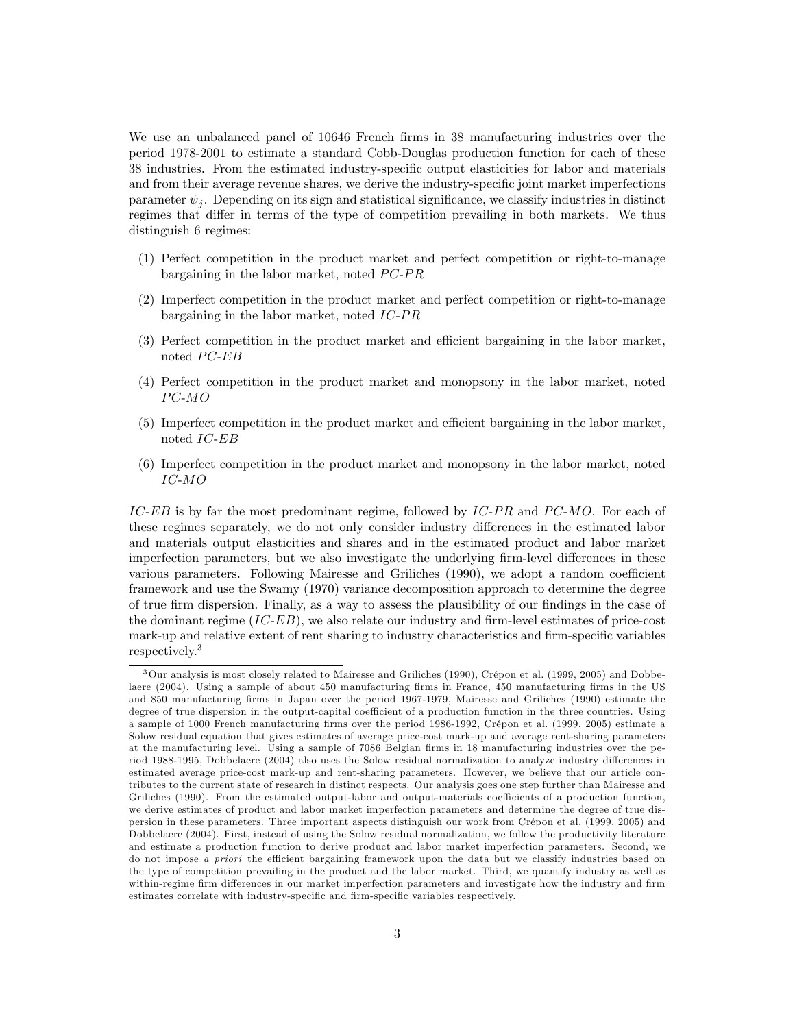We use an unbalanced panel of 10646 French firms in 38 manufacturing industries over the period 1978-2001 to estimate a standard Cobb-Douglas production function for each of these 38 industries. From the estimated industry-specific output elasticities for labor and materials and from their average revenue shares, we derive the industry-specific joint market imperfections parameter $\psi_j$. Depending on its sign and statistical significance, we classify industries in distinct regimes that differ in terms of the type of competition prevailing in both markets. We thus distinguish 6 regimes:

1. Perfect competition in the product market and perfect competition or right-to-manage bargaining in the labor market, noted *PC-PR*
2. Imperfect competition in the product market and perfect competition or right-to-manage bargaining in the labor market, noted *IC-PR*
3. Perfect competition in the product market and efficient bargaining in the labor market, noted *PC-EB*
4. Perfect competition in the product market and monopsony in the labor market, noted *PC-MO*
5. Imperfect competition in the product market and efficient bargaining in the labor market, noted *IC-EB*
6. Imperfect competition in the product market and monopsony in the labor market, noted *IC-MO*

*IC-EB* is by far the most predominant regime, followed by *IC-PR* and *PC-MO*. For each of these regimes separately, we do not only consider industry differences in the estimated labor and materials output elasticities and shares and in the estimated product and labor market imperfection parameters, but we also investigate the underlying firm-level differences in these various parameters. Following Mairesse and Griliches (1990), we adopt a random coefficient framework and use the Swamy (1970) variance decomposition approach to determine the degree of true firm dispersion. Finally, as a way to assess the plausibility of our findings in the case of the dominant regime (*IC-EB*), we also relate our industry and firm-level estimates of price-cost mark-up and relative extent of rent sharing to industry characteristics and firm-specific variables respectively.[3]

[3] Our analysis is most closely related to Mairesse and Griliches (1990), Crépon et al. (1999, 2005) and Dobbelaere (2004). Using a sample of about 450 manufacturing firms in France, 450 manufacturing firms in the US and 850 manufacturing firms in Japan over the period 1967-1979, Mairesse and Griliches (1990) estimate the degree of true dispersion in the output-capital coefficient of a production function in the three countries. Using a sample of 1000 French manufacturing firms over the period 1986-1992, Crépon et al. (1999, 2005) estimate a Solow residual equation that gives estimates of average price-cost mark-up and average rent-sharing parameters at the manufacturing level. Using a sample of 7086 Belgian firms in 18 manufacturing industries over the period 1988-1995, Dobbelaere (2004) also uses the Solow residual normalization to analyze industry differences in estimated average price-cost mark-up and rent-sharing parameters. However, we believe that our article contributes to the current state of research in distinct respects. Our analysis goes one step further than Mairesse and Griliches (1990). From the estimated output-labor and output-materials coefficients of a production function, we derive estimates of product and labor market imperfection parameters and determine the degree of true dispersion in these parameters. Three important aspects distinguish our work from Crépon et al. (1999, 2005) and Dobbelaere (2004). First, instead of using the Solow residual normalization, we follow the productivity literature and estimate a production function to derive product and labor market imperfection parameters. Second, we do not impose *a priori* the efficient bargaining framework upon the data but we classify industries based on the type of competition prevailing in the product and the labor market. Third, we quantify industry as well as within-regime firm differences in our market imperfection parameters and investigate how the industry and firm estimates correlate with industry-specific and firm-specific variables respectively.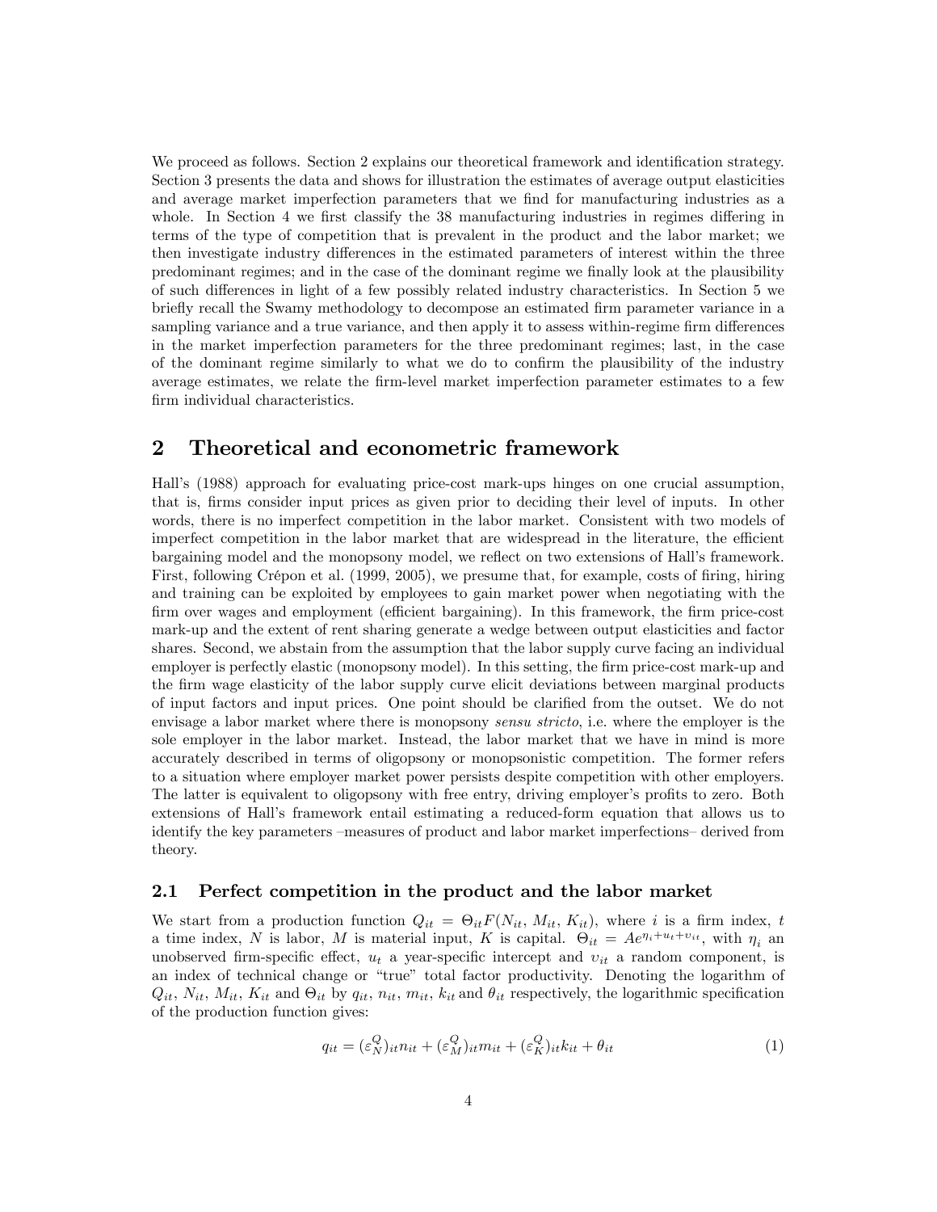We proceed as follows. Section 2 explains our theoretical framework and identification strategy. Section 3 presents the data and shows for illustration the estimates of average output elasticities and average market imperfection parameters that we find for manufacturing industries as a whole. In Section 4 we first classify the 38 manufacturing industries in regimes differing in terms of the type of competition that is prevalent in the product and the labor market; we then investigate industry differences in the estimated parameters of interest within the three predominant regimes; and in the case of the dominant regime we finally look at the plausibility of such differences in light of a few possibly related industry characteristics. In Section 5 we briefly recall the Swamy methodology to decompose an estimated firm parameter variance in a sampling variance and a true variance, and then apply it to assess within-regime firm differences in the market imperfection parameters for the three predominant regimes; last, in the case of the dominant regime similarly to what we do to confirm the plausibility of the industry average estimates, we relate the firm-level market imperfection parameter estimates to a few firm individual characteristics.

# 2 Theoretical and econometric framework

Hall's (1988) approach for evaluating price-cost mark-ups hinges on one crucial assumption, that is, firms consider input prices as given prior to deciding their level of inputs. In other words, there is no imperfect competition in the labor market. Consistent with two models of imperfect competition in the labor market that are widespread in the literature, the efficient bargaining model and the monopsony model, we reflect on two extensions of Hall's framework. First, following Crépon et al. (1999, 2005), we presume that, for example, costs of firing, hiring and training can be exploited by employees to gain market power when negotiating with the firm over wages and employment (efficient bargaining). In this framework, the firm price-cost mark-up and the extent of rent sharing generate a wedge between output elasticities and factor shares. Second, we abstain from the assumption that the labor supply curve facing an individual employer is perfectly elastic (monopsony model). In this setting, the firm price-cost mark-up and the firm wage elasticity of the labor supply curve elicit deviations between marginal products of input factors and input prices. One point should be clarified from the outset. We do not envisage a labor market where there is monopsony *sensu stricto*, i.e. where the employer is the sole employer in the labor market. Instead, the labor market that we have in mind is more accurately described in terms of oligopsony or monopsonistic competition. The former refers to a situation where employer market power persists despite competition with other employers. The latter is equivalent to oligopsony with free entry, driving employer's profits to zero. Both extensions of Hall's framework entail estimating a reduced-form equation that allows us to identify the key parameters –measures of product and labor market imperfections– derived from theory.

## 2.1 Perfect competition in the product and the labor market

We start from a production function $Q_{it} = \Theta_{it} F(N_{it}, M_{it}, K_{it})$, where $i$ is a firm index, $t$ a time index, $N$ is labor, $M$ is material input, $K$ is capital. $\Theta_{it} = Ae^{\eta_i + u_t + v_{it}}$, with $\eta_i$ an unobserved firm-specific effect, $u_t$ a year-specific intercept and $v_{it}$ a random component, is an index of technical change or "true" total factor productivity. Denoting the logarithm of $Q_{it}$, $N_{it}$, $M_{it}$, $K_{it}$ and $\Theta_{it}$ by $q_{it}$, $n_{it}$, $m_{it}$, $k_{it}$ and $\theta_{it}$ respectively, the logarithmic specification of the production function gives:

$$q_{it} = (\varepsilon_N^Q)_{it} n_{it} + (\varepsilon_M^Q)_{it} m_{it} + (\varepsilon_K^Q)_{it} k_{it} + \theta_{it} \tag{1}$$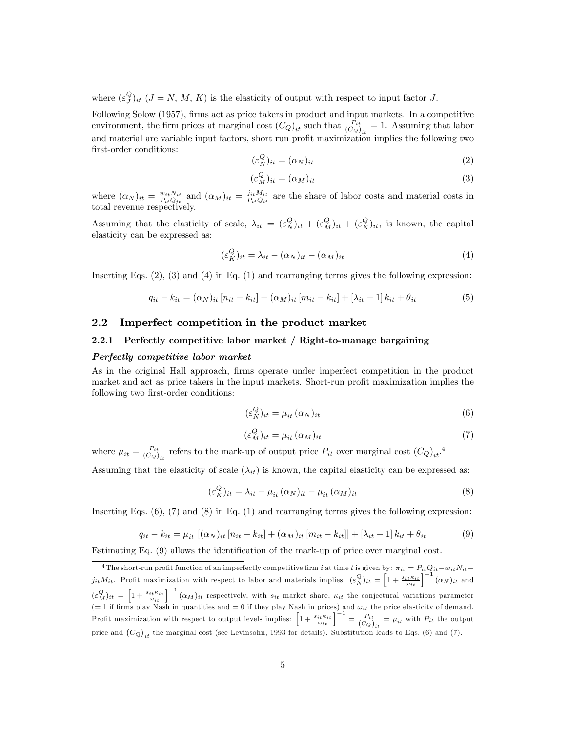where $(\varepsilon_J^Q)_{it}$ ($J = N, M, K$) is the elasticity of output with respect to input factor $J$.

Following Solow (1957), firms act as price takers in product and input markets. In a competitive environment, the firm prices at marginal cost $(C_Q)_{it}$ such that $\frac{P_{it}}{(C_Q)_{it}} = 1$. Assuming that labor and material are variable input factors, short run profit maximization implies the following two first-order conditions:

$$(\varepsilon_N^Q)_{it} = (\alpha_N)_{it} \tag{2}$$

$$(\varepsilon_M^Q)_{it} = (\alpha_M)_{it} \tag{3}$$

where $(\alpha_N)_{it} = \frac{w_{it}N_{it}}{P_{it}Q_{it}}$ and $(\alpha_M)_{it} = \frac{j_{it}M_{it}}{P_{it}Q_{it}}$ are the share of labor costs and material costs in total revenue respectively.

Assuming that the elasticity of scale, $\lambda_{it} = (\varepsilon_N^Q)_{it} + (\varepsilon_M^Q)_{it} + (\varepsilon_K^Q)_{it}$, is known, the capital elasticity can be expressed as:

$$(\varepsilon_K^Q)_{it} = \lambda_{it} - (\alpha_N)_{it} - (\alpha_M)_{it} \tag{4}$$

Inserting Eqs. (2), (3) and (4) in Eq. (1) and rearranging terms gives the following expression:

$$q_{it} - k_{it} = (\alpha_N)_{it}\,[n_{it} - k_{it}] + (\alpha_M)_{it}\,[m_{it} - k_{it}] + [\lambda_{it} - 1]\,k_{it} + \theta_{it} \tag{5}$$

## 2.2 Imperfect competition in the product market

### 2.2.1 Perfectly competitive labor market / Right-to-manage bargaining

***Perfectly competitive labor market***

As in the original Hall approach, firms operate under imperfect competition in the product market and act as price takers in the input markets. Short-run profit maximization implies the following two first-order conditions:

$$(\varepsilon_N^Q)_{it} = \mu_{it}\,(\alpha_N)_{it} \tag{6}$$

$$(\varepsilon_M^Q)_{it} = \mu_{it}\,(\alpha_M)_{it} \tag{7}$$

where $\mu_{it} = \frac{P_{it}}{(C_Q)_{it}}$ refers to the mark-up of output price $P_{it}$ over marginal cost $(C_Q)_{it}$.[4]

Assuming that the elasticity of scale ($\lambda_{it}$) is known, the capital elasticity can be expressed as:

$$(\varepsilon_K^Q)_{it} = \lambda_{it} - \mu_{it}\,(\alpha_N)_{it} - \mu_{it}\,(\alpha_M)_{it} \tag{8}$$

Inserting Eqs. (6), (7) and (8) in Eq. (1) and rearranging terms gives the following expression:

$$q_{it} - k_{it} = \mu_{it}\,\left[(\alpha_N)_{it}\,[n_{it} - k_{it}] + (\alpha_M)_{it}\,[m_{it} - k_{it}]\right] + [\lambda_{it} - 1]\,k_{it} + \theta_{it} \tag{9}$$

Estimating Eq. (9) allows the identification of the mark-up of price over marginal cost.

---

[4] The short-run profit function of an imperfectly competitive firm $i$ at time $t$ is given by: $\pi_{it} = P_{it}Q_{it} - w_{it}N_{it} - j_{it}M_{it}$. Profit maximization with respect to labor and materials implies: $(\varepsilon_N^Q)_{it} = \left[1 + \frac{s_{it}\kappa_{it}}{\omega_{it}}\right]^{-1}(\alpha_N)_{it}$ and $(\varepsilon_M^Q)_{it} = \left[1 + \frac{s_{it}\kappa_{it}}{\omega_{it}}\right]^{-1}(\alpha_M)_{it}$ respectively, with $s_{it}$ market share, $\kappa_{it}$ the conjectural variations parameter (= 1 if firms play Nash in quantities and = 0 if they play Nash in prices) and $\omega_{it}$ the price elasticity of demand. Profit maximization with respect to output levels implies: $\left[1 + \frac{s_{it}\kappa_{it}}{\omega_{it}}\right]^{-1} = \frac{P_{it}}{(C_Q)_{it}} = \mu_{it}$ with $P_{it}$ the output price and $(C_Q)_{it}$ the marginal cost (see Levinsohn, 1993 for details). Substitution leads to Eqs. (6) and (7).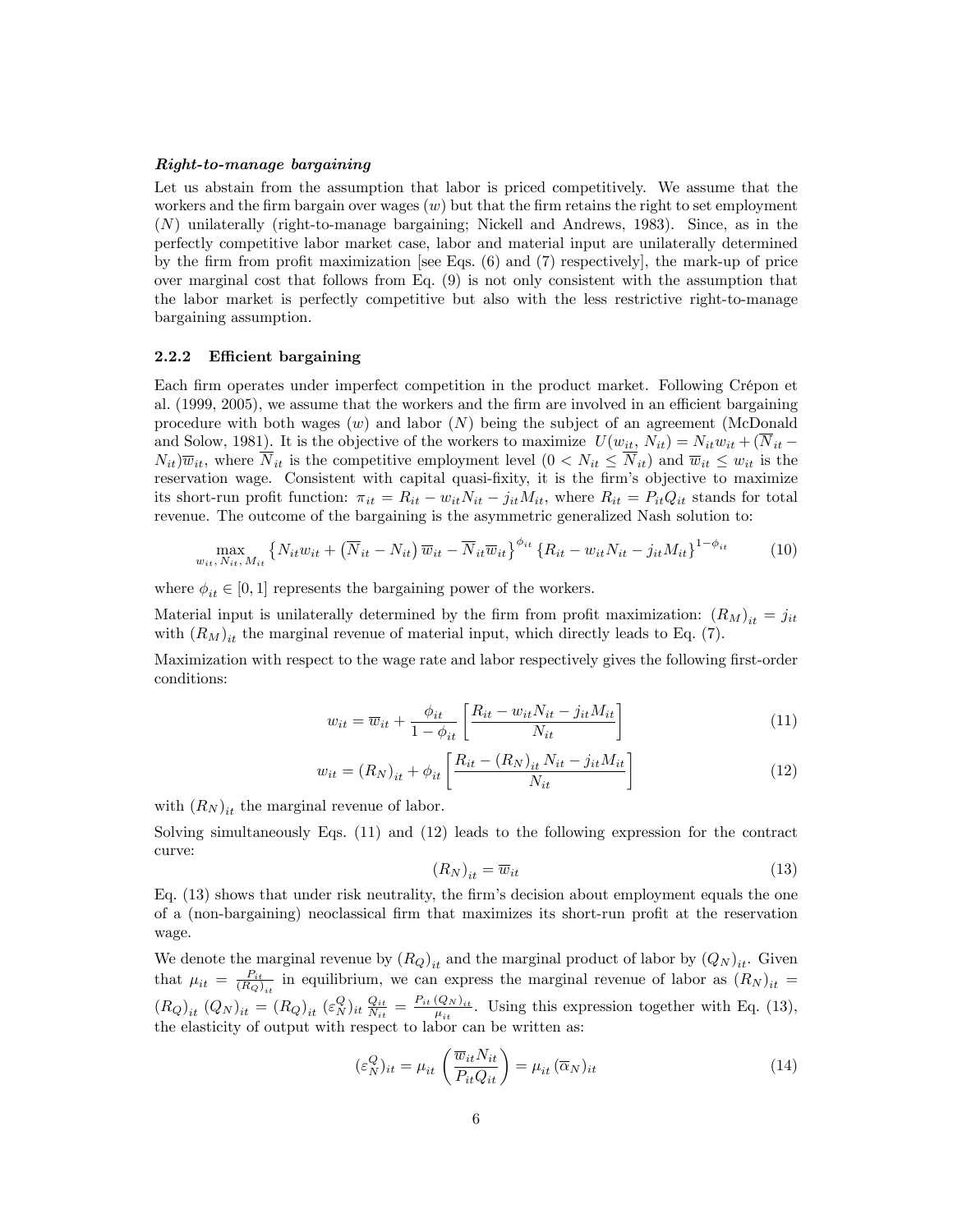***Right-to-manage bargaining***

Let us abstain from the assumption that labor is priced competitively. We assume that the workers and the firm bargain over wages ($w$) but that the firm retains the right to set employment ($N$) unilaterally (right-to-manage bargaining; Nickell and Andrews, 1983). Since, as in the perfectly competitive labor market case, labor and material input are unilaterally determined by the firm from profit maximization [see Eqs. (6) and (7) respectively], the mark-up of price over marginal cost that follows from Eq. (9) is not only consistent with the assumption that the labor market is perfectly competitive but also with the less restrictive right-to-manage bargaining assumption.

### 2.2.2 Efficient bargaining

Each firm operates under imperfect competition in the product market. Following Crépon et al. (1999, 2005), we assume that the workers and the firm are involved in an efficient bargaining procedure with both wages ($w$) and labor ($N$) being the subject of an agreement (McDonald and Solow, 1981). It is the objective of the workers to maximize $U(w_{it}, N_{it}) = N_{it}w_{it} + (\overline{N}_{it} - N_{it})\overline{w}_{it}$, where $\overline{N}_{it}$ is the competitive employment level ($0 < N_{it} \leq \overline{N}_{it}$) and $\overline{w}_{it} \leq w_{it}$ is the reservation wage. Consistent with capital quasi-fixity, it is the firm's objective to maximize its short-run profit function: $\pi_{it} = R_{it} - w_{it}N_{it} - j_{it}M_{it}$, where $R_{it} = P_{it}Q_{it}$ stands for total revenue. The outcome of the bargaining is the asymmetric generalized Nash solution to:

$$\max_{w_{it},\, N_{it},\, M_{it}} \left\{N_{it}w_{it} + \left(\overline{N}_{it} - N_{it}\right)\overline{w}_{it} - \overline{N}_{it}\overline{w}_{it}\right\}^{\phi_{it}} \left\{R_{it} - w_{it}N_{it} - j_{it}M_{it}\right\}^{1-\phi_{it}} \tag{10}$$

where $\phi_{it} \in [0, 1]$ represents the bargaining power of the workers.

Material input is unilaterally determined by the firm from profit maximization: $\left(R_M\right)_{it} = j_{it}$ with $\left(R_M\right)_{it}$ the marginal revenue of material input, which directly leads to Eq. (7).

Maximization with respect to the wage rate and labor respectively gives the following first-order conditions:

$$w_{it} = \overline{w}_{it} + \frac{\phi_{it}}{1-\phi_{it}}\left[\frac{R_{it} - w_{it}N_{it} - j_{it}M_{it}}{N_{it}}\right] \tag{11}$$

$$w_{it} = \left(R_N\right)_{it} + \phi_{it}\left[\frac{R_{it} - \left(R_N\right)_{it}N_{it} - j_{it}M_{it}}{N_{it}}\right] \tag{12}$$

with $\left(R_N\right)_{it}$ the marginal revenue of labor.

Solving simultaneously Eqs. (11) and (12) leads to the following expression for the contract curve:

$$\left(R_N\right)_{it} = \overline{w}_{it} \tag{13}$$

Eq. (13) shows that under risk neutrality, the firm's decision about employment equals the one of a (non-bargaining) neoclassical firm that maximizes its short-run profit at the reservation wage.

We denote the marginal revenue by $\left(R_Q\right)_{it}$ and the marginal product of labor by $\left(Q_N\right)_{it}$. Given that $\mu_{it} = \frac{P_{it}}{\left(R_Q\right)_{it}}$ in equilibrium, we can express the marginal revenue of labor as $\left(R_N\right)_{it} = \left(R_Q\right)_{it}\left(Q_N\right)_{it} = \left(R_Q\right)_{it}\left(\varepsilon_N^Q\right)_{it}\frac{Q_{it}}{N_{it}} = \frac{P_{it}\left(Q_N\right)_{it}}{\mu_{it}}$. Using this expression together with Eq. (13), the elasticity of output with respect to labor can be written as:

$$(\varepsilon_N^Q)_{it} = \mu_{it}\left(\frac{\overline{w}_{it}N_{it}}{P_{it}Q_{it}}\right) = \mu_{it}\left(\overline{\alpha}_N\right)_{it} \tag{14}$$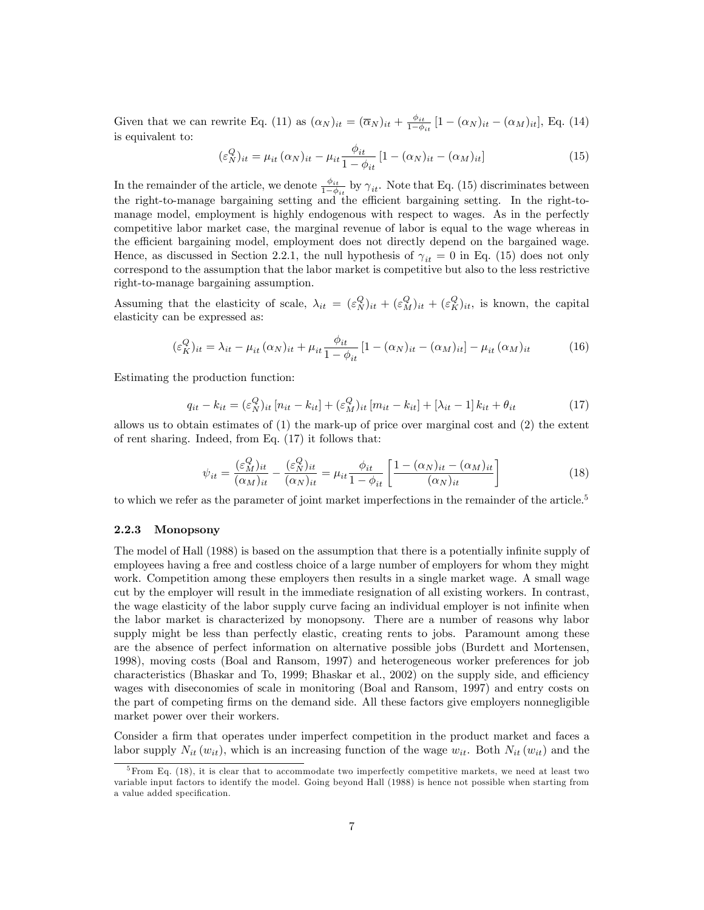Given that we can rewrite Eq. (11) as $(\alpha_N)_{it} = (\overline{\alpha}_N)_{it} + \frac{\phi_{it}}{1-\phi_{it}} [1 - (\alpha_N)_{it} - (\alpha_M)_{it}]$, Eq. (14) is equivalent to:

$$(\varepsilon_N^Q)_{it} = \mu_{it}\,(\alpha_N)_{it} - \mu_{it}\frac{\phi_{it}}{1-\phi_{it}}\,[1 - (\alpha_N)_{it} - (\alpha_M)_{it}] \tag{15}$$

In the remainder of the article, we denote $\frac{\phi_{it}}{1-\phi_{it}}$ by $\gamma_{it}$. Note that Eq. (15) discriminates between the right-to-manage bargaining setting and the efficient bargaining setting. In the right-to-manage model, employment is highly endogenous with respect to wages. As in the perfectly competitive labor market case, the marginal revenue of labor is equal to the wage whereas in the efficient bargaining model, employment does not directly depend on the bargained wage. Hence, as discussed in Section 2.2.1, the null hypothesis of $\gamma_{it} = 0$ in Eq. (15) does not only correspond to the assumption that the labor market is competitive but also to the less restrictive right-to-manage bargaining assumption.

Assuming that the elasticity of scale, $\lambda_{it} = (\varepsilon_N^Q)_{it} + (\varepsilon_M^Q)_{it} + (\varepsilon_K^Q)_{it}$, is known, the capital elasticity can be expressed as:

$$(\varepsilon_K^Q)_{it} = \lambda_{it} - \mu_{it}\,(\alpha_N)_{it} + \mu_{it}\frac{\phi_{it}}{1-\phi_{it}}\,[1 - (\alpha_N)_{it} - (\alpha_M)_{it}] - \mu_{it}\,(\alpha_M)_{it} \tag{16}$$

Estimating the production function:

$$q_{it} - k_{it} = (\varepsilon_N^Q)_{it}\,[n_{it} - k_{it}] + (\varepsilon_M^Q)_{it}\,[m_{it} - k_{it}] + [\lambda_{it} - 1]\,k_{it} + \theta_{it} \tag{17}$$

allows us to obtain estimates of (1) the mark-up of price over marginal cost and (2) the extent of rent sharing. Indeed, from Eq. (17) it follows that:

$$\psi_{it} = \frac{(\varepsilon_M^Q)_{it}}{(\alpha_M)_{it}} - \frac{(\varepsilon_N^Q)_{it}}{(\alpha_N)_{it}} = \mu_{it}\frac{\phi_{it}}{1-\phi_{it}}\left[\frac{1 - (\alpha_N)_{it} - (\alpha_M)_{it}}{(\alpha_N)_{it}}\right] \tag{18}$$

to which we refer as the parameter of joint market imperfections in the remainder of the article.[5]

### 2.2.3 Monopsony

The model of Hall (1988) is based on the assumption that there is a potentially infinite supply of employees having a free and costless choice of a large number of employers for whom they might work. Competition among these employers then results in a single market wage. A small wage cut by the employer will result in the immediate resignation of all existing workers. In contrast, the wage elasticity of the labor supply curve facing an individual employer is not infinite when the labor market is characterized by monopsony. There are a number of reasons why labor supply might be less than perfectly elastic, creating rents to jobs. Paramount among these are the absence of perfect information on alternative possible jobs (Burdett and Mortensen, 1998), moving costs (Boal and Ransom, 1997) and heterogeneous worker preferences for job characteristics (Bhaskar and To, 1999; Bhaskar et al., 2002) on the supply side, and efficiency wages with diseconomies of scale in monitoring (Boal and Ransom, 1997) and entry costs on the part of competing firms on the demand side. All these factors give employers nonnegligible market power over their workers.

Consider a firm that operates under imperfect competition in the product market and faces a labor supply $N_{it}\,(w_{it})$, which is an increasing function of the wage $w_{it}$. Both $N_{it}\,(w_{it})$ and the

[5] From Eq. (18), it is clear that to accommodate two imperfectly competitive markets, we need at least two variable input factors to identify the model. Going beyond Hall (1988) is hence not possible when starting from a value added specification.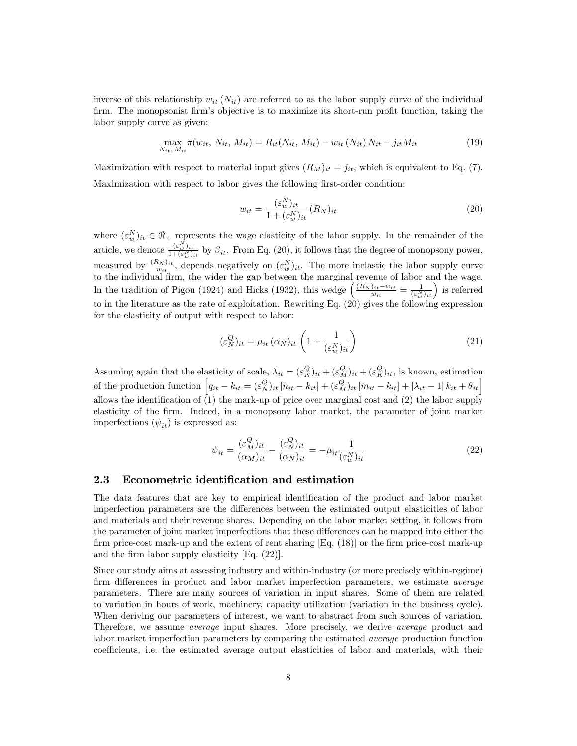inverse of this relationship $w_{it}(N_{it})$ are referred to as the labor supply curve of the individual firm. The monopsonist firm's objective is to maximize its short-run profit function, taking the labor supply curve as given:

$$\max_{N_{it},\, M_{it}} \pi(w_{it},\, N_{it},\, M_{it}) = R_{it}(N_{it},\, M_{it}) - w_{it}(N_{it})\, N_{it} - j_{it} M_{it} \tag{19}$$

Maximization with respect to material input gives $(R_M)_{it} = j_{it}$, which is equivalent to Eq. (7). Maximization with respect to labor gives the following first-order condition:

$$w_{it} = \frac{(\varepsilon_w^N)_{it}}{1 + (\varepsilon_w^N)_{it}} (R_N)_{it} \tag{20}$$

where $(\varepsilon_w^N)_{it} \in \Re_+$ represents the wage elasticity of the labor supply. In the remainder of the article, we denote $\frac{(\varepsilon_w^N)_{it}}{1+(\varepsilon_w^N)_{it}}$ by $\beta_{it}$. From Eq. (20), it follows that the degree of monopsony power, measured by $\frac{(R_N)_{it}}{w_{it}}$, depends negatively on $(\varepsilon_w^N)_{it}$. The more inelastic the labor supply curve to the individual firm, the wider the gap between the marginal revenue of labor and the wage. In the tradition of Pigou (1924) and Hicks (1932), this wedge $\left(\frac{(R_N)_{it} - w_{it}}{w_{it}} = \frac{1}{(\varepsilon_w^N)_{it}}\right)$ is referred to in the literature as the rate of exploitation. Rewriting Eq. (20) gives the following expression for the elasticity of output with respect to labor:

$$(\varepsilon_N^Q)_{it} = \mu_{it}\, (\alpha_N)_{it} \left(1 + \frac{1}{(\varepsilon_w^N)_{it}}\right) \tag{21}$$

Assuming again that the elasticity of scale, $\lambda_{it} = (\varepsilon_N^Q)_{it} + (\varepsilon_M^Q)_{it} + (\varepsilon_K^Q)_{it}$, is known, estimation of the production function $\left[q_{it} - k_{it} = (\varepsilon_N^Q)_{it}\,[n_{it} - k_{it}] + (\varepsilon_M^Q)_{it}\,[m_{it} - k_{it}] + [\lambda_{it} - 1]\, k_{it} + \theta_{it}\right]$ allows the identification of (1) the mark-up of price over marginal cost and (2) the labor supply elasticity of the firm. Indeed, in a monopsony labor market, the parameter of joint market imperfections ($\psi_{it}$) is expressed as:

$$\psi_{it} = \frac{(\varepsilon_M^Q)_{it}}{(\alpha_M)_{it}} - \frac{(\varepsilon_N^Q)_{it}}{(\alpha_N)_{it}} = -\mu_{it} \frac{1}{(\varepsilon_w^N)_{it}} \tag{22}$$

### 2.3 Econometric identification and estimation

The data features that are key to empirical identification of the product and labor market imperfection parameters are the differences between the estimated output elasticities of labor and materials and their revenue shares. Depending on the labor market setting, it follows from the parameter of joint market imperfections that these differences can be mapped into either the firm price-cost mark-up and the extent of rent sharing [Eq. (18)] or the firm price-cost mark-up and the firm labor supply elasticity [Eq. (22)].

Since our study aims at assessing industry and within-industry (or more precisely within-regime) firm differences in product and labor market imperfection parameters, we estimate *average* parameters. There are many sources of variation in input shares. Some of them are related to variation in hours of work, machinery, capacity utilization (variation in the business cycle). When deriving our parameters of interest, we want to abstract from such sources of variation. Therefore, we assume *average* input shares. More precisely, we derive *average* product and labor market imperfection parameters by comparing the estimated *average* production function coefficients, i.e. the estimated average output elasticities of labor and materials, with their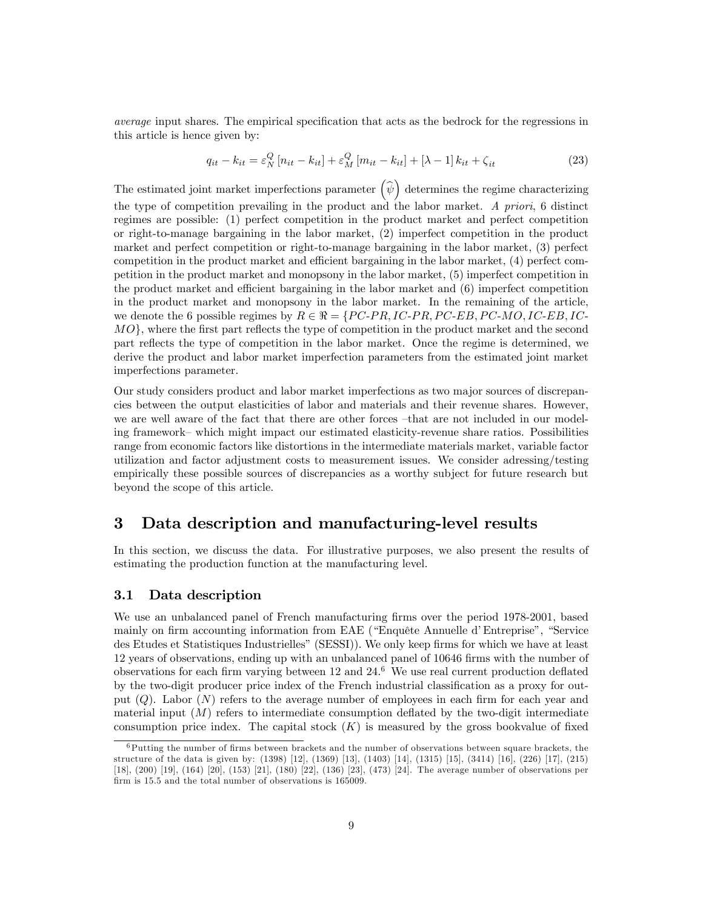*average* input shares. The empirical specification that acts as the bedrock for the regressions in this article is hence given by:

$$q_{it} - k_{it} = \varepsilon_N^Q [n_{it} - k_{it}] + \varepsilon_M^Q [m_{it} - k_{it}] + [\lambda - 1] k_{it} + \zeta_{it} \tag{23}$$

The estimated joint market imperfections parameter $\left(\widehat{\psi}\right)$ determines the regime characterizing the type of competition prevailing in the product and the labor market. *A priori*, 6 distinct regimes are possible: (1) perfect competition in the product market and perfect competition or right-to-manage bargaining in the labor market, (2) imperfect competition in the product market and perfect competition or right-to-manage bargaining in the labor market, (3) perfect competition in the product market and efficient bargaining in the labor market, (4) perfect competition in the product market and monopsony in the labor market, (5) imperfect competition in the product market and efficient bargaining in the labor market and (6) imperfect competition in the product market and monopsony in the labor market. In the remaining of the article, we denote the 6 possible regimes by $R \in \Re = \{PC\text{-}PR, IC\text{-}PR, PC\text{-}EB, PC\text{-}MO, IC\text{-}EB, IC\text{-}MO\}$, where the first part reflects the type of competition in the product market and the second part reflects the type of competition in the labor market. Once the regime is determined, we derive the product and labor market imperfection parameters from the estimated joint market imperfections parameter.

Our study considers product and labor market imperfections as two major sources of discrepancies between the output elasticities of labor and materials and their revenue shares. However, we are well aware of the fact that there are other forces –that are not included in our modeling framework– which might impact our estimated elasticity-revenue share ratios. Possibilities range from economic factors like distortions in the intermediate materials market, variable factor utilization and factor adjustment costs to measurement issues. We consider adressing/testing empirically these possible sources of discrepancies as a worthy subject for future research but beyond the scope of this article.

# 3 Data description and manufacturing-level results

In this section, we discuss the data. For illustrative purposes, we also present the results of estimating the production function at the manufacturing level.

## 3.1 Data description

We use an unbalanced panel of French manufacturing firms over the period 1978-2001, based mainly on firm accounting information from EAE ("Enquête Annuelle d'Entreprise", "Service des Etudes et Statistiques Industrielles" (SESSI)). We only keep firms for which we have at least 12 years of observations, ending up with an unbalanced panel of 10646 firms with the number of observations for each firm varying between 12 and 24.[6] We use real current production deflated by the two-digit producer price index of the French industrial classification as a proxy for output ($Q$). Labor ($N$) refers to the average number of employees in each firm for each year and material input ($M$) refers to intermediate consumption deflated by the two-digit intermediate consumption price index. The capital stock ($K$) is measured by the gross bookvalue of fixed

[6] Putting the number of firms between brackets and the number of observations between square brackets, the structure of the data is given by: (1398) [12], (1369) [13], (1403) [14], (1315) [15], (3414) [16], (226) [17], (215) [18], (200) [19], (164) [20], (153) [21], (180) [22], (136) [23], (473) [24]. The average number of observations per firm is 15.5 and the total number of observations is 165009.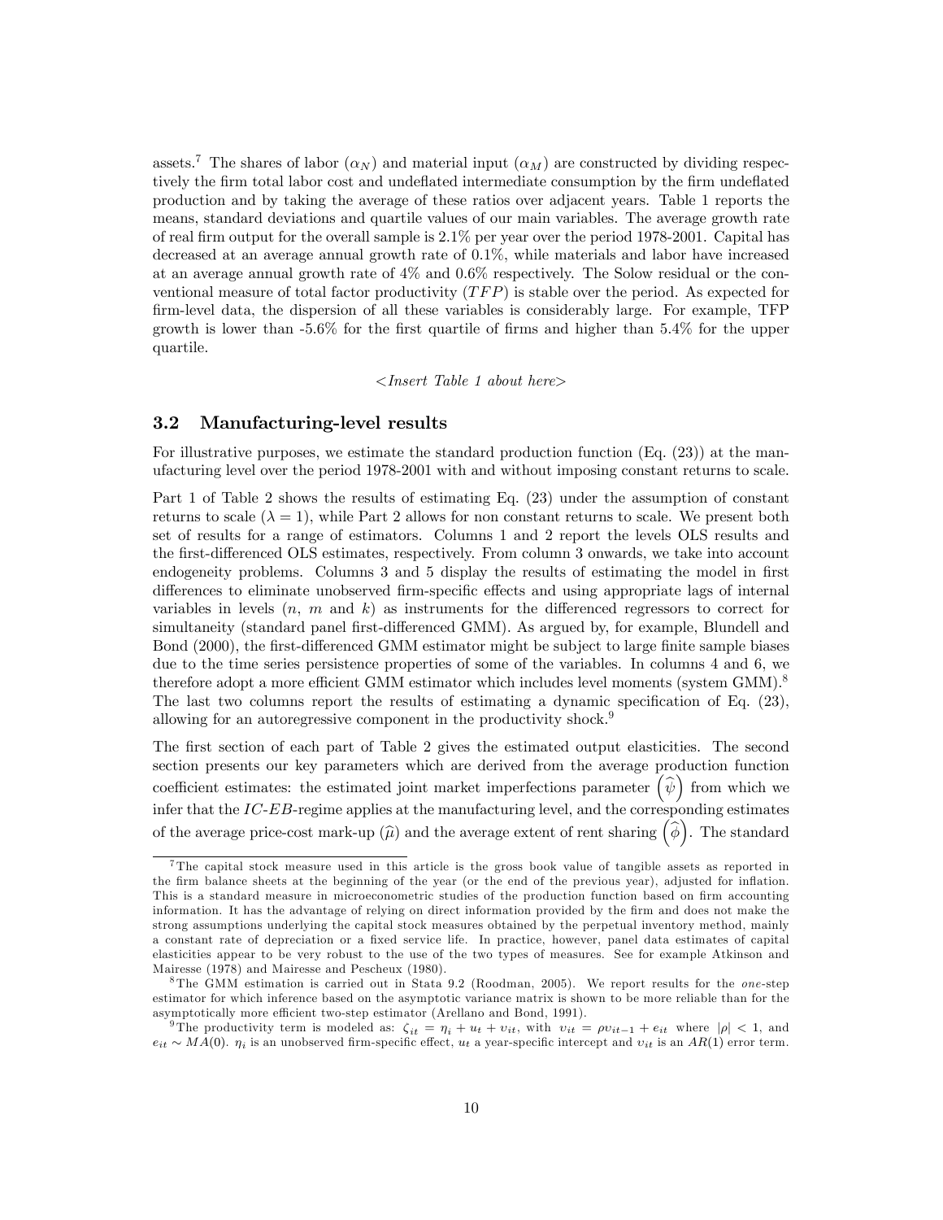assets.[7] The shares of labor ($\alpha_N$) and material input ($\alpha_M$) are constructed by dividing respectively the firm total labor cost and undeflated intermediate consumption by the firm undeflated production and by taking the average of these ratios over adjacent years. Table 1 reports the means, standard deviations and quartile values of our main variables. The average growth rate of real firm output for the overall sample is 2.1% per year over the period 1978-2001. Capital has decreased at an average annual growth rate of 0.1%, while materials and labor have increased at an average annual growth rate of 4% and 0.6% respectively. The Solow residual or the conventional measure of total factor productivity ($TFP$) is stable over the period. As expected for firm-level data, the dispersion of all these variables is considerably large. For example, TFP growth is lower than -5.6% for the first quartile of firms and higher than 5.4% for the upper quartile.

*<Insert Table 1 about here>*

### 3.2 Manufacturing-level results

For illustrative purposes, we estimate the standard production function (Eq. (23)) at the manufacturing level over the period 1978-2001 with and without imposing constant returns to scale.

Part 1 of Table 2 shows the results of estimating Eq. (23) under the assumption of constant returns to scale ($\lambda = 1$), while Part 2 allows for non constant returns to scale. We present both set of results for a range of estimators. Columns 1 and 2 report the levels OLS results and the first-differenced OLS estimates, respectively. From column 3 onwards, we take into account endogeneity problems. Columns 3 and 5 display the results of estimating the model in first differences to eliminate unobserved firm-specific effects and using appropriate lags of internal variables in levels ($n$, $m$ and $k$) as instruments for the differenced regressors to correct for simultaneity (standard panel first-differenced GMM). As argued by, for example, Blundell and Bond (2000), the first-differenced GMM estimator might be subject to large finite sample biases due to the time series persistence properties of some of the variables. In columns 4 and 6, we therefore adopt a more efficient GMM estimator which includes level moments (system GMM).[8] The last two columns report the results of estimating a dynamic specification of Eq. (23), allowing for an autoregressive component in the productivity shock.[9]

The first section of each part of Table 2 gives the estimated output elasticities. The second section presents our key parameters which are derived from the average production function coefficient estimates: the estimated joint market imperfections parameter $\left(\widehat{\psi}\right)$ from which we infer that the *IC-EB*-regime applies at the manufacturing level, and the corresponding estimates of the average price-cost mark-up ($\widehat{\mu}$) and the average extent of rent sharing $\left(\widehat{\phi}\right)$. The standard

---

[7] The capital stock measure used in this article is the gross book value of tangible assets as reported in the firm balance sheets at the beginning of the year (or the end of the previous year), adjusted for inflation. This is a standard measure in microeconometric studies of the production function based on firm accounting information. It has the advantage of relying on direct information provided by the firm and does not make the strong assumptions underlying the capital stock measures obtained by the perpetual inventory method, mainly a constant rate of depreciation or a fixed service life. In practice, however, panel data estimates of capital elasticities appear to be very robust to the use of the two types of measures. See for example Atkinson and Mairesse (1978) and Mairesse and Pescheux (1980).

[8] The GMM estimation is carried out in Stata 9.2 (Roodman, 2005). We report results for the *one*-step estimator for which inference based on the asymptotic variance matrix is shown to be more reliable than for the asymptotically more efficient two-step estimator (Arellano and Bond, 1991).

[9] The productivity term is modeled as: $\zeta_{it} = \eta_i + u_t + \upsilon_{it}$, with $\upsilon_{it} = \rho\upsilon_{it-1} + e_{it}$ where $|\rho| < 1$, and $e_{it} \sim MA(0)$. $\eta_i$ is an unobserved firm-specific effect, $u_t$ a year-specific intercept and $\upsilon_{it}$ is an $AR(1)$ error term.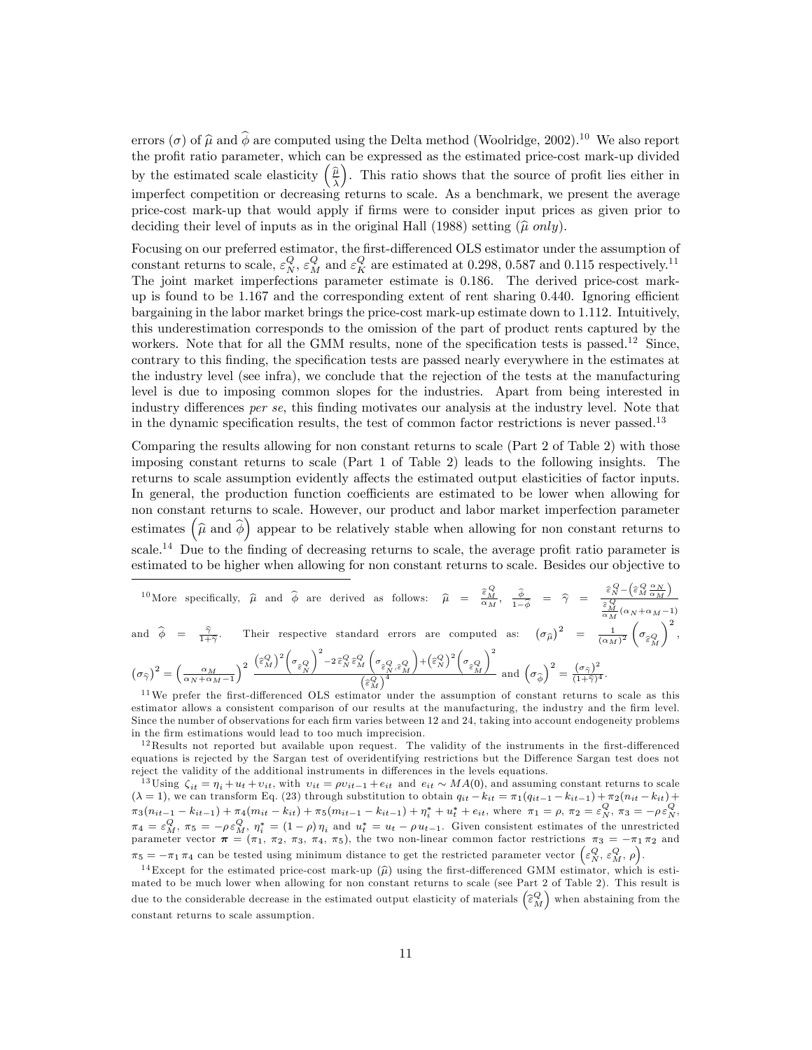errors ($\sigma$) of $\widehat{\mu}$ and $\widehat{\phi}$ are computed using the Delta method (Woolridge, 2002).[10] We also report the profit ratio parameter, which can be expressed as the estimated price-cost mark-up divided by the estimated scale elasticity $\left(\frac{\widehat{\mu}}{\lambda}\right)$. This ratio shows that the source of profit lies either in imperfect competition or decreasing returns to scale. As a benchmark, we present the average price-cost mark-up that would apply if firms were to consider input prices as given prior to deciding their level of inputs as in the original Hall (1988) setting ($\widehat{\mu}$ *only*).

Focusing on our preferred estimator, the first-differenced OLS estimator under the assumption of constant returns to scale, $\varepsilon_N^Q$, $\varepsilon_M^Q$ and $\varepsilon_K^Q$ are estimated at 0.298, 0.587 and 0.115 respectively.[11] The joint market imperfections parameter estimate is 0.186. The derived price-cost mark-up is found to be 1.167 and the corresponding extent of rent sharing 0.440. Ignoring efficient bargaining in the labor market brings the price-cost mark-up estimate down to 1.112. Intuitively, this underestimation corresponds to the omission of the part of product rents captured by the workers. Note that for all the GMM results, none of the specification tests is passed.[12] Since, contrary to this finding, the specification tests are passed nearly everywhere in the estimates at the industry level (see infra), we conclude that the rejection of the tests at the manufacturing level is due to imposing common slopes for the industries. Apart from being interested in industry differences *per se*, this finding motivates our analysis at the industry level. Note that in the dynamic specification results, the test of common factor restrictions is never passed.[13]

Comparing the results allowing for non constant returns to scale (Part 2 of Table 2) with those imposing constant returns to scale (Part 1 of Table 2) leads to the following insights. The returns to scale assumption evidently affects the estimated output elasticities of factor inputs. In general, the production function coefficients are estimated to be lower when allowing for non constant returns to scale. However, our product and labor market imperfection parameter estimates $\left(\widehat{\mu} \text{ and } \widehat{\phi}\right)$ appear to be relatively stable when allowing for non constant returns to scale.[14] Due to the finding of decreasing returns to scale, the average profit ratio parameter is estimated to be higher when allowing for non constant returns to scale. Besides our objective to

---

[10] More specifically, $\widehat{\mu}$ and $\widehat{\phi}$ are derived as follows: $\widehat{\mu} = \frac{\widehat{\varepsilon}_M^Q}{\alpha_M}$, $\frac{\widehat{\phi}}{1-\widehat{\phi}} = \widehat{\gamma} = \frac{\widehat{\varepsilon}_N^Q - \left(\widehat{\varepsilon}_M^Q \frac{\alpha_N}{\alpha_M}\right)}{\frac{\widehat{\varepsilon}_M^Q}{\alpha_M}(\alpha_N + \alpha_M - 1)}$ and $\widehat{\phi} = \frac{\widehat{\gamma}}{1+\widehat{\gamma}}$. Their respective standard errors are computed as: $\left(\sigma_{\widehat{\mu}}\right)^2 = \frac{1}{(\alpha_M)^2}\left(\sigma_{\widehat{\varepsilon}_M^Q}\right)^2$, $\left(\sigma_{\widehat{\gamma}}\right)^2 = \left(\frac{\alpha_M}{\alpha_N + \alpha_M - 1}\right)^2 \frac{\left(\widehat{\varepsilon}_M^Q\right)^2\left(\sigma_{\widehat{\varepsilon}_N^Q}\right)^2 - 2\,\widehat{\varepsilon}_N^Q \widehat{\varepsilon}_M^Q \left(\sigma_{\widehat{\varepsilon}_N^Q, \widehat{\varepsilon}_M^Q}\right) + \left(\widehat{\varepsilon}_N^Q\right)^2\left(\sigma_{\widehat{\varepsilon}_M^Q}\right)^2}{\left(\widehat{\varepsilon}_M^Q\right)^4}$ and $\left(\sigma_{\widehat{\phi}}\right)^2 = \frac{(\sigma_{\widehat{\gamma}})^2}{(1+\widehat{\gamma})^4}$.

[11] We prefer the first-differenced OLS estimator under the assumption of constant returns to scale as this estimator allows a consistent comparison of our results at the manufacturing, the industry and the firm level. Since the number of observations for each firm varies between 12 and 24, taking into account endogeneity problems in the firm estimations would lead to too much imprecision.

[12] Results not reported but available upon request. The validity of the instruments in the first-differenced equations is rejected by the Sargan test of overidentifying restrictions but the Difference Sargan test does not reject the validity of the additional instruments in differences in the levels equations.

[13] Using $\zeta_{it} = \eta_i + u_t + \upsilon_{it}$, with $\upsilon_{it} = \rho\upsilon_{it-1} + e_{it}$ and $e_{it} \sim MA(0)$, and assuming constant returns to scale ($\lambda = 1$), we can transform Eq. (23) through substitution to obtain $q_{it} - k_{it} = \pi_1(q_{it-1} - k_{it-1}) + \pi_2(n_{it} - k_{it}) + \pi_3(n_{it-1} - k_{it-1}) + \pi_4(m_{it} - k_{it}) + \pi_5(m_{it-1} - k_{it-1}) + \eta_i^* + u_t^* + e_{it}$, where $\pi_1 = \rho$, $\pi_2 = \varepsilon_N^Q$, $\pi_3 = -\rho\varepsilon_N^Q$, $\pi_4 = \varepsilon_M^Q$, $\pi_5 = -\rho\varepsilon_M^Q$, $\eta_i^* = (1-\rho)\eta_i$ and $u_t^* = u_t - \rho u_{t-1}$. Given consistent estimates of the unrestricted parameter vector $\boldsymbol{\pi} = (\pi_1, \pi_2, \pi_3, \pi_4, \pi_5)$, the two non-linear common factor restrictions $\pi_3 = -\pi_1\pi_2$ and $\pi_5 = -\pi_1\pi_4$ can be tested using minimum distance to get the restricted parameter vector $\left(\varepsilon_N^Q, \varepsilon_M^Q, \rho\right)$.

[14] Except for the estimated price-cost mark-up ($\widehat{\mu}$) using the first-differenced GMM estimator, which is estimated to be much lower when allowing for non constant returns to scale (see Part 2 of Table 2). This result is due to the considerable decrease in the estimated output elasticity of materials $\left(\widehat{\varepsilon}_M^Q\right)$ when abstaining from the constant returns to scale assumption.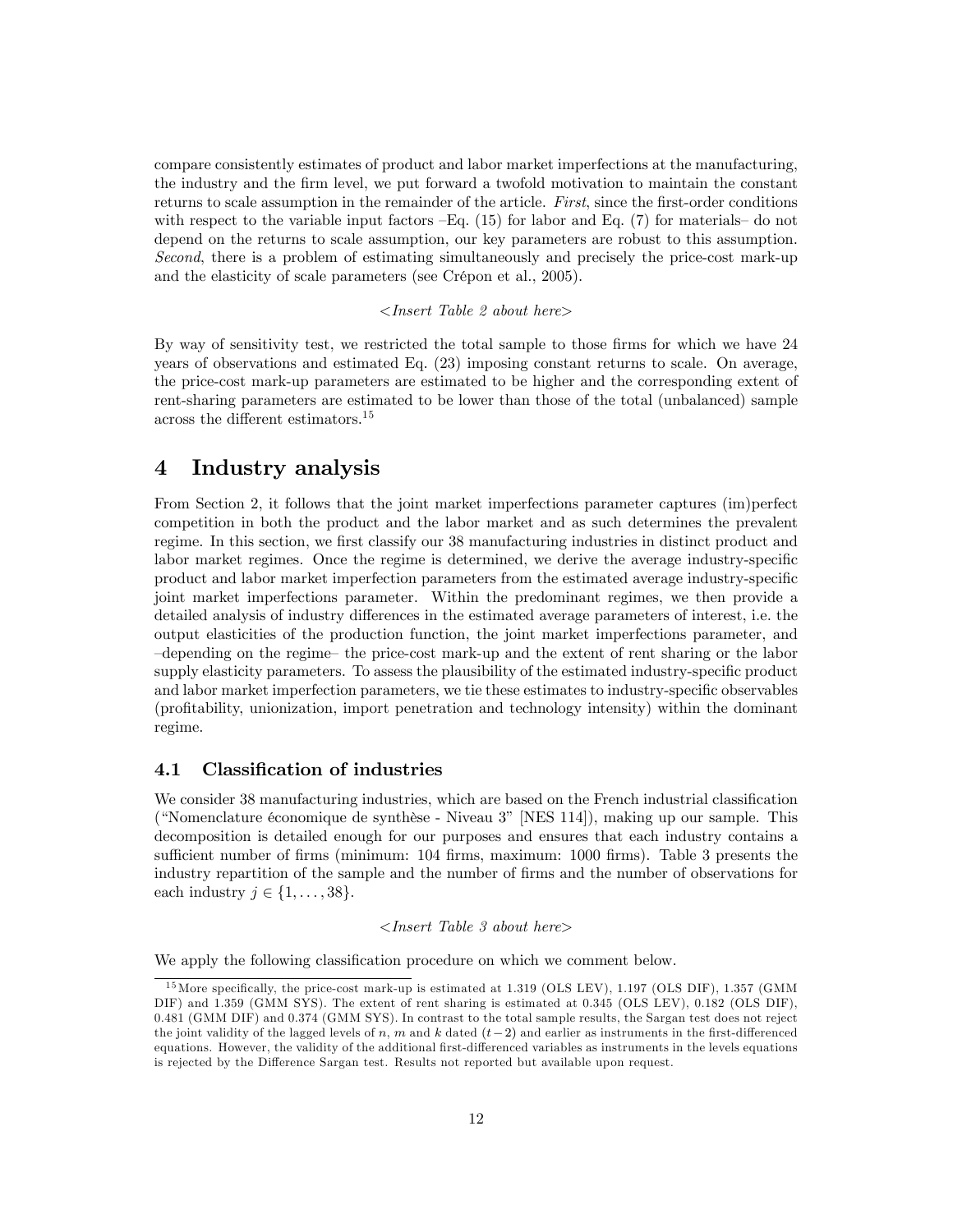compare consistently estimates of product and labor market imperfections at the manufacturing, the industry and the firm level, we put forward a twofold motivation to maintain the constant returns to scale assumption in the remainder of the article. *First*, since the first-order conditions with respect to the variable input factors –Eq. (15) for labor and Eq. (7) for materials– do not depend on the returns to scale assumption, our key parameters are robust to this assumption. *Second*, there is a problem of estimating simultaneously and precisely the price-cost mark-up and the elasticity of scale parameters (see Crépon et al., 2005).

<*Insert Table 2 about here*>

By way of sensitivity test, we restricted the total sample to those firms for which we have 24 years of observations and estimated Eq. (23) imposing constant returns to scale. On average, the price-cost mark-up parameters are estimated to be higher and the corresponding extent of rent-sharing parameters are estimated to be lower than those of the total (unbalanced) sample across the different estimators.[15]

# 4 Industry analysis

From Section 2, it follows that the joint market imperfections parameter captures (im)perfect competition in both the product and the labor market and as such determines the prevalent regime. In this section, we first classify our 38 manufacturing industries in distinct product and labor market regimes. Once the regime is determined, we derive the average industry-specific product and labor market imperfection parameters from the estimated average industry-specific joint market imperfections parameter. Within the predominant regimes, we then provide a detailed analysis of industry differences in the estimated average parameters of interest, i.e. the output elasticities of the production function, the joint market imperfections parameter, and –depending on the regime– the price-cost mark-up and the extent of rent sharing or the labor supply elasticity parameters. To assess the plausibility of the estimated industry-specific product and labor market imperfection parameters, we tie these estimates to industry-specific observables (profitability, unionization, import penetration and technology intensity) within the dominant regime.

## 4.1 Classification of industries

We consider 38 manufacturing industries, which are based on the French industrial classification ("Nomenclature économique de synthèse - Niveau 3" [NES 114]), making up our sample. This decomposition is detailed enough for our purposes and ensures that each industry contains a sufficient number of firms (minimum: 104 firms, maximum: 1000 firms). Table 3 presents the industry repartition of the sample and the number of firms and the number of observations for each industry $j \in \{1, \ldots, 38\}$.

<*Insert Table 3 about here*>

We apply the following classification procedure on which we comment below.

[15] More specifically, the price-cost mark-up is estimated at 1.319 (OLS LEV), 1.197 (OLS DIF), 1.357 (GMM DIF) and 1.359 (GMM SYS). The extent of rent sharing is estimated at 0.345 (OLS LEV), 0.182 (OLS DIF), 0.481 (GMM DIF) and 0.374 (GMM SYS). In contrast to the total sample results, the Sargan test does not reject the joint validity of the lagged levels of $n$, $m$ and $k$ dated $(t-2)$ and earlier as instruments in the first-differenced equations. However, the validity of the additional first-differenced variables as instruments in the levels equations is rejected by the Difference Sargan test. Results not reported but available upon request.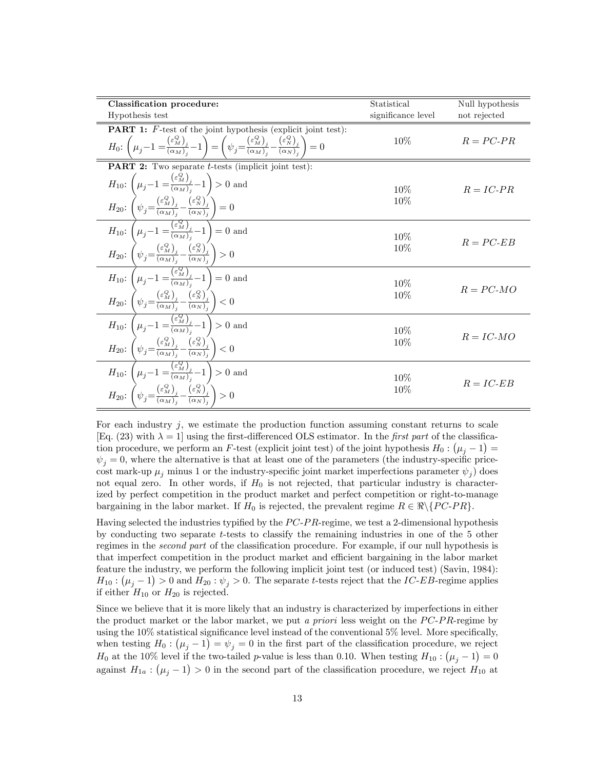| **Classification procedure:** Hypothesis test | Statistical significance level | Null hypothesis not rejected |
|---|---|---|
| **PART 1:** $F$-test of the joint hypothesis (explicit joint test): $H_0$: $\left(\mu_j - 1 = \frac{(\varepsilon_M^Q)_j}{(\alpha_M)_j} - 1\right) = \left(\psi_j = \frac{(\varepsilon_M^Q)_j}{(\alpha_M)_j} - \frac{(\varepsilon_N^Q)_j}{(\alpha_N)_j}\right) = 0$ | 10% | $R = PC\text{-}PR$ |
| **PART 2:** Two separate $t$-tests (implicit joint test): | | |
| $H_{10}$: $\left(\mu_j - 1 = \frac{(\varepsilon_M^Q)_j}{(\alpha_M)_j} - 1\right) > 0$ and $H_{20}$: $\left(\psi_j = \frac{(\varepsilon_M^Q)_j}{(\alpha_M)_j} - \frac{(\varepsilon_N^Q)_j}{(\alpha_N)_j}\right) = 0$ | 10% 10% | $R = IC\text{-}PR$ |
| $H_{10}$: $\left(\mu_j - 1 = \frac{(\varepsilon_M^Q)_j}{(\alpha_M)_j} - 1\right) = 0$ and $H_{20}$: $\left(\psi_j = \frac{(\varepsilon_M^Q)_j}{(\alpha_M)_j} - \frac{(\varepsilon_N^Q)_j}{(\alpha_N)_j}\right) > 0$ | 10% 10% | $R = PC\text{-}EB$ |
| $H_{10}$: $\left(\mu_j - 1 = \frac{(\varepsilon_M^Q)_j}{(\alpha_M)_j} - 1\right) = 0$ and $H_{20}$: $\left(\psi_j = \frac{(\varepsilon_M^Q)_j}{(\alpha_M)_j} - \frac{(\varepsilon_N^Q)_j}{(\alpha_N)_j}\right) < 0$ | 10% 10% | $R = PC\text{-}MO$ |
| $H_{10}$: $\left(\mu_j - 1 = \frac{(\varepsilon_M^Q)_j}{(\alpha_M)_j} - 1\right) > 0$ and $H_{20}$: $\left(\psi_j = \frac{(\varepsilon_M^Q)_j}{(\alpha_M)_j} - \frac{(\varepsilon_N^Q)_j}{(\alpha_N)_j}\right) < 0$ | 10% 10% | $R = IC\text{-}MO$ |
| $H_{10}$: $\left(\mu_j - 1 = \frac{(\varepsilon_M^Q)_j}{(\alpha_M)_j} - 1\right) > 0$ and $H_{20}$: $\left(\psi_j = \frac{(\varepsilon_M^Q)_j}{(\alpha_M)_j} - \frac{(\varepsilon_N^Q)_j}{(\alpha_N)_j}\right) > 0$ | 10% 10% | $R = IC\text{-}EB$ |

For each industry $j$, we estimate the production function assuming constant returns to scale [Eq. (23) with $\lambda = 1$] using the first-differenced OLS estimator. In the *first part* of the classification procedure, we perform an $F$-test (explicit joint test) of the joint hypothesis $H_0 : (\mu_j - 1) = \psi_j = 0$, where the alternative is that at least one of the parameters (the industry-specific price-cost mark-up $\mu_j$ minus 1 or the industry-specific joint market imperfections parameter $\psi_j$) does not equal zero. In other words, if $H_0$ is not rejected, that particular industry is characterized by perfect competition in the product market and perfect competition or right-to-manage bargaining in the labor market. If $H_0$ is rejected, the prevalent regime $R \in \Re \backslash \{PC\text{-}PR\}$.

Having selected the industries typified by the $PC\text{-}PR$-regime, we test a 2-dimensional hypothesis by conducting two separate $t$-tests to classify the remaining industries in one of the 5 other regimes in the *second part* of the classification procedure. For example, if our null hypothesis is that imperfect competition in the product market and efficient bargaining in the labor market feature the industry, we perform the following implicit joint test (or induced test) (Savin, 1984): $H_{10} : (\mu_j - 1) > 0$ and $H_{20} : \psi_j > 0$. The separate $t$-tests reject that the $IC\text{-}EB$-regime applies if either $H_{10}$ or $H_{20}$ is rejected.

Since we believe that it is more likely that an industry is characterized by imperfections in either the product market or the labor market, we put *a priori* less weight on the $PC\text{-}PR$-regime by using the 10% statistical significance level instead of the conventional 5% level. More specifically, when testing $H_0 : (\mu_j - 1) = \psi_j = 0$ in the first part of the classification procedure, we reject $H_0$ at the 10% level if the two-tailed $p$-value is less than 0.10. When testing $H_{10} : (\mu_j - 1) = 0$ against $H_{1a} : (\mu_j - 1) > 0$ in the second part of the classification procedure, we reject $H_{10}$ at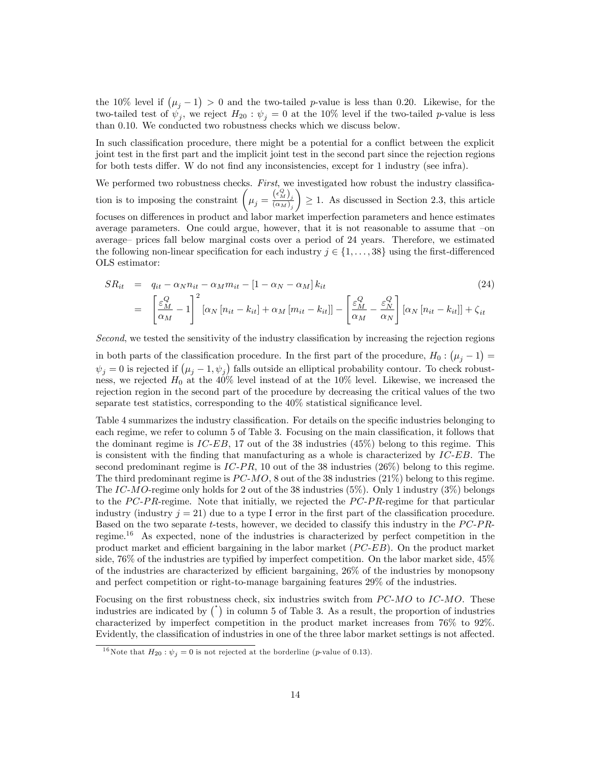the 10% level if $(\mu_j - 1) > 0$ and the two-tailed $p$-value is less than 0.20. Likewise, for the two-tailed test of $\psi_j$, we reject $H_{20} : \psi_j = 0$ at the 10% level if the two-tailed $p$-value is less than 0.10. We conducted two robustness checks which we discuss below.

In such classification procedure, there might be a potential for a conflict between the explicit joint test in the first part and the implicit joint test in the second part since the rejection regions for both tests differ. W do not find any inconsistencies, except for 1 industry (see infra).

We performed two robustness checks. *First*, we investigated how robust the industry classification is to imposing the constraint $\left(\mu_j = \frac{(\epsilon_M^Q)_j}{(\alpha_M)_j}\right) \geq 1$. As discussed in Section 2.3, this article focuses on differences in product and labor market imperfection parameters and hence estimates average parameters. One could argue, however, that it is not reasonable to assume that –on average– prices fall below marginal costs over a period of 24 years. Therefore, we estimated the following non-linear specification for each industry $j \in \{1, \ldots, 38\}$ using the first-differenced OLS estimator:

$$
\begin{aligned}
SR_{it} &= q_{it} - \alpha_N n_{it} - \alpha_M m_{it} - [1 - \alpha_N - \alpha_M] k_{it} \\
&= \left[\frac{\varepsilon_M^Q}{\alpha_M} - 1\right]^2 [\alpha_N [n_{it} - k_{it}] + \alpha_M [m_{it} - k_{it}]] - \left[\frac{\varepsilon_M^Q}{\alpha_M} - \frac{\varepsilon_N^Q}{\alpha_N}\right] [\alpha_N [n_{it} - k_{it}]] + \zeta_{it}
\end{aligned}
\tag{24}
$$

*Second*, we tested the sensitivity of the industry classification by increasing the rejection regions in both parts of the classification procedure. In the first part of the procedure, $H_0 : (\mu_j - 1) = \psi_j = 0$ is rejected if $(\mu_j - 1, \psi_j)$ falls outside an elliptical probability contour. To check robustness, we rejected $H_0$ at the 40% level instead of at the 10% level. Likewise, we increased the rejection region in the second part of the procedure by decreasing the critical values of the two separate test statistics, corresponding to the 40% statistical significance level.

Table 4 summarizes the industry classification. For details on the specific industries belonging to each regime, we refer to column 5 of Table 3. Focusing on the main classification, it follows that the dominant regime is *IC-EB*, 17 out of the 38 industries (45%) belong to this regime. This is consistent with the finding that manufacturing as a whole is characterized by *IC-EB*. The second predominant regime is *IC-PR*, 10 out of the 38 industries (26%) belong to this regime. The third predominant regime is *PC-MO*, 8 out of the 38 industries (21%) belong to this regime. The *IC-MO*-regime only holds for 2 out of the 38 industries (5%). Only 1 industry (3%) belongs to the *PC-PR*-regime. Note that initially, we rejected the *PC-PR*-regime for that particular industry (industry $j = 21$) due to a type I error in the first part of the classification procedure. Based on the two separate $t$-tests, however, we decided to classify this industry in the *PC-PR*-regime.[16] As expected, none of the industries is characterized by perfect competition in the product market and efficient bargaining in the labor market (*PC-EB*). On the product market side, 76% of the industries are typified by imperfect competition. On the labor market side, 45% of the industries are characterized by efficient bargaining, 26% of the industries by monopsony and perfect competition or right-to-manage bargaining features 29% of the industries.

Focusing on the first robustness check, six industries switch from *PC-MO* to *IC-MO*. These industries are indicated by $(^{\star})$ in column 5 of Table 3. As a result, the proportion of industries characterized by imperfect competition in the product market increases from 76% to 92%. Evidently, the classification of industries in one of the three labor market settings is not affected.

[16] Note that $H_{20} : \psi_j = 0$ is not rejected at the borderline ($p$-value of 0.13).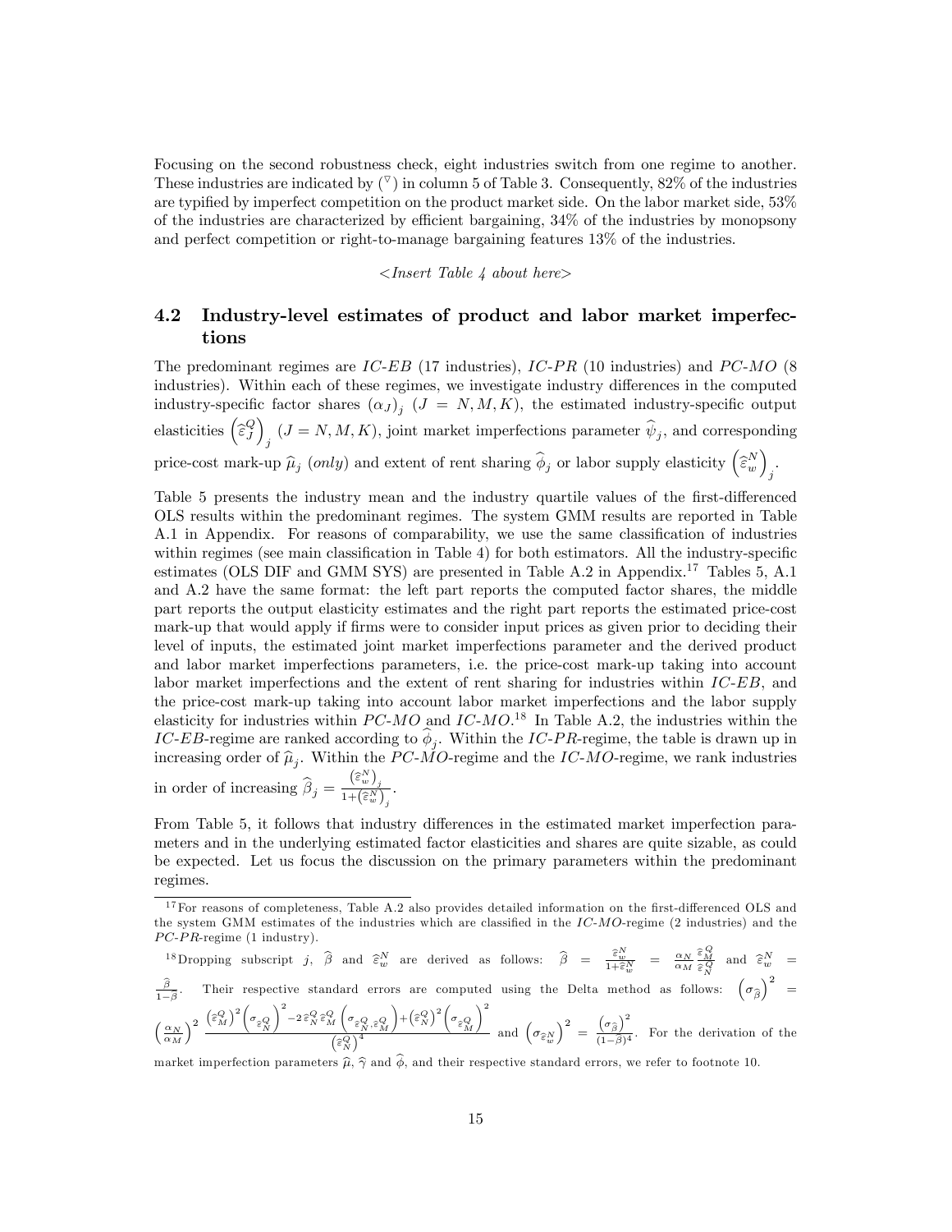Focusing on the second robustness check, eight industries switch from one regime to another. These industries are indicated by ($^{\triangledown}$) in column 5 of Table 3. Consequently, 82% of the industries are typified by imperfect competition on the product market side. On the labor market side, 53% of the industries are characterized by efficient bargaining, 34% of the industries by monopsony and perfect competition or right-to-manage bargaining features 13% of the industries.

*<Insert Table 4 about here>*

## 4.2 Industry-level estimates of product and labor market imperfections

The predominant regimes are *IC-EB* (17 industries), *IC-PR* (10 industries) and *PC-MO* (8 industries). Within each of these regimes, we investigate industry differences in the computed industry-specific factor shares $(\alpha_J)_j$ $(J = N, M, K)$, the estimated industry-specific output elasticities $\left(\widehat{\varepsilon}_J^Q\right)_j$ $(J = N, M, K)$, joint market imperfections parameter $\widehat{\psi}_j$, and corresponding price-cost mark-up $\widehat{\mu}_j$ (*only*) and extent of rent sharing $\widehat{\phi}_j$ or labor supply elasticity $\left(\widehat{\varepsilon}_w^N\right)_j$.

Table 5 presents the industry mean and the industry quartile values of the first-differenced OLS results within the predominant regimes. The system GMM results are reported in Table A.1 in Appendix. For reasons of comparability, we use the same classification of industries within regimes (see main classification in Table 4) for both estimators. All the industry-specific estimates (OLS DIF and GMM SYS) are presented in Table A.2 in Appendix.[17] Tables 5, A.1 and A.2 have the same format: the left part reports the computed factor shares, the middle part reports the output elasticity estimates and the right part reports the estimated price-cost mark-up that would apply if firms were to consider input prices as given prior to deciding their level of inputs, the estimated joint market imperfections parameter and the derived product and labor market imperfections parameters, i.e. the price-cost mark-up taking into account labor market imperfections and the extent of rent sharing for industries within *IC-EB*, and the price-cost mark-up taking into account labor market imperfections and the labor supply elasticity for industries within *PC-MO* and *IC-MO*.[18] In Table A.2, the industries within the *IC-EB*-regime are ranked according to $\widehat{\phi}_j$. Within the *IC-PR*-regime, the table is drawn up in increasing order of $\widehat{\mu}_j$. Within the *PC-MO*-regime and the *IC-MO*-regime, we rank industries in order of increasing $\widehat{\beta}_j = \frac{\left(\widehat{\varepsilon}_w^N\right)_j}{1+\left(\widehat{\varepsilon}_w^N\right)_j}$.

From Table 5, it follows that industry differences in the estimated market imperfection parameters and in the underlying estimated factor elasticities and shares are quite sizable, as could be expected. Let us focus the discussion on the primary parameters within the predominant regimes.

---

[17] For reasons of completeness, Table A.2 also provides detailed information on the first-differenced OLS and the system GMM estimates of the industries which are classified in the *IC-MO*-regime (2 industries) and the *PC-PR*-regime (1 industry).

[18] Dropping subscript $j$, $\widehat{\beta}$ and $\widehat{\varepsilon}_w^N$ are derived as follows: $\widehat{\beta} = \frac{\widehat{\varepsilon}_w^N}{1+\widehat{\varepsilon}_w^N} = \frac{\alpha_N}{\alpha_M}\frac{\widehat{\varepsilon}_M^Q}{\widehat{\varepsilon}_N^Q}$ and $\widehat{\varepsilon}_w^N = \frac{\widehat{\beta}}{1-\widehat{\beta}}$. Their respective standard errors are computed using the Delta method as follows: $\left(\sigma_{\widehat{\beta}}\right)^2 = \left(\frac{\alpha_N}{\alpha_M}\right)^2 \frac{\left(\widehat{\varepsilon}_M^Q\right)^2\left(\sigma_{\widehat{\varepsilon}_N^Q}\right)^2 - 2\,\widehat{\varepsilon}_N^Q\,\widehat{\varepsilon}_M^Q\left(\sigma_{\widehat{\varepsilon}_N^Q,\widehat{\varepsilon}_M^Q}\right) + \left(\widehat{\varepsilon}_N^Q\right)^2\left(\sigma_{\widehat{\varepsilon}_M^Q}\right)^2}{\left(\widehat{\varepsilon}_N^Q\right)^4}$ and $\left(\sigma_{\widehat{\varepsilon}_w^N}\right)^2 = \frac{\left(\sigma_{\widehat{\beta}}\right)^2}{(1-\widehat{\beta})^4}$. For the derivation of the market imperfection parameters $\widehat{\mu}$, $\widehat{\gamma}$ and $\widehat{\phi}$, and their respective standard errors, we refer to footnote 10.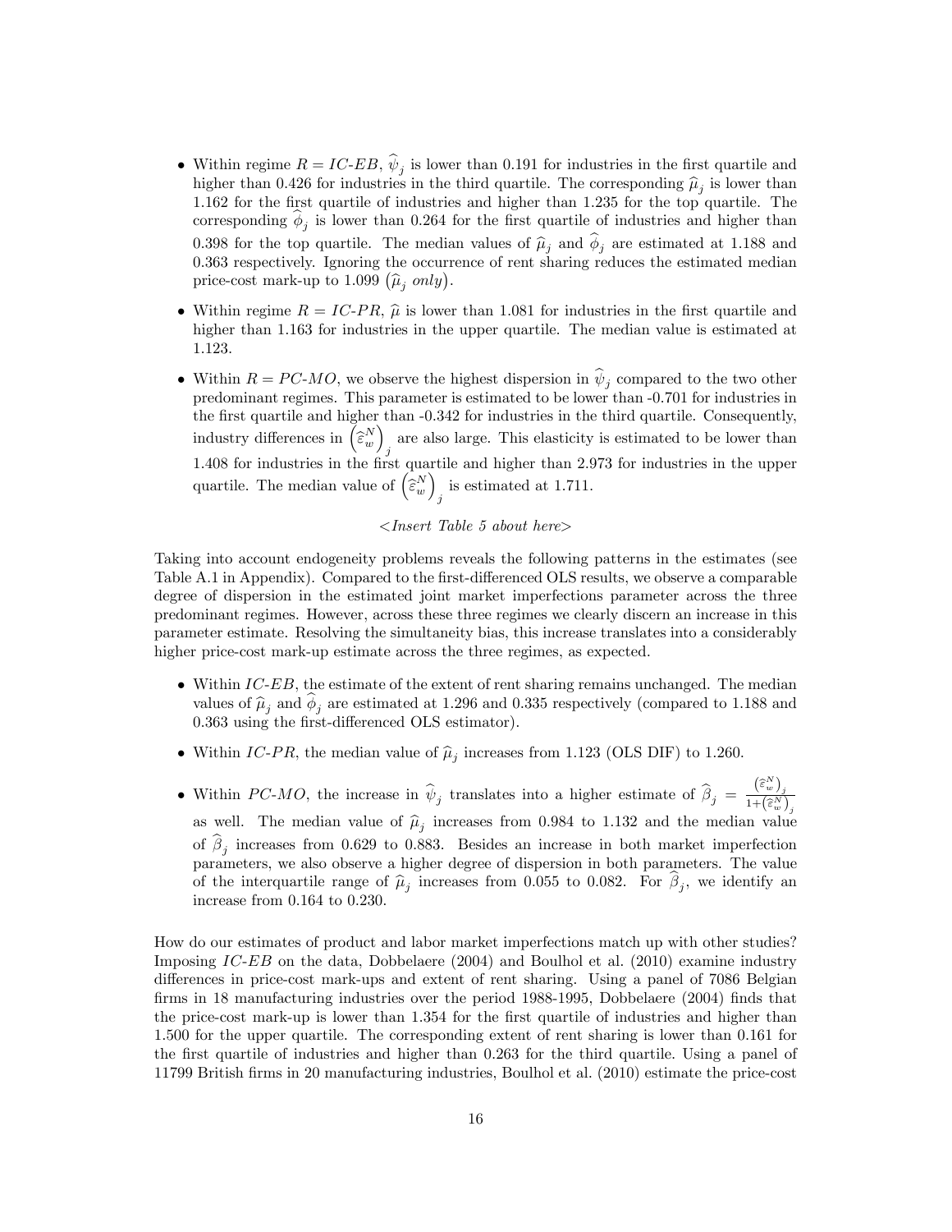- Within regime $R = IC\text{-}EB$, $\widehat{\psi}_j$ is lower than 0.191 for industries in the first quartile and higher than 0.426 for industries in the third quartile. The corresponding $\widehat{\mu}_j$ is lower than 1.162 for the first quartile of industries and higher than 1.235 for the top quartile. The corresponding $\widehat{\phi}_j$ is lower than 0.264 for the first quartile of industries and higher than 0.398 for the top quartile. The median values of $\widehat{\mu}_j$ and $\widehat{\phi}_j$ are estimated at 1.188 and 0.363 respectively. Ignoring the occurrence of rent sharing reduces the estimated median price-cost mark-up to 1.099 $\left(\widehat{\mu}_j \textit{ only}\right)$.

- Within regime $R = IC\text{-}PR$, $\widehat{\mu}$ is lower than 1.081 for industries in the first quartile and higher than 1.163 for industries in the upper quartile. The median value is estimated at 1.123.

- Within $R = PC\text{-}MO$, we observe the highest dispersion in $\widehat{\psi}_j$ compared to the two other predominant regimes. This parameter is estimated to be lower than -0.701 for industries in the first quartile and higher than -0.342 for industries in the third quartile. Consequently, industry differences in $\left(\widehat{\varepsilon}_w^N\right)_j$ are also large. This elasticity is estimated to be lower than 1.408 for industries in the first quartile and higher than 2.973 for industries in the upper quartile. The median value of $\left(\widehat{\varepsilon}_w^N\right)_j$ is estimated at 1.711.

*<Insert Table 5 about here>*

Taking into account endogeneity problems reveals the following patterns in the estimates (see Table A.1 in Appendix). Compared to the first-differenced OLS results, we observe a comparable degree of dispersion in the estimated joint market imperfections parameter across the three predominant regimes. However, across these three regimes we clearly discern an increase in this parameter estimate. Resolving the simultaneity bias, this increase translates into a considerably higher price-cost mark-up estimate across the three regimes, as expected.

- Within $IC\text{-}EB$, the estimate of the extent of rent sharing remains unchanged. The median values of $\widehat{\mu}_j$ and $\widehat{\phi}_j$ are estimated at 1.296 and 0.335 respectively (compared to 1.188 and 0.363 using the first-differenced OLS estimator).

- Within $IC\text{-}PR$, the median value of $\widehat{\mu}_j$ increases from 1.123 (OLS DIF) to 1.260.

- Within $PC\text{-}MO$, the increase in $\widehat{\psi}_j$ translates into a higher estimate of $\widehat{\beta}_j = \frac{\left(\widehat{\varepsilon}_w^N\right)_j}{1+\left(\widehat{\varepsilon}_w^N\right)_j}$ as well. The median value of $\widehat{\mu}_j$ increases from 0.984 to 1.132 and the median value of $\widehat{\beta}_j$ increases from 0.629 to 0.883. Besides an increase in both market imperfection parameters, we also observe a higher degree of dispersion in both parameters. The value of the interquartile range of $\widehat{\mu}_j$ increases from 0.055 to 0.082. For $\widehat{\beta}_j$, we identify an increase from 0.164 to 0.230.

How do our estimates of product and labor market imperfections match up with other studies? Imposing $IC\text{-}EB$ on the data, Dobbelaere (2004) and Boulhol et al. (2010) examine industry differences in price-cost mark-ups and extent of rent sharing. Using a panel of 7086 Belgian firms in 18 manufacturing industries over the period 1988-1995, Dobbelaere (2004) finds that the price-cost mark-up is lower than 1.354 for the first quartile of industries and higher than 1.500 for the upper quartile. The corresponding extent of rent sharing is lower than 0.161 for the first quartile of industries and higher than 0.263 for the third quartile. Using a panel of 11799 British firms in 20 manufacturing industries, Boulhol et al. (2010) estimate the price-cost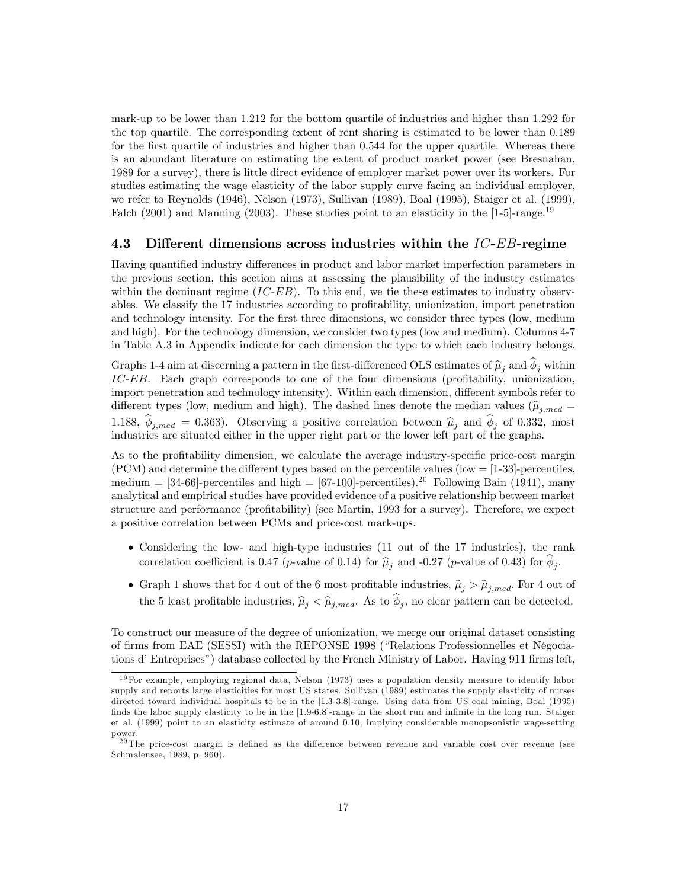mark-up to be lower than 1.212 for the bottom quartile of industries and higher than 1.292 for the top quartile. The corresponding extent of rent sharing is estimated to be lower than 0.189 for the first quartile of industries and higher than 0.544 for the upper quartile. Whereas there is an abundant literature on estimating the extent of product market power (see Bresnahan, 1989 for a survey), there is little direct evidence of employer market power over its workers. For studies estimating the wage elasticity of the labor supply curve facing an individual employer, we refer to Reynolds (1946), Nelson (1973), Sullivan (1989), Boal (1995), Staiger et al. (1999), Falch (2001) and Manning (2003). These studies point to an elasticity in the [1-5]-range.[19]

### 4.3 Different dimensions across industries within the $IC$-$EB$-regime

Having quantified industry differences in product and labor market imperfection parameters in the previous section, this section aims at assessing the plausibility of the industry estimates within the dominant regime ($IC$-$EB$). To this end, we tie these estimates to industry observables. We classify the 17 industries according to profitability, unionization, import penetration and technology intensity. For the first three dimensions, we consider three types (low, medium and high). For the technology dimension, we consider two types (low and medium). Columns 4-7 in Table A.3 in Appendix indicate for each dimension the type to which each industry belongs.

Graphs 1-4 aim at discerning a pattern in the first-differenced OLS estimates of $\widehat{\mu}_j$ and $\widehat{\phi}_j$ within $IC$-$EB$. Each graph corresponds to one of the four dimensions (profitability, unionization, import penetration and technology intensity). Within each dimension, different symbols refer to different types (low, medium and high). The dashed lines denote the median values ($\widehat{\mu}_{j,med} = 1.188$, $\widehat{\phi}_{j,med} = 0.363$). Observing a positive correlation between $\widehat{\mu}_j$ and $\widehat{\phi}_j$ of 0.332, most industries are situated either in the upper right part or the lower left part of the graphs.

As to the profitability dimension, we calculate the average industry-specific price-cost margin (PCM) and determine the different types based on the percentile values (low = [1-33]-percentiles, medium = [34-66]-percentiles and high = [67-100]-percentiles).[20] Following Bain (1941), many analytical and empirical studies have provided evidence of a positive relationship between market structure and performance (profitability) (see Martin, 1993 for a survey). Therefore, we expect a positive correlation between PCMs and price-cost mark-ups.

- Considering the low- and high-type industries (11 out of the 17 industries), the rank correlation coefficient is 0.47 ($p$-value of 0.14) for $\widehat{\mu}_j$ and -0.27 ($p$-value of 0.43) for $\widehat{\phi}_j$.
- Graph 1 shows that for 4 out of the 6 most profitable industries, $\widehat{\mu}_j > \widehat{\mu}_{j,med}$. For 4 out of the 5 least profitable industries, $\widehat{\mu}_j < \widehat{\mu}_{j,med}$. As to $\widehat{\phi}_j$, no clear pattern can be detected.

To construct our measure of the degree of unionization, we merge our original dataset consisting of firms from EAE (SESSI) with the REPONSE 1998 ("Relations Professionnelles et Négociations d' Entreprises") database collected by the French Ministry of Labor. Having 911 firms left,

[19] For example, employing regional data, Nelson (1973) uses a population density measure to identify labor supply and reports large elasticities for most US states. Sullivan (1989) estimates the supply elasticity of nurses directed toward individual hospitals to be in the [1.3-3.8]-range. Using data from US coal mining, Boal (1995) finds the labor supply elasticity to be in the [1.9-6.8]-range in the short run and infinite in the long run. Staiger et al. (1999) point to an elasticity estimate of around 0.10, implying considerable monopsonistic wage-setting power.

[20] The price-cost margin is defined as the difference between revenue and variable cost over revenue (see Schmalensee, 1989, p. 960).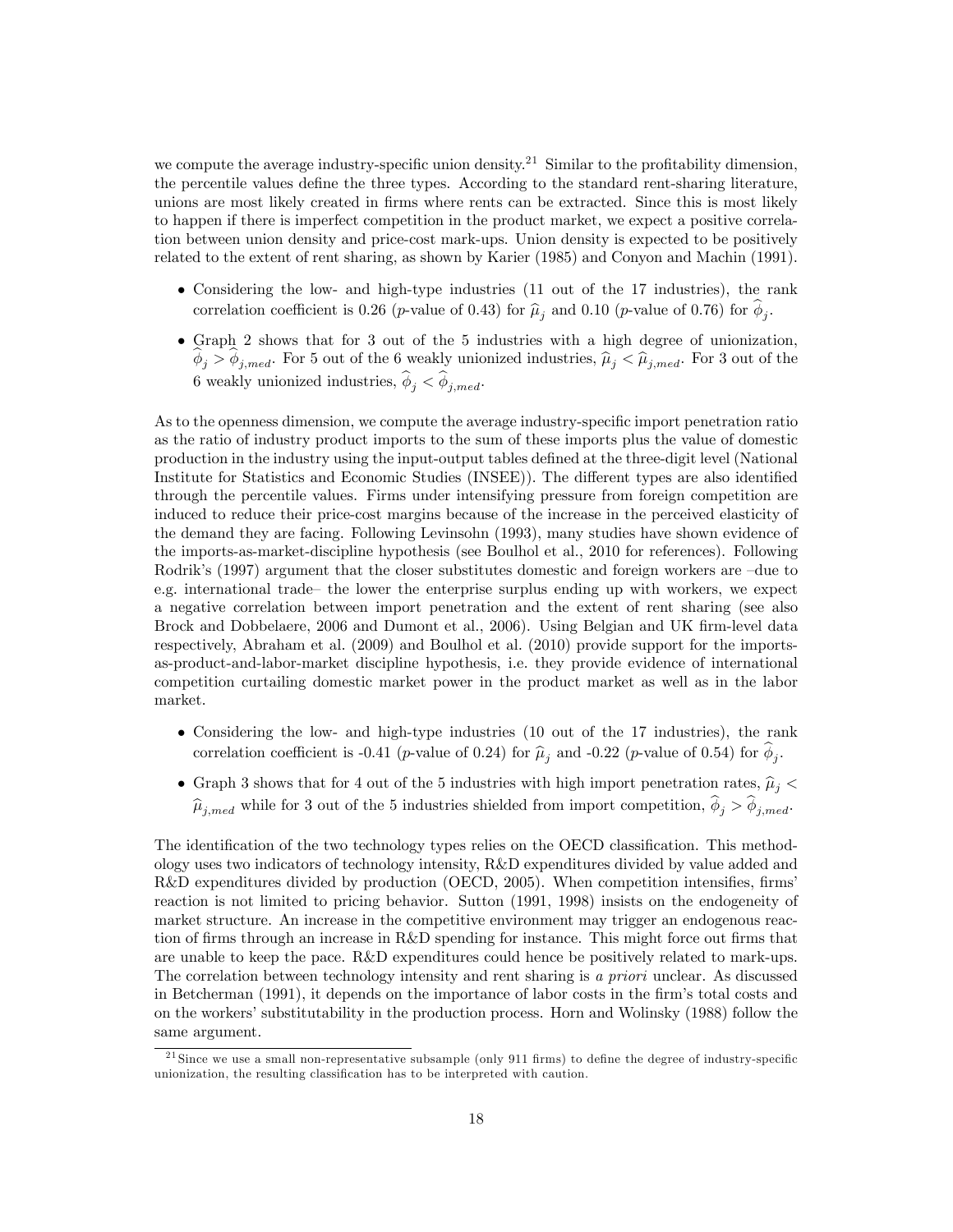we compute the average industry-specific union density.[21] Similar to the profitability dimension, the percentile values define the three types. According to the standard rent-sharing literature, unions are most likely created in firms where rents can be extracted. Since this is most likely to happen if there is imperfect competition in the product market, we expect a positive correlation between union density and price-cost mark-ups. Union density is expected to be positively related to the extent of rent sharing, as shown by Karier (1985) and Conyon and Machin (1991).

- Considering the low- and high-type industries (11 out of the 17 industries), the rank correlation coefficient is 0.26 ($p$-value of 0.43) for $\widehat{\mu}_j$ and 0.10 ($p$-value of 0.76) for $\widehat{\phi}_j$.
- Graph 2 shows that for 3 out of the 5 industries with a high degree of unionization, $\widehat{\phi}_j > \widehat{\phi}_{j,med}$. For 5 out of the 6 weakly unionized industries, $\widehat{\mu}_j < \widehat{\mu}_{j,med}$. For 3 out of the 6 weakly unionized industries, $\widehat{\phi}_j < \widehat{\phi}_{j,med}$.

As to the openness dimension, we compute the average industry-specific import penetration ratio as the ratio of industry product imports to the sum of these imports plus the value of domestic production in the industry using the input-output tables defined at the three-digit level (National Institute for Statistics and Economic Studies (INSEE)). The different types are also identified through the percentile values. Firms under intensifying pressure from foreign competition are induced to reduce their price-cost margins because of the increase in the perceived elasticity of the demand they are facing. Following Levinsohn (1993), many studies have shown evidence of the imports-as-market-discipline hypothesis (see Boulhol et al., 2010 for references). Following Rodrik's (1997) argument that the closer substitutes domestic and foreign workers are –due to e.g. international trade– the lower the enterprise surplus ending up with workers, we expect a negative correlation between import penetration and the extent of rent sharing (see also Brock and Dobbelaere, 2006 and Dumont et al., 2006). Using Belgian and UK firm-level data respectively, Abraham et al. (2009) and Boulhol et al. (2010) provide support for the imports-as-product-and-labor-market discipline hypothesis, i.e. they provide evidence of international competition curtailing domestic market power in the product market as well as in the labor market.

- Considering the low- and high-type industries (10 out of the 17 industries), the rank correlation coefficient is -0.41 ($p$-value of 0.24) for $\widehat{\mu}_j$ and -0.22 ($p$-value of 0.54) for $\widehat{\phi}_j$.
- Graph 3 shows that for 4 out of the 5 industries with high import penetration rates, $\widehat{\mu}_j < \widehat{\mu}_{j,med}$ while for 3 out of the 5 industries shielded from import competition, $\widehat{\phi}_j > \widehat{\phi}_{j,med}$.

The identification of the two technology types relies on the OECD classification. This methodology uses two indicators of technology intensity, R&D expenditures divided by value added and R&D expenditures divided by production (OECD, 2005). When competition intensifies, firms' reaction is not limited to pricing behavior. Sutton (1991, 1998) insists on the endogeneity of market structure. An increase in the competitive environment may trigger an endogenous reaction of firms through an increase in R&D spending for instance. This might force out firms that are unable to keep the pace. R&D expenditures could hence be positively related to mark-ups. The correlation between technology intensity and rent sharing is *a priori* unclear. As discussed in Betcherman (1991), it depends on the importance of labor costs in the firm's total costs and on the workers' substitutability in the production process. Horn and Wolinsky (1988) follow the same argument.

[21] Since we use a small non-representative subsample (only 911 firms) to define the degree of industry-specific unionization, the resulting classification has to be interpreted with caution.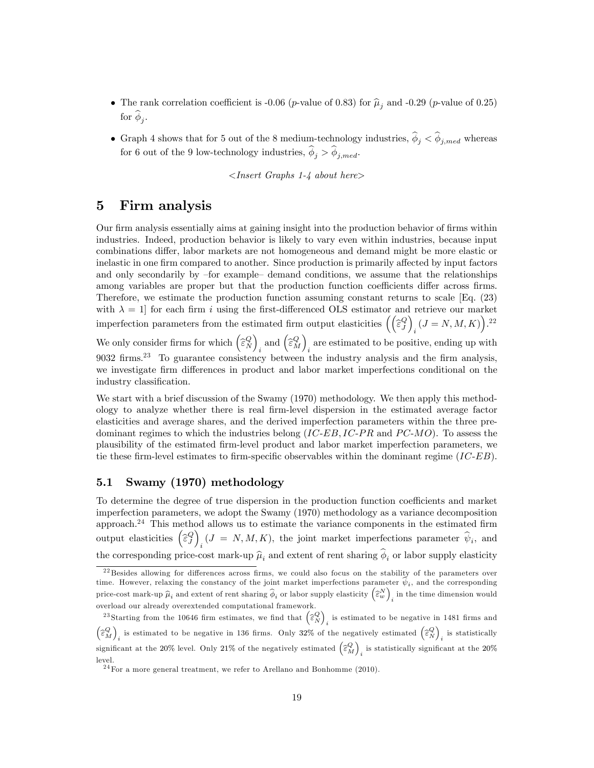- The rank correlation coefficient is -0.06 ($p$-value of 0.83) for $\widehat{\mu}_j$ and -0.29 ($p$-value of 0.25) for $\widehat{\phi}_j$.
- Graph 4 shows that for 5 out of the 8 medium-technology industries, $\widehat{\phi}_j < \widehat{\phi}_{j,med}$ whereas for 6 out of the 9 low-technology industries, $\widehat{\phi}_j > \widehat{\phi}_{j,med}$.

*<Insert Graphs 1-4 about here>*

# 5 Firm analysis

Our firm analysis essentially aims at gaining insight into the production behavior of firms within industries. Indeed, production behavior is likely to vary even within industries, because input combinations differ, labor markets are not homogeneous and demand might be more elastic or inelastic in one firm compared to another. Since production is primarily affected by input factors and only secondarily by –for example– demand conditions, we assume that the relationships among variables are proper but that the production function coefficients differ across firms. Therefore, we estimate the production function assuming constant returns to scale [Eq. (23) with $\lambda = 1$] for each firm $i$ using the first-differenced OLS estimator and retrieve our market imperfection parameters from the estimated firm output elasticities $\left(\left(\widehat{\varepsilon}_J^Q\right)_i (J = N, M, K)\right)$.[22] We only consider firms for which $\left(\widehat{\varepsilon}_N^Q\right)_i$ and $\left(\widehat{\varepsilon}_M^Q\right)_i$ are estimated to be positive, ending up with 9032 firms.[23] To guarantee consistency between the industry analysis and the firm analysis, we investigate firm differences in product and labor market imperfections conditional on the industry classification.

We start with a brief discussion of the Swamy (1970) methodology. We then apply this methodology to analyze whether there is real firm-level dispersion in the estimated average factor elasticities and average shares, and the derived imperfection parameters within the three predominant regimes to which the industries belong (*IC-EB*, *IC-PR* and *PC-MO*). To assess the plausibility of the estimated firm-level product and labor market imperfection parameters, we tie these firm-level estimates to firm-specific observables within the dominant regime (*IC-EB*).

## 5.1 Swamy (1970) methodology

To determine the degree of true dispersion in the production function coefficients and market imperfection parameters, we adopt the Swamy (1970) methodology as a variance decomposition approach.[24] This method allows us to estimate the variance components in the estimated firm output elasticities $\left(\widehat{\varepsilon}_J^Q\right)_i (J = N, M, K)$, the joint market imperfections parameter $\widehat{\psi}_i$, and the corresponding price-cost mark-up $\widehat{\mu}_i$ and extent of rent sharing $\widehat{\phi}_i$ or labor supply elasticity

[22] Besides allowing for differences across firms, we could also focus on the stability of the parameters over time. However, relaxing the constancy of the joint market imperfections parameter $\widehat{\psi}_i$, and the corresponding price-cost mark-up $\widehat{\mu}_i$ and extent of rent sharing $\widehat{\phi}_i$ or labor supply elasticity $\left(\widehat{\varepsilon}_w^N\right)_i$ in the time dimension would overload our already overextended computational framework.

[23] Starting from the 10646 firm estimates, we find that $\left(\widehat{\varepsilon}_N^Q\right)_i$ is estimated to be negative in 1481 firms and $\left(\widehat{\varepsilon}_M^Q\right)_i$ is estimated to be negative in 136 firms. Only 32% of the negatively estimated $\left(\widehat{\varepsilon}_N^Q\right)_i$ is statistically significant at the 20% level. Only 21% of the negatively estimated $\left(\widehat{\varepsilon}_M^Q\right)_i$ is statistically significant at the 20% level.

[24] For a more general treatment, we refer to Arellano and Bonhomme (2010).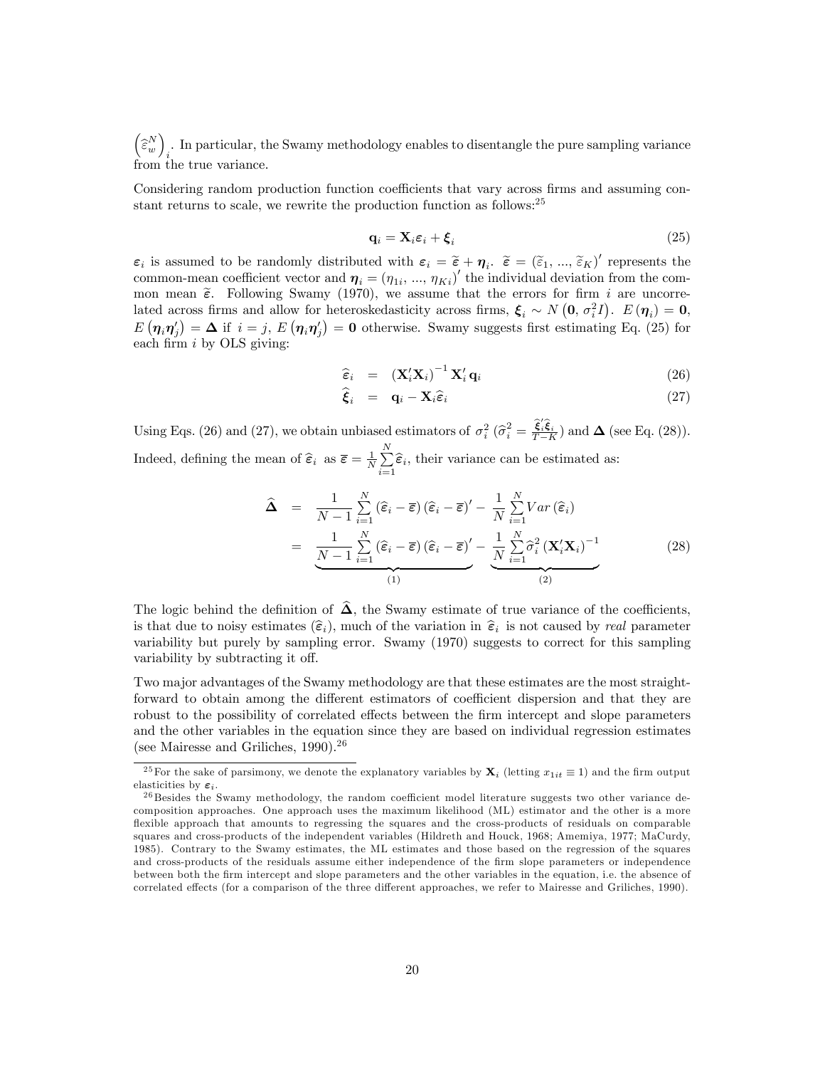$\left(\widehat{\varepsilon}_w^N\right)_i$. In particular, the Swamy methodology enables to disentangle the pure sampling variance from the true variance.

Considering random production function coefficients that vary across firms and assuming constant returns to scale, we rewrite the production function as follows:[25]

$$\mathbf{q}_i = \mathbf{X}_i \boldsymbol{\varepsilon}_i + \boldsymbol{\xi}_i \tag{25}$$

$\boldsymbol{\varepsilon}_i$ is assumed to be randomly distributed with $\boldsymbol{\varepsilon}_i = \widetilde{\boldsymbol{\varepsilon}} + \boldsymbol{\eta}_i$. $\widetilde{\boldsymbol{\varepsilon}} = \left(\widetilde{\varepsilon}_1, ..., \widetilde{\varepsilon}_K\right)'$ represents the common-mean coefficient vector and $\boldsymbol{\eta}_i = \left(\eta_{1i}, ..., \eta_{Ki}\right)'$ the individual deviation from the common mean $\widetilde{\boldsymbol{\varepsilon}}$. Following Swamy (1970), we assume that the errors for firm $i$ are uncorrelated across firms and allow for heteroskedasticity across firms, $\boldsymbol{\xi}_i \sim N\left(\mathbf{0}, \sigma_i^2 I\right)$. $E\left(\boldsymbol{\eta}_i\right) = \mathbf{0}$, $E\left(\boldsymbol{\eta}_i \boldsymbol{\eta}_j'\right) = \boldsymbol{\Delta}$ if $i = j$, $E\left(\boldsymbol{\eta}_i \boldsymbol{\eta}_j'\right) = \mathbf{0}$ otherwise. Swamy suggests first estimating Eq. (25) for each firm $i$ by OLS giving:

$$\widehat{\boldsymbol{\varepsilon}}_i = \left(\mathbf{X}_i'\mathbf{X}_i\right)^{-1} \mathbf{X}_i' \mathbf{q}_i \tag{26}$$

$$\widehat{\boldsymbol{\xi}}_i = \mathbf{q}_i - \mathbf{X}_i \widehat{\boldsymbol{\varepsilon}}_i \tag{27}$$

Using Eqs. (26) and (27), we obtain unbiased estimators of $\sigma_i^2$ ($\widehat{\sigma}_i^2 = \frac{\widehat{\boldsymbol{\xi}}_i'\widehat{\boldsymbol{\xi}}_i}{T-K}$) and $\boldsymbol{\Delta}$ (see Eq. (28)). Indeed, defining the mean of $\widehat{\boldsymbol{\varepsilon}}_i$ as $\overline{\boldsymbol{\varepsilon}} = \frac{1}{N}\sum_{i=1}^{N} \widehat{\boldsymbol{\varepsilon}}_i$, their variance can be estimated as:

$$\begin{aligned} \widehat{\boldsymbol{\Delta}} &= \frac{1}{N-1}\sum_{i=1}^{N}\left(\widehat{\boldsymbol{\varepsilon}}_i - \overline{\boldsymbol{\varepsilon}}\right)\left(\widehat{\boldsymbol{\varepsilon}}_i - \overline{\boldsymbol{\varepsilon}}\right)' - \frac{1}{N}\sum_{i=1}^{N} Var\left(\widehat{\boldsymbol{\varepsilon}}_i\right) \\ &= \underbrace{\frac{1}{N-1}\sum_{i=1}^{N}\left(\widehat{\boldsymbol{\varepsilon}}_i - \overline{\boldsymbol{\varepsilon}}\right)\left(\widehat{\boldsymbol{\varepsilon}}_i - \overline{\boldsymbol{\varepsilon}}\right)'}_{(1)} - \underbrace{\frac{1}{N}\sum_{i=1}^{N} \widehat{\sigma}_i^2 \left(\mathbf{X}_i'\mathbf{X}_i\right)^{-1}}_{(2)} \end{aligned} \tag{28}$$

The logic behind the definition of $\widehat{\boldsymbol{\Delta}}$, the Swamy estimate of true variance of the coefficients, is that due to noisy estimates ($\widehat{\boldsymbol{\varepsilon}}_i$), much of the variation in $\widehat{\boldsymbol{\varepsilon}}_i$ is not caused by *real* parameter variability but purely by sampling error. Swamy (1970) suggests to correct for this sampling variability by subtracting it off.

Two major advantages of the Swamy methodology are that these estimates are the most straightforward to obtain among the different estimators of coefficient dispersion and that they are robust to the possibility of correlated effects between the firm intercept and slope parameters and the other variables in the equation since they are based on individual regression estimates (see Mairesse and Griliches, 1990).[26]

---

[25] For the sake of parsimony, we denote the explanatory variables by $\mathbf{X}_i$ (letting $x_{1it} \equiv 1$) and the firm output elasticities by $\boldsymbol{\varepsilon}_i$.

[26] Besides the Swamy methodology, the random coefficient model literature suggests two other variance decomposition approaches. One approach uses the maximum likelihood (ML) estimator and the other is a more flexible approach that amounts to regressing the squares and the cross-products of residuals on comparable squares and cross-products of the independent variables (Hildreth and Houck, 1968; Amemiya, 1977; MaCurdy, 1985). Contrary to the Swamy estimates, the ML estimates and those based on the regression of the squares and cross-products of the residuals assume either independence of the firm slope parameters or independence between both the firm intercept and slope parameters and the other variables in the equation, i.e. the absence of correlated effects (for a comparison of the three different approaches, we refer to Mairesse and Griliches, 1990).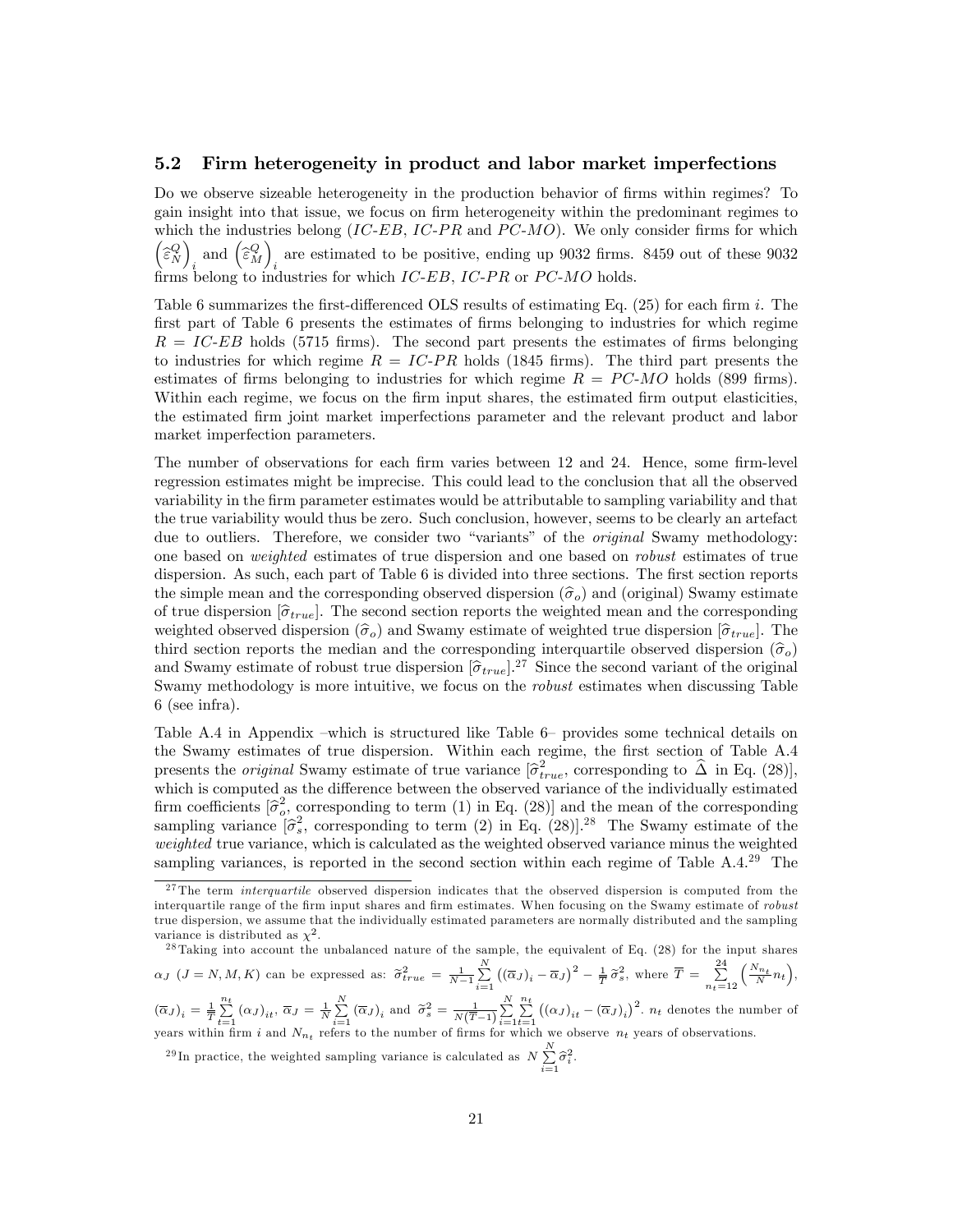### 5.2 Firm heterogeneity in product and labor market imperfections

Do we observe sizeable heterogeneity in the production behavior of firms within regimes? To gain insight into that issue, we focus on firm heterogeneity within the predominant regimes to which the industries belong (*IC-EB*, *IC-PR* and *PC-MO*). We only consider firms for which $\left(\widehat{\varepsilon}_N^Q\right)_i$ and $\left(\widehat{\varepsilon}_M^Q\right)_i$ are estimated to be positive, ending up 9032 firms. 8459 out of these 9032 firms belong to industries for which *IC-EB*, *IC-PR* or *PC-MO* holds.

Table 6 summarizes the first-differenced OLS results of estimating Eq. (25) for each firm $i$. The first part of Table 6 presents the estimates of firms belonging to industries for which regime $R = IC\text{-}EB$ holds (5715 firms). The second part presents the estimates of firms belonging to industries for which regime $R = IC\text{-}PR$ holds (1845 firms). The third part presents the estimates of firms belonging to industries for which regime $R = PC\text{-}MO$ holds (899 firms). Within each regime, we focus on the firm input shares, the estimated firm output elasticities, the estimated firm joint market imperfections parameter and the relevant product and labor market imperfection parameters.

The number of observations for each firm varies between 12 and 24. Hence, some firm-level regression estimates might be imprecise. This could lead to the conclusion that all the observed variability in the firm parameter estimates would be attributable to sampling variability and that the true variability would thus be zero. Such conclusion, however, seems to be clearly an artefact due to outliers. Therefore, we consider two "variants" of the *original* Swamy methodology: one based on *weighted* estimates of true dispersion and one based on *robust* estimates of true dispersion. As such, each part of Table 6 is divided into three sections. The first section reports the simple mean and the corresponding observed dispersion ($\widehat{\sigma}_o$) and (original) Swamy estimate of true dispersion [$\widehat{\sigma}_{true}$]. The second section reports the weighted mean and the corresponding weighted observed dispersion ($\widehat{\sigma}_o$) and Swamy estimate of weighted true dispersion [$\widehat{\sigma}_{true}$]. The third section reports the median and the corresponding interquartile observed dispersion ($\widehat{\sigma}_o$) and Swamy estimate of robust true dispersion [$\widehat{\sigma}_{true}$].[27] Since the second variant of the original Swamy methodology is more intuitive, we focus on the *robust* estimates when discussing Table 6 (see infra).

Table A.4 in Appendix –which is structured like Table 6– provides some technical details on the Swamy estimates of true dispersion. Within each regime, the first section of Table A.4 presents the *original* Swamy estimate of true variance [$\widehat{\sigma}_{true}^2$, corresponding to $\widehat{\Delta}$ in Eq. (28)], which is computed as the difference between the observed variance of the individually estimated firm coefficients [$\widehat{\sigma}_o^2$, corresponding to term (1) in Eq. (28)] and the mean of the corresponding sampling variance [$\widehat{\sigma}_s^2$, corresponding to term (2) in Eq. (28)].[28] The Swamy estimate of the *weighted* true variance, which is calculated as the weighted observed variance minus the weighted sampling variances, is reported in the second section within each regime of Table A.4.[29] The

---

[27] The term *interquartile* observed dispersion indicates that the observed dispersion is computed from the interquartile range of the firm input shares and firm estimates. When focusing on the Swamy estimate of *robust* true dispersion, we assume that the individually estimated parameters are normally distributed and the sampling variance is distributed as $\chi^2$.

[28] Taking into account the unbalanced nature of the sample, the equivalent of Eq. (28) for the input shares $\alpha_J$ ($J = N, M, K$) can be expressed as: $\widehat{\sigma}_{true}^2 = \frac{1}{N-1}\sum_{i=1}^{N}\left((\overline{\alpha}_J)_i - \overline{\alpha}_J\right)^2 - \frac{1}{\overline{T}}\widehat{\sigma}_s^2$, where $\overline{T} = \sum_{n_t=12}^{24}\left(\frac{N_{n_t}}{N}n_t\right)$, $(\overline{\alpha}_J)_i = \frac{1}{\overline{T}}\sum_{t=1}^{n_t}(\alpha_J)_{it}$, $\overline{\alpha}_J = \frac{1}{N}\sum_{i=1}^{N}(\overline{\alpha}_J)_i$ and $\widehat{\sigma}_s^2 = \frac{1}{N(\overline{T}-1)}\sum_{i=1}^{N}\sum_{t=1}^{n_t}\left((\alpha_J)_{it} - (\overline{\alpha}_J)_i\right)^2$. $n_t$ denotes the number of years within firm $i$ and $N_{n_t}$ refers to the number of firms for which we observe $n_t$ years of observations.

[29] In practice, the weighted sampling variance is calculated as $N\sum_{i=1}^{N}\widehat{\sigma}_i^2$.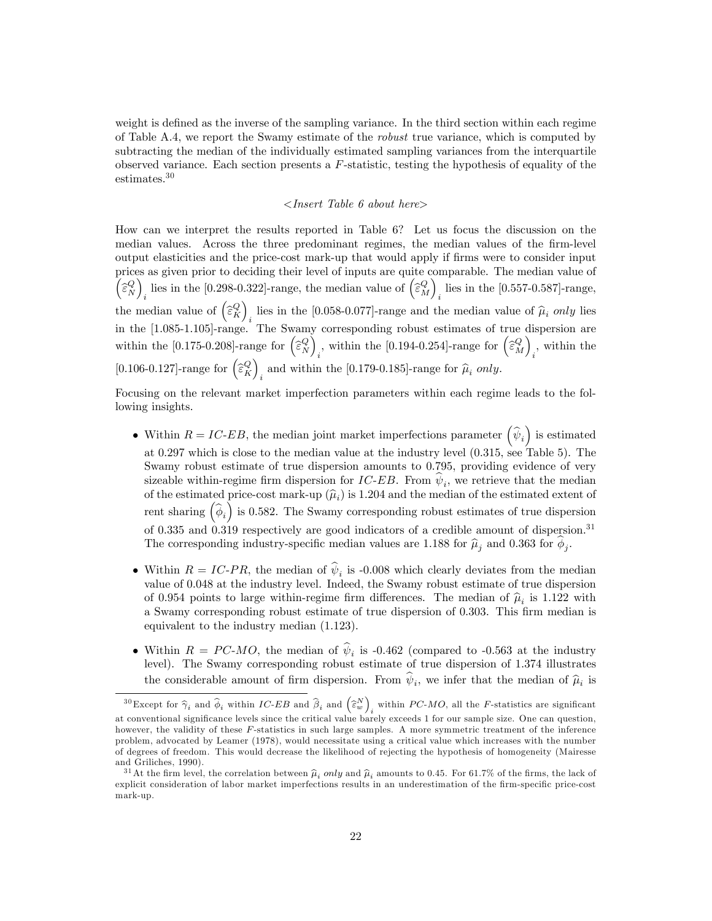weight is defined as the inverse of the sampling variance. In the third section within each regime of Table A.4, we report the Swamy estimate of the *robust* true variance, which is computed by subtracting the median of the individually estimated sampling variances from the interquartile observed variance. Each section presents a $F$-statistic, testing the hypothesis of equality of the estimates.[30]

<*Insert Table 6 about here*>

How can we interpret the results reported in Table 6? Let us focus the discussion on the median values. Across the three predominant regimes, the median values of the firm-level output elasticities and the price-cost mark-up that would apply if firms were to consider input prices as given prior to deciding their level of inputs are quite comparable. The median value of $\left(\widehat{\varepsilon}_N^Q\right)_i$ lies in the [0.298-0.322]-range, the median value of $\left(\widehat{\varepsilon}_M^Q\right)_i$ lies in the [0.557-0.587]-range, the median value of $\left(\widehat{\varepsilon}_K^Q\right)_i$ lies in the [0.058-0.077]-range and the median value of $\widehat{\mu}_i$ *only* lies in the [1.085-1.105]-range. The Swamy corresponding robust estimates of true dispersion are within the [0.175-0.208]-range for $\left(\widehat{\varepsilon}_N^Q\right)_i$, within the [0.194-0.254]-range for $\left(\widehat{\varepsilon}_M^Q\right)_i$, within the [0.106-0.127]-range for $\left(\widehat{\varepsilon}_K^Q\right)_i$ and within the [0.179-0.185]-range for $\widehat{\mu}_i$ *only*.

Focusing on the relevant market imperfection parameters within each regime leads to the following insights.

- Within $R = IC\text{-}EB$, the median joint market imperfections parameter $\left(\widehat{\psi}_i\right)$ is estimated at 0.297 which is close to the median value at the industry level (0.315, see Table 5). The Swamy robust estimate of true dispersion amounts to 0.795, providing evidence of very sizeable within-regime firm dispersion for $IC\text{-}EB$. From $\widehat{\psi}_i$, we retrieve that the median of the estimated price-cost mark-up ($\widehat{\mu}_i$) is 1.204 and the median of the estimated extent of rent sharing $\left(\widehat{\phi}_i\right)$ is 0.582. The Swamy corresponding robust estimates of true dispersion of 0.335 and 0.319 respectively are good indicators of a credible amount of dispersion.[31] The corresponding industry-specific median values are 1.188 for $\widehat{\mu}_j$ and 0.363 for $\widehat{\phi}_j$.
- Within $R = IC\text{-}PR$, the median of $\widehat{\psi}_i$ is -0.008 which clearly deviates from the median value of 0.048 at the industry level. Indeed, the Swamy robust estimate of true dispersion of 0.954 points to large within-regime firm differences. The median of $\widehat{\mu}_i$ is 1.122 with a Swamy corresponding robust estimate of true dispersion of 0.303. This firm median is equivalent to the industry median (1.123).
- Within $R = PC\text{-}MO$, the median of $\widehat{\psi}_i$ is -0.462 (compared to -0.563 at the industry level). The Swamy corresponding robust estimate of true dispersion of 1.374 illustrates the considerable amount of firm dispersion. From $\widehat{\psi}_i$, we infer that the median of $\widehat{\mu}_i$ is

---

[30] Except for $\widehat{\gamma}_i$ and $\widehat{\phi}_i$ within $IC\text{-}EB$ and $\widehat{\beta}_i$ and $\left(\widehat{\varepsilon}_w^N\right)_i$ within $PC\text{-}MO$, all the $F$-statistics are significant at conventional significance levels since the critical value barely exceeds 1 for our sample size. One can question, however, the validity of these $F$-statistics in such large samples. A more symmetric treatment of the inference problem, advocated by Leamer (1978), would necessitate using a critical value which increases with the number of degrees of freedom. This would decrease the likelihood of rejecting the hypothesis of homogeneity (Mairesse and Griliches, 1990).

[31] At the firm level, the correlation between $\widehat{\mu}_i$ *only* and $\widehat{\mu}_i$ amounts to 0.45. For 61.7% of the firms, the lack of explicit consideration of labor market imperfections results in an underestimation of the firm-specific price-cost mark-up.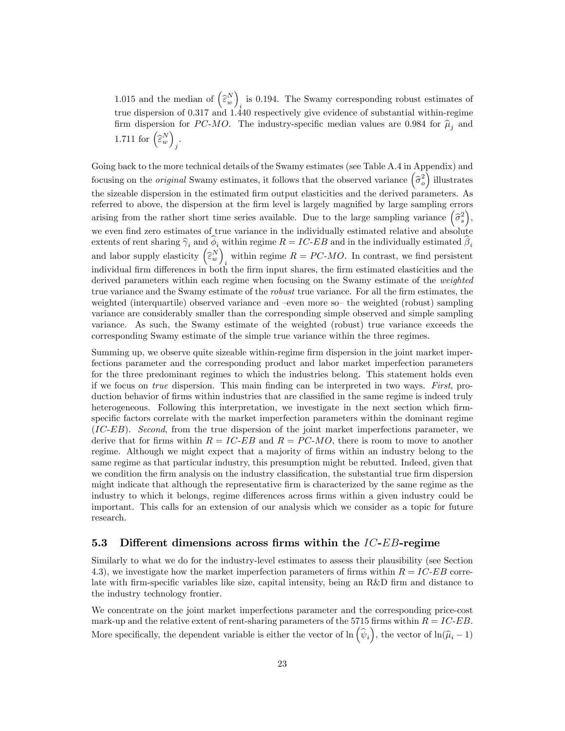1.015 and the median of $\left(\widehat{\varepsilon}_w^N\right)_i$ is 0.194. The Swamy corresponding robust estimates of true dispersion of 0.317 and 1.440 respectively give evidence of substantial within-regime firm dispersion for $PC$-$MO$. The industry-specific median values are 0.984 for $\widehat{\mu}_j$ and 1.711 for $\left(\widehat{\varepsilon}_w^N\right)_j$.

Going back to the more technical details of the Swamy estimates (see Table A.4 in Appendix) and focusing on the *original* Swamy estimates, it follows that the observed variance $\left(\widehat{\sigma}_o^2\right)$ illustrates the sizeable dispersion in the estimated firm output elasticities and the derived parameters. As referred to above, the dispersion at the firm level is largely magnified by large sampling errors arising from the rather short time series available. Due to the large sampling variance $\left(\widehat{\sigma}_s^2\right)$, we even find zero estimates of true variance in the individually estimated relative and absolute extents of rent sharing $\widehat{\gamma}_i$ and $\widehat{\phi}_i$ within regime $R = IC$-$EB$ and in the individually estimated $\widehat{\beta}_i$ and labor supply elasticity $\left(\widehat{\varepsilon}_w^N\right)_i$ within regime $R = PC$-$MO$. In contrast, we find persistent individual firm differences in both the firm input shares, the firm estimated elasticities and the derived parameters within each regime when focusing on the Swamy estimate of the *weighted* true variance and the Swamy estimate of the *robust* true variance. For all the firm estimates, the weighted (interquartile) observed variance and –even more so– the weighted (robust) sampling variance are considerably smaller than the corresponding simple observed and simple sampling variance. As such, the Swamy estimate of the weighted (robust) true variance exceeds the corresponding Swamy estimate of the simple true variance within the three regimes.

Summing up, we observe quite sizeable within-regime firm dispersion in the joint market imperfections parameter and the corresponding product and labor market imperfection parameters for the three predominant regimes to which the industries belong. This statement holds even if we focus on *true* dispersion. This main finding can be interpreted in two ways. *First*, production behavior of firms within industries that are classified in the same regime is indeed truly heterogeneous. Following this interpretation, we investigate in the next section which firm-specific factors correlate with the market imperfection parameters within the dominant regime ($IC$-$EB$). *Second*, from the true dispersion of the joint market imperfections parameter, we derive that for firms within $R = IC$-$EB$ and $R = PC$-$MO$, there is room to move to another regime. Although we might expect that a majority of firms within an industry belong to the same regime as that particular industry, this presumption might be rebutted. Indeed, given that we condition the firm analysis on the industry classification, the substantial true firm dispersion might indicate that although the representative firm is characterized by the same regime as the industry to which it belongs, regime differences across firms within a given industry could be important. This calls for an extension of our analysis which we consider as a topic for future research.

### 5.3 Different dimensions across firms within the $IC$-$EB$-regime

Similarly to what we do for the industry-level estimates to assess their plausibility (see Section 4.3), we investigate how the market imperfection parameters of firms within $R = IC$-$EB$ correlate with firm-specific variables like size, capital intensity, being an R&D firm and distance to the industry technology frontier.

We concentrate on the joint market imperfections parameter and the corresponding price-cost mark-up and the relative extent of rent-sharing parameters of the 5715 firms within $R = IC$-$EB$. More specifically, the dependent variable is either the vector of $\ln\left(\widehat{\psi}_i\right)$, the vector of $\ln(\widehat{\mu}_i - 1)$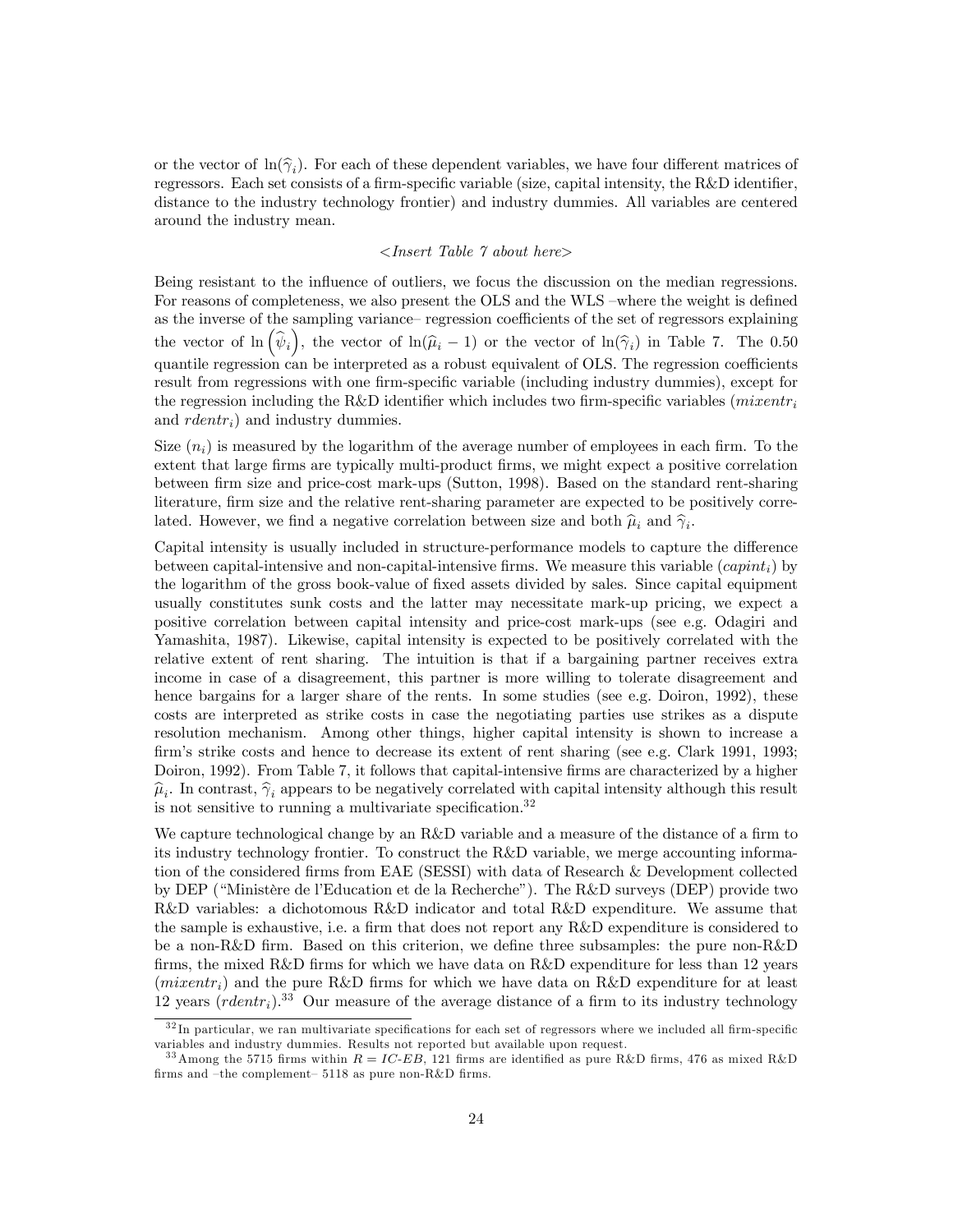or the vector of $\ln(\widehat{\gamma}_i)$. For each of these dependent variables, we have four different matrices of regressors. Each set consists of a firm-specific variable (size, capital intensity, the R&D identifier, distance to the industry technology frontier) and industry dummies. All variables are centered around the industry mean.

*<Insert Table 7 about here>*

Being resistant to the influence of outliers, we focus the discussion on the median regressions. For reasons of completeness, we also present the OLS and the WLS –where the weight is defined as the inverse of the sampling variance– regression coefficients of the set of regressors explaining the vector of $\ln\left(\widehat{\psi}_i\right)$, the vector of $\ln(\widehat{\mu}_i - 1)$ or the vector of $\ln(\widehat{\gamma}_i)$ in Table 7. The 0.50 quantile regression can be interpreted as a robust equivalent of OLS. The regression coefficients result from regressions with one firm-specific variable (including industry dummies), except for the regression including the R&D identifier which includes two firm-specific variables ($mixentr_i$ and $rdentr_i$) and industry dummies.

Size ($n_i$) is measured by the logarithm of the average number of employees in each firm. To the extent that large firms are typically multi-product firms, we might expect a positive correlation between firm size and price-cost mark-ups (Sutton, 1998). Based on the standard rent-sharing literature, firm size and the relative rent-sharing parameter are expected to be positively correlated. However, we find a negative correlation between size and both $\widehat{\mu}_i$ and $\widehat{\gamma}_i$.

Capital intensity is usually included in structure-performance models to capture the difference between capital-intensive and non-capital-intensive firms. We measure this variable ($capint_i$) by the logarithm of the gross book-value of fixed assets divided by sales. Since capital equipment usually constitutes sunk costs and the latter may necessitate mark-up pricing, we expect a positive correlation between capital intensity and price-cost mark-ups (see e.g. Odagiri and Yamashita, 1987). Likewise, capital intensity is expected to be positively correlated with the relative extent of rent sharing. The intuition is that if a bargaining partner receives extra income in case of a disagreement, this partner is more willing to tolerate disagreement and hence bargains for a larger share of the rents. In some studies (see e.g. Doiron, 1992), these costs are interpreted as strike costs in case the negotiating parties use strikes as a dispute resolution mechanism. Among other things, higher capital intensity is shown to increase a firm's strike costs and hence to decrease its extent of rent sharing (see e.g. Clark 1991, 1993; Doiron, 1992). From Table 7, it follows that capital-intensive firms are characterized by a higher $\widehat{\mu}_i$. In contrast, $\widehat{\gamma}_i$ appears to be negatively correlated with capital intensity although this result is not sensitive to running a multivariate specification.[32]

We capture technological change by an R&D variable and a measure of the distance of a firm to its industry technology frontier. To construct the R&D variable, we merge accounting information of the considered firms from EAE (SESSI) with data of Research & Development collected by DEP ("Ministère de l'Education et de la Recherche"). The R&D surveys (DEP) provide two R&D variables: a dichotomous R&D indicator and total R&D expenditure. We assume that the sample is exhaustive, i.e. a firm that does not report any R&D expenditure is considered to be a non-R&D firm. Based on this criterion, we define three subsamples: the pure non-R&D firms, the mixed R&D firms for which we have data on R&D expenditure for less than 12 years ($mixentr_i$) and the pure R&D firms for which we have data on R&D expenditure for at least 12 years ($rdentr_i$).[33] Our measure of the average distance of a firm to its industry technology

---

[32] In particular, we ran multivariate specifications for each set of regressors where we included all firm-specific variables and industry dummies. Results not reported but available upon request.

[33] Among the 5715 firms within $R = IC\text{-}EB$, 121 firms are identified as pure R&D firms, 476 as mixed R&D firms and –the complement– 5118 as pure non-R&D firms.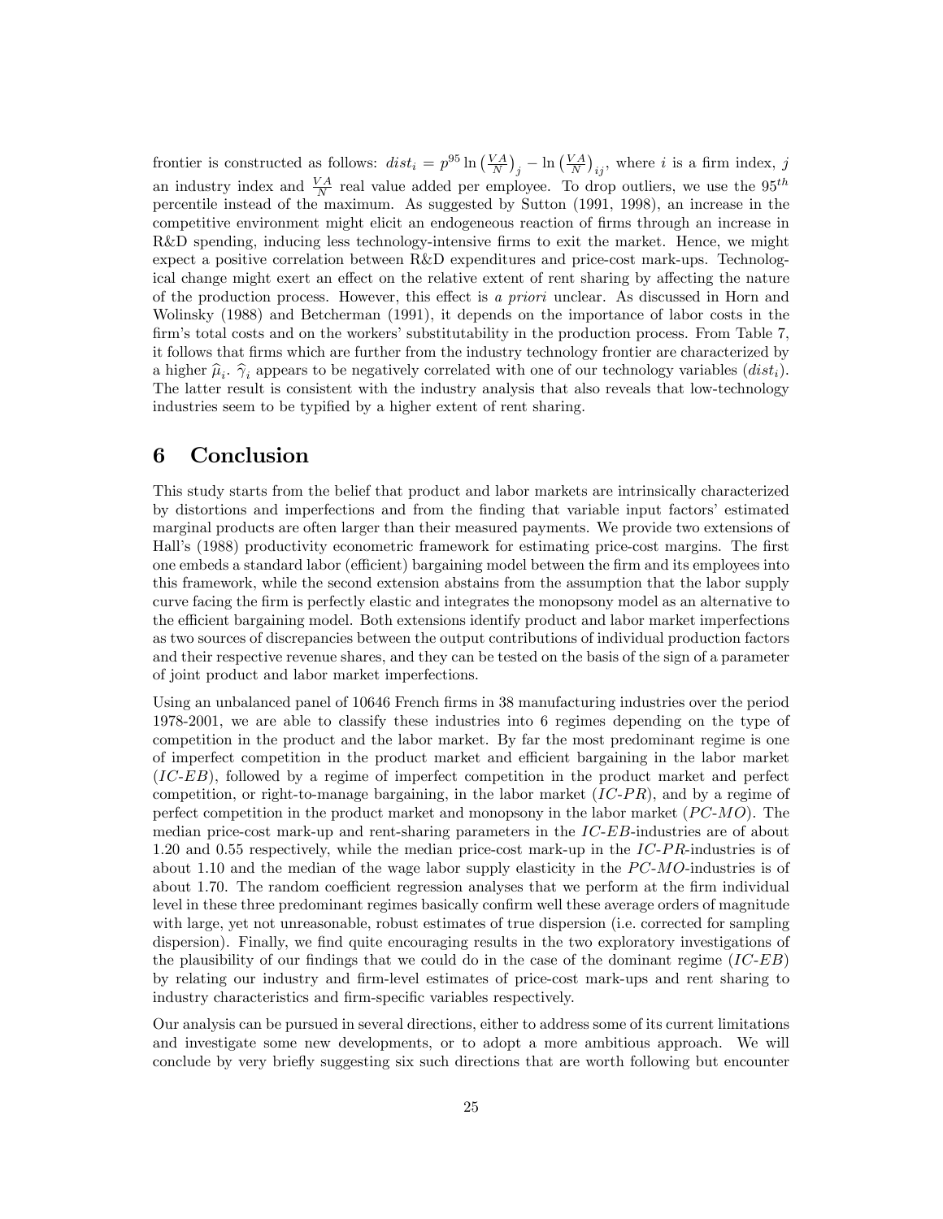frontier is constructed as follows: $dist_i = p^{95} \ln\left(\frac{VA}{N}\right)_j - \ln\left(\frac{VA}{N}\right)_{ij}$, where $i$ is a firm index, $j$ an industry index and $\frac{VA}{N}$ real value added per employee. To drop outliers, we use the $95^{th}$ percentile instead of the maximum. As suggested by Sutton (1991, 1998), an increase in the competitive environment might elicit an endogeneous reaction of firms through an increase in R&D spending, inducing less technology-intensive firms to exit the market. Hence, we might expect a positive correlation between R&D expenditures and price-cost mark-ups. Technological change might exert an effect on the relative extent of rent sharing by affecting the nature of the production process. However, this effect is *a priori* unclear. As discussed in Horn and Wolinsky (1988) and Betcherman (1991), it depends on the importance of labor costs in the firm's total costs and on the workers' substitutability in the production process. From Table 7, it follows that firms which are further from the industry technology frontier are characterized by a higher $\widehat{\mu}_i$. $\widehat{\gamma}_i$ appears to be negatively correlated with one of our technology variables ($dist_i$). The latter result is consistent with the industry analysis that also reveals that low-technology industries seem to be typified by a higher extent of rent sharing.

# 6 Conclusion

This study starts from the belief that product and labor markets are intrinsically characterized by distortions and imperfections and from the finding that variable input factors' estimated marginal products are often larger than their measured payments. We provide two extensions of Hall's (1988) productivity econometric framework for estimating price-cost margins. The first one embeds a standard labor (efficient) bargaining model between the firm and its employees into this framework, while the second extension abstains from the assumption that the labor supply curve facing the firm is perfectly elastic and integrates the monopsony model as an alternative to the efficient bargaining model. Both extensions identify product and labor market imperfections as two sources of discrepancies between the output contributions of individual production factors and their respective revenue shares, and they can be tested on the basis of the sign of a parameter of joint product and labor market imperfections.

Using an unbalanced panel of 10646 French firms in 38 manufacturing industries over the period 1978-2001, we are able to classify these industries into 6 regimes depending on the type of competition in the product and the labor market. By far the most predominant regime is one of imperfect competition in the product market and efficient bargaining in the labor market ($IC$-$EB$), followed by a regime of imperfect competition in the product market and perfect competition, or right-to-manage bargaining, in the labor market ($IC$-$PR$), and by a regime of perfect competition in the product market and monopsony in the labor market ($PC$-$MO$). The median price-cost mark-up and rent-sharing parameters in the $IC$-$EB$-industries are of about 1.20 and 0.55 respectively, while the median price-cost mark-up in the $IC$-$PR$-industries is of about 1.10 and the median of the wage labor supply elasticity in the $PC$-$MO$-industries is of about 1.70. The random coefficient regression analyses that we perform at the firm individual level in these three predominant regimes basically confirm well these average orders of magnitude with large, yet not unreasonable, robust estimates of true dispersion (i.e. corrected for sampling dispersion). Finally, we find quite encouraging results in the two exploratory investigations of the plausibility of our findings that we could do in the case of the dominant regime ($IC$-$EB$) by relating our industry and firm-level estimates of price-cost mark-ups and rent sharing to industry characteristics and firm-specific variables respectively.

Our analysis can be pursued in several directions, either to address some of its current limitations and investigate some new developments, or to adopt a more ambitious approach. We will conclude by very briefly suggesting six such directions that are worth following but encounter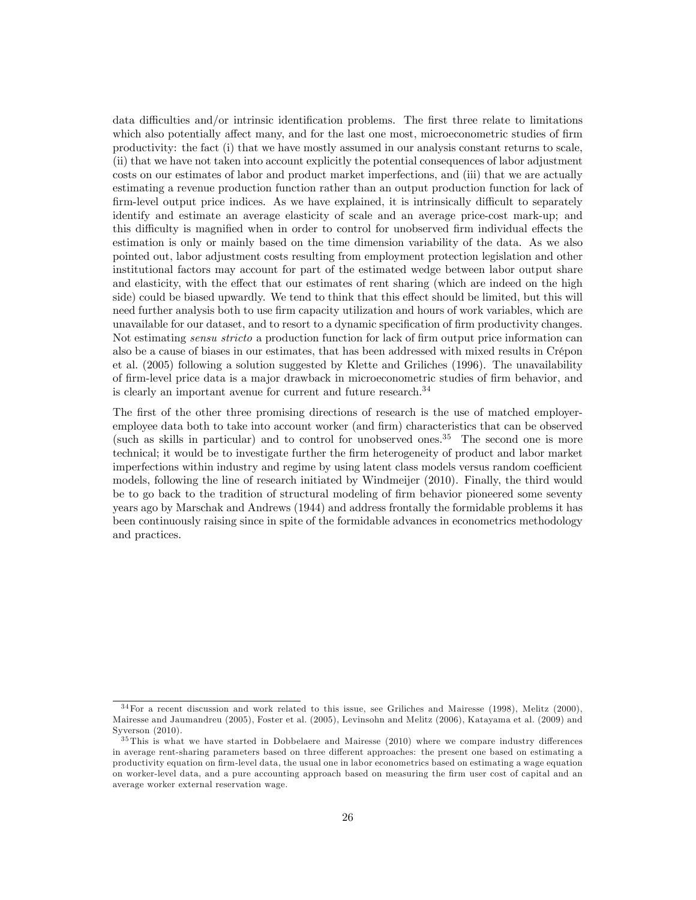data difficulties and/or intrinsic identification problems. The first three relate to limitations which also potentially affect many, and for the last one most, microeconometric studies of firm productivity: the fact (i) that we have mostly assumed in our analysis constant returns to scale, (ii) that we have not taken into account explicitly the potential consequences of labor adjustment costs on our estimates of labor and product market imperfections, and (iii) that we are actually estimating a revenue production function rather than an output production function for lack of firm-level output price indices. As we have explained, it is intrinsically difficult to separately identify and estimate an average elasticity of scale and an average price-cost mark-up; and this difficulty is magnified when in order to control for unobserved firm individual effects the estimation is only or mainly based on the time dimension variability of the data. As we also pointed out, labor adjustment costs resulting from employment protection legislation and other institutional factors may account for part of the estimated wedge between labor output share and elasticity, with the effect that our estimates of rent sharing (which are indeed on the high side) could be biased upwardly. We tend to think that this effect should be limited, but this will need further analysis both to use firm capacity utilization and hours of work variables, which are unavailable for our dataset, and to resort to a dynamic specification of firm productivity changes. Not estimating *sensu stricto* a production function for lack of firm output price information can also be a cause of biases in our estimates, that has been addressed with mixed results in Crépon et al. (2005) following a solution suggested by Klette and Griliches (1996). The unavailability of firm-level price data is a major drawback in microeconometric studies of firm behavior, and is clearly an important avenue for current and future research.[34]

The first of the other three promising directions of research is the use of matched employer-employee data both to take into account worker (and firm) characteristics that can be observed (such as skills in particular) and to control for unobserved ones.[35] The second one is more technical; it would be to investigate further the firm heterogeneity of product and labor market imperfections within industry and regime by using latent class models versus random coefficient models, following the line of research initiated by Windmeijer (2010). Finally, the third would be to go back to the tradition of structural modeling of firm behavior pioneered some seventy years ago by Marschak and Andrews (1944) and address frontally the formidable problems it has been continuously raising since in spite of the formidable advances in econometrics methodology and practices.

[34] For a recent discussion and work related to this issue, see Griliches and Mairesse (1998), Melitz (2000), Mairesse and Jaumandreu (2005), Foster et al. (2005), Levinsohn and Melitz (2006), Katayama et al. (2009) and Syverson (2010).

[35] This is what we have started in Dobbelaere and Mairesse (2010) where we compare industry differences in average rent-sharing parameters based on three different approaches: the present one based on estimating a productivity equation on firm-level data, the usual one in labor econometrics based on estimating a wage equation on worker-level data, and a pure accounting approach based on measuring the firm user cost of capital and an average worker external reservation wage.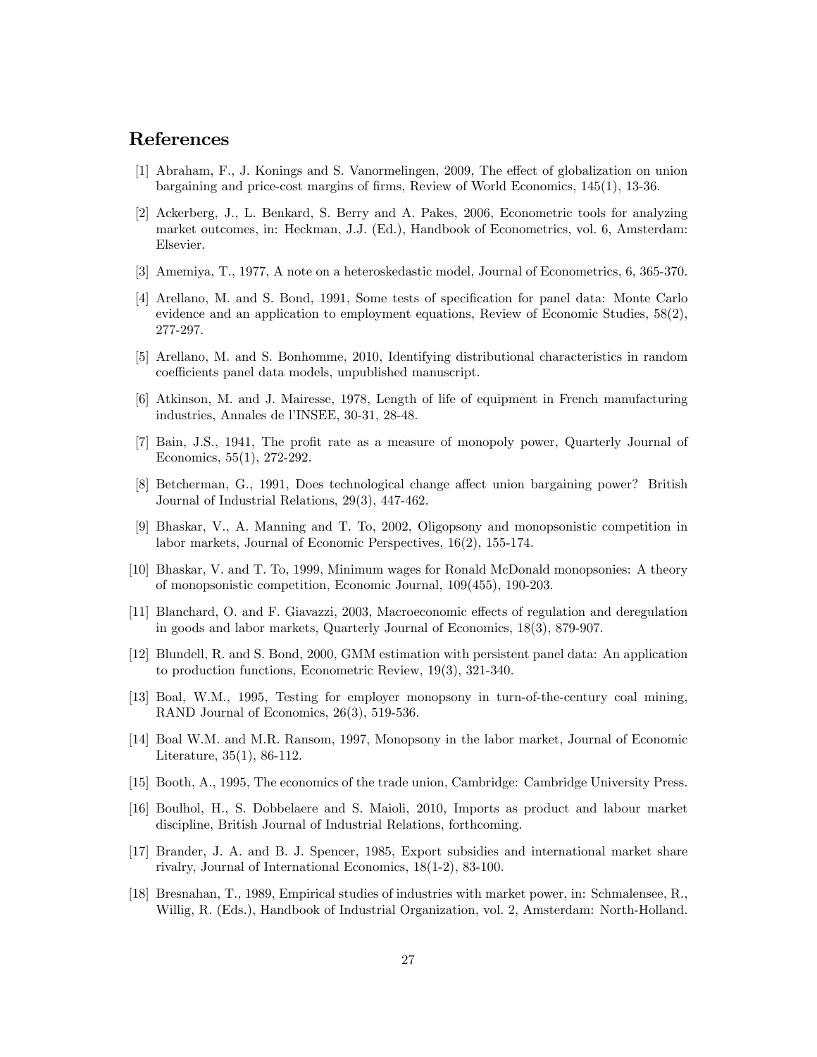# References

[1] Abraham, F., J. Konings and S. Vanormelingen, 2009, The effect of globalization on union bargaining and price-cost margins of firms, Review of World Economics, 145(1), 13-36.

[2] Ackerberg, J., L. Benkard, S. Berry and A. Pakes, 2006, Econometric tools for analyzing market outcomes, in: Heckman, J.J. (Ed.), Handbook of Econometrics, vol. 6, Amsterdam: Elsevier.

[3] Amemiya, T., 1977, A note on a heteroskedastic model, Journal of Econometrics, 6, 365-370.

[4] Arellano, M. and S. Bond, 1991, Some tests of specification for panel data: Monte Carlo evidence and an application to employment equations, Review of Economic Studies, 58(2), 277-297.

[5] Arellano, M. and S. Bonhomme, 2010, Identifying distributional characteristics in random coefficients panel data models, unpublished manuscript.

[6] Atkinson, M. and J. Mairesse, 1978, Length of life of equipment in French manufacturing industries, Annales de l'INSEE, 30-31, 28-48.

[7] Bain, J.S., 1941, The profit rate as a measure of monopoly power, Quarterly Journal of Economics, 55(1), 272-292.

[8] Betcherman, G., 1991, Does technological change affect union bargaining power? British Journal of Industrial Relations, 29(3), 447-462.

[9] Bhaskar, V., A. Manning and T. To, 2002, Oligopsony and monopsonistic competition in labor markets, Journal of Economic Perspectives, 16(2), 155-174.

[10] Bhaskar, V. and T. To, 1999, Minimum wages for Ronald McDonald monopsonies: A theory of monopsonistic competition, Economic Journal, 109(455), 190-203.

[11] Blanchard, O. and F. Giavazzi, 2003, Macroeconomic effects of regulation and deregulation in goods and labor markets, Quarterly Journal of Economics, 18(3), 879-907.

[12] Blundell, R. and S. Bond, 2000, GMM estimation with persistent panel data: An application to production functions, Econometric Review, 19(3), 321-340.

[13] Boal, W.M., 1995, Testing for employer monopsony in turn-of-the-century coal mining, RAND Journal of Economics, 26(3), 519-536.

[14] Boal W.M. and M.R. Ransom, 1997, Monopsony in the labor market, Journal of Economic Literature, 35(1), 86-112.

[15] Booth, A., 1995, The economics of the trade union, Cambridge: Cambridge University Press.

[16] Boulhol, H., S. Dobbelaere and S. Maioli, 2010, Imports as product and labour market discipline, British Journal of Industrial Relations, forthcoming.

[17] Brander, J. A. and B. J. Spencer, 1985, Export subsidies and international market share rivalry, Journal of International Economics, 18(1-2), 83-100.

[18] Bresnahan, T., 1989, Empirical studies of industries with market power, in: Schmalensee, R., Willig, R. (Eds.), Handbook of Industrial Organization, vol. 2, Amsterdam: North-Holland.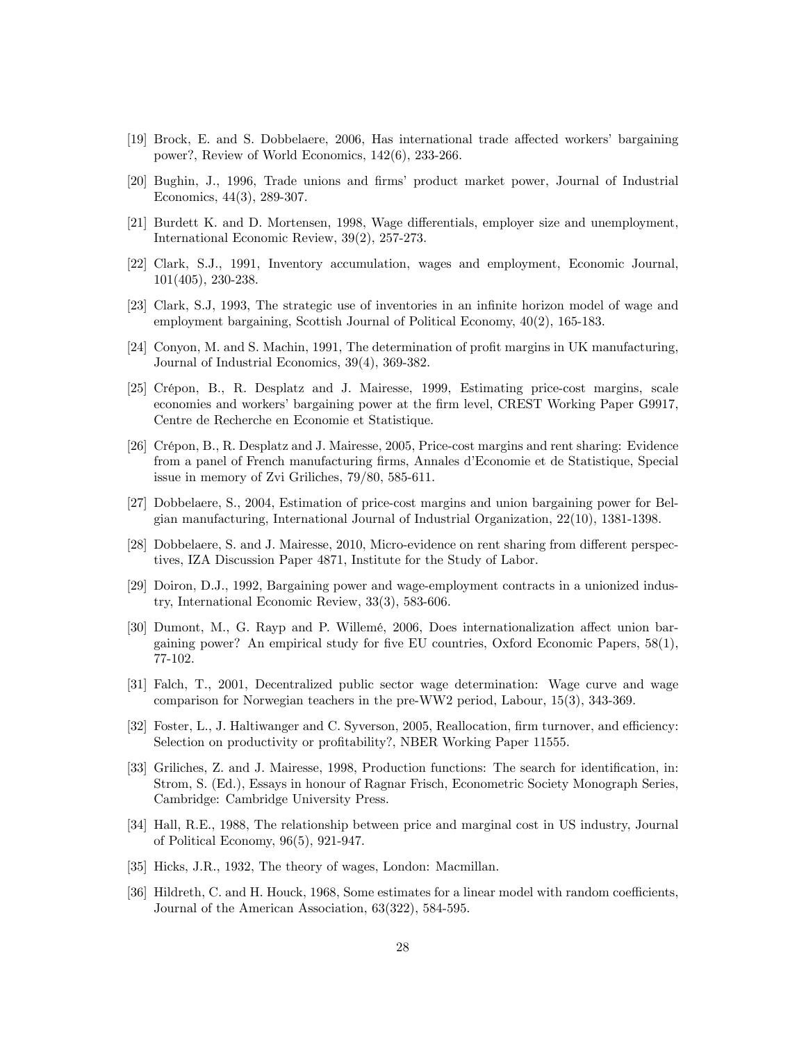[19] Brock, E. and S. Dobbelaere, 2006, Has international trade affected workers' bargaining power?, Review of World Economics, 142(6), 233-266.

[20] Bughin, J., 1996, Trade unions and firms' product market power, Journal of Industrial Economics, 44(3), 289-307.

[21] Burdett K. and D. Mortensen, 1998, Wage differentials, employer size and unemployment, International Economic Review, 39(2), 257-273.

[22] Clark, S.J., 1991, Inventory accumulation, wages and employment, Economic Journal, 101(405), 230-238.

[23] Clark, S.J, 1993, The strategic use of inventories in an infinite horizon model of wage and employment bargaining, Scottish Journal of Political Economy, 40(2), 165-183.

[24] Conyon, M. and S. Machin, 1991, The determination of profit margins in UK manufacturing, Journal of Industrial Economics, 39(4), 369-382.

[25] Crépon, B., R. Desplatz and J. Mairesse, 1999, Estimating price-cost margins, scale economies and workers' bargaining power at the firm level, CREST Working Paper G9917, Centre de Recherche en Economie et Statistique.

[26] Crépon, B., R. Desplatz and J. Mairesse, 2005, Price-cost margins and rent sharing: Evidence from a panel of French manufacturing firms, Annales d'Economie et de Statistique, Special issue in memory of Zvi Griliches, 79/80, 585-611.

[27] Dobbelaere, S., 2004, Estimation of price-cost margins and union bargaining power for Belgian manufacturing, International Journal of Industrial Organization, 22(10), 1381-1398.

[28] Dobbelaere, S. and J. Mairesse, 2010, Micro-evidence on rent sharing from different perspectives, IZA Discussion Paper 4871, Institute for the Study of Labor.

[29] Doiron, D.J., 1992, Bargaining power and wage-employment contracts in a unionized industry, International Economic Review, 33(3), 583-606.

[30] Dumont, M., G. Rayp and P. Willemé, 2006, Does internationalization affect union bargaining power? An empirical study for five EU countries, Oxford Economic Papers, 58(1), 77-102.

[31] Falch, T., 2001, Decentralized public sector wage determination: Wage curve and wage comparison for Norwegian teachers in the pre-WW2 period, Labour, 15(3), 343-369.

[32] Foster, L., J. Haltiwanger and C. Syverson, 2005, Reallocation, firm turnover, and efficiency: Selection on productivity or profitability?, NBER Working Paper 11555.

[33] Griliches, Z. and J. Mairesse, 1998, Production functions: The search for identification, in: Strom, S. (Ed.), Essays in honour of Ragnar Frisch, Econometric Society Monograph Series, Cambridge: Cambridge University Press.

[34] Hall, R.E., 1988, The relationship between price and marginal cost in US industry, Journal of Political Economy, 96(5), 921-947.

[35] Hicks, J.R., 1932, The theory of wages, London: Macmillan.

[36] Hildreth, C. and H. Houck, 1968, Some estimates for a linear model with random coefficients, Journal of the American Association, 63(322), 584-595.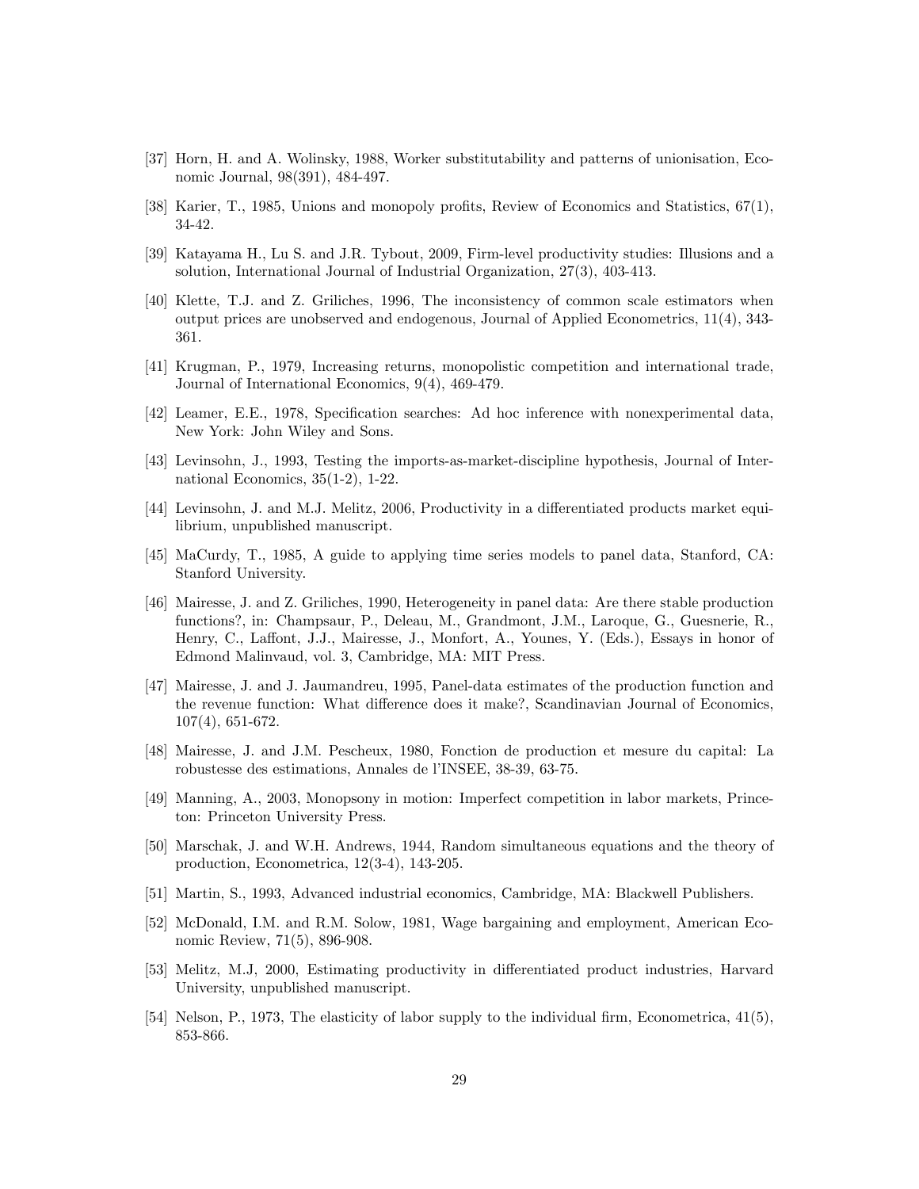[37] Horn, H. and A. Wolinsky, 1988, Worker substitutability and patterns of unionisation, Economic Journal, 98(391), 484-497.

[38] Karier, T., 1985, Unions and monopoly profits, Review of Economics and Statistics, 67(1), 34-42.

[39] Katayama H., Lu S. and J.R. Tybout, 2009, Firm-level productivity studies: Illusions and a solution, International Journal of Industrial Organization, 27(3), 403-413.

[40] Klette, T.J. and Z. Griliches, 1996, The inconsistency of common scale estimators when output prices are unobserved and endogenous, Journal of Applied Econometrics, 11(4), 343-361.

[41] Krugman, P., 1979, Increasing returns, monopolistic competition and international trade, Journal of International Economics, 9(4), 469-479.

[42] Leamer, E.E., 1978, Specification searches: Ad hoc inference with nonexperimental data, New York: John Wiley and Sons.

[43] Levinsohn, J., 1993, Testing the imports-as-market-discipline hypothesis, Journal of International Economics, 35(1-2), 1-22.

[44] Levinsohn, J. and M.J. Melitz, 2006, Productivity in a differentiated products market equilibrium, unpublished manuscript.

[45] MaCurdy, T., 1985, A guide to applying time series models to panel data, Stanford, CA: Stanford University.

[46] Mairesse, J. and Z. Griliches, 1990, Heterogeneity in panel data: Are there stable production functions?, in: Champsaur, P., Deleau, M., Grandmont, J.M., Laroque, G., Guesnerie, R., Henry, C., Laffont, J.J., Mairesse, J., Monfort, A., Younes, Y. (Eds.), Essays in honor of Edmond Malinvaud, vol. 3, Cambridge, MA: MIT Press.

[47] Mairesse, J. and J. Jaumandreu, 1995, Panel-data estimates of the production function and the revenue function: What difference does it make?, Scandinavian Journal of Economics, 107(4), 651-672.

[48] Mairesse, J. and J.M. Pescheux, 1980, Fonction de production et mesure du capital: La robustesse des estimations, Annales de l'INSEE, 38-39, 63-75.

[49] Manning, A., 2003, Monopsony in motion: Imperfect competition in labor markets, Princeton: Princeton University Press.

[50] Marschak, J. and W.H. Andrews, 1944, Random simultaneous equations and the theory of production, Econometrica, 12(3-4), 143-205.

[51] Martin, S., 1993, Advanced industrial economics, Cambridge, MA: Blackwell Publishers.

[52] McDonald, I.M. and R.M. Solow, 1981, Wage bargaining and employment, American Economic Review, 71(5), 896-908.

[53] Melitz, M.J, 2000, Estimating productivity in differentiated product industries, Harvard University, unpublished manuscript.

[54] Nelson, P., 1973, The elasticity of labor supply to the individual firm, Econometrica, 41(5), 853-866.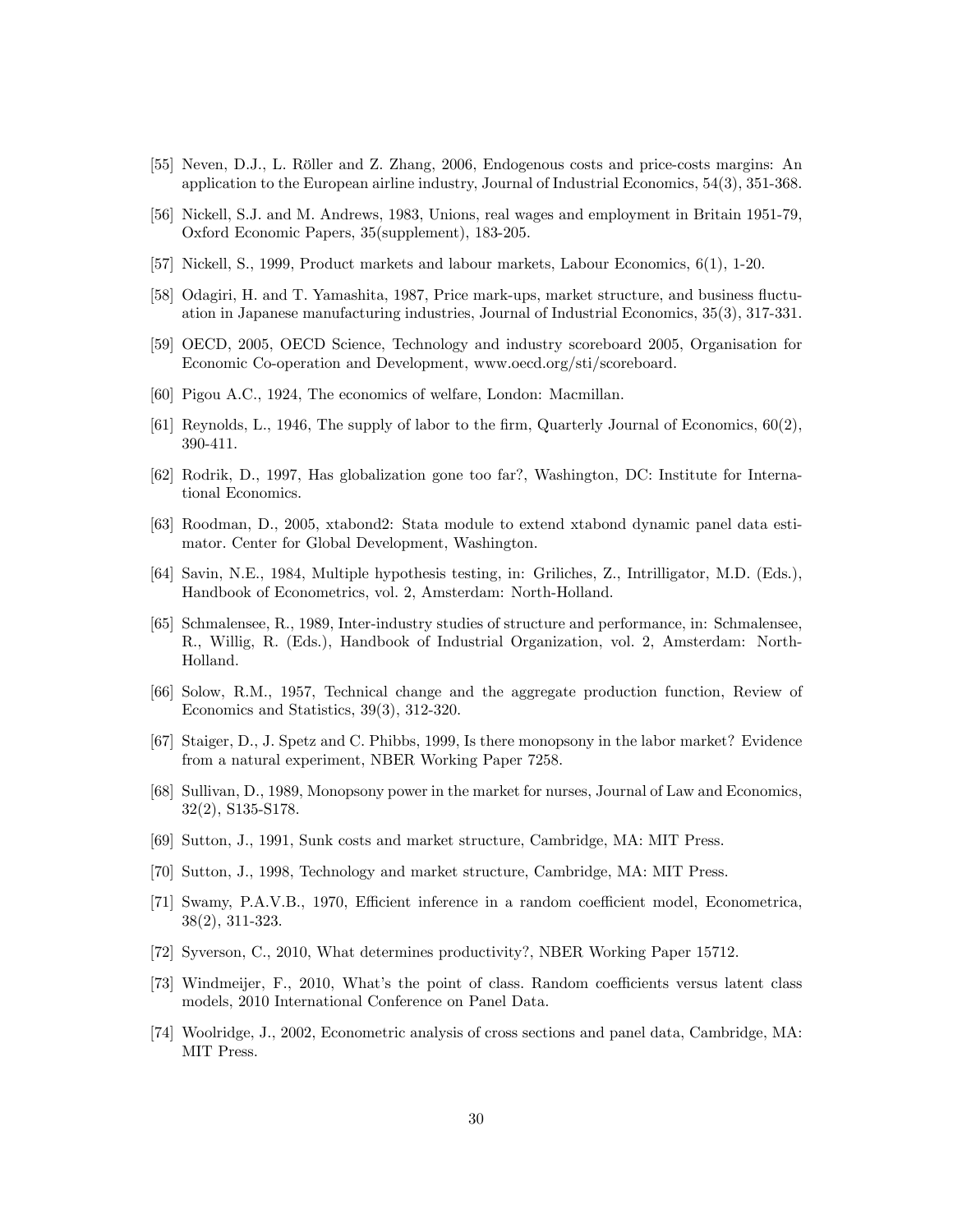[55] Neven, D.J., L. Röller and Z. Zhang, 2006, Endogenous costs and price-costs margins: An application to the European airline industry, Journal of Industrial Economics, 54(3), 351-368.

[56] Nickell, S.J. and M. Andrews, 1983, Unions, real wages and employment in Britain 1951-79, Oxford Economic Papers, 35(supplement), 183-205.

[57] Nickell, S., 1999, Product markets and labour markets, Labour Economics, 6(1), 1-20.

[58] Odagiri, H. and T. Yamashita, 1987, Price mark-ups, market structure, and business fluctuation in Japanese manufacturing industries, Journal of Industrial Economics, 35(3), 317-331.

[59] OECD, 2005, OECD Science, Technology and industry scoreboard 2005, Organisation for Economic Co-operation and Development, www.oecd.org/sti/scoreboard.

[60] Pigou A.C., 1924, The economics of welfare, London: Macmillan.

[61] Reynolds, L., 1946, The supply of labor to the firm, Quarterly Journal of Economics, 60(2), 390-411.

[62] Rodrik, D., 1997, Has globalization gone too far?, Washington, DC: Institute for International Economics.

[63] Roodman, D., 2005, xtabond2: Stata module to extend xtabond dynamic panel data estimator. Center for Global Development, Washington.

[64] Savin, N.E., 1984, Multiple hypothesis testing, in: Griliches, Z., Intrilligator, M.D. (Eds.), Handbook of Econometrics, vol. 2, Amsterdam: North-Holland.

[65] Schmalensee, R., 1989, Inter-industry studies of structure and performance, in: Schmalensee, R., Willig, R. (Eds.), Handbook of Industrial Organization, vol. 2, Amsterdam: North-Holland.

[66] Solow, R.M., 1957, Technical change and the aggregate production function, Review of Economics and Statistics, 39(3), 312-320.

[67] Staiger, D., J. Spetz and C. Phibbs, 1999, Is there monopsony in the labor market? Evidence from a natural experiment, NBER Working Paper 7258.

[68] Sullivan, D., 1989, Monopsony power in the market for nurses, Journal of Law and Economics, 32(2), S135-S178.

[69] Sutton, J., 1991, Sunk costs and market structure, Cambridge, MA: MIT Press.

[70] Sutton, J., 1998, Technology and market structure, Cambridge, MA: MIT Press.

[71] Swamy, P.A.V.B., 1970, Efficient inference in a random coefficient model, Econometrica, 38(2), 311-323.

[72] Syverson, C., 2010, What determines productivity?, NBER Working Paper 15712.

[73] Windmeijer, F., 2010, What's the point of class. Random coefficients versus latent class models, 2010 International Conference on Panel Data.

[74] Woolridge, J., 2002, Econometric analysis of cross sections and panel data, Cambridge, MA: MIT Press.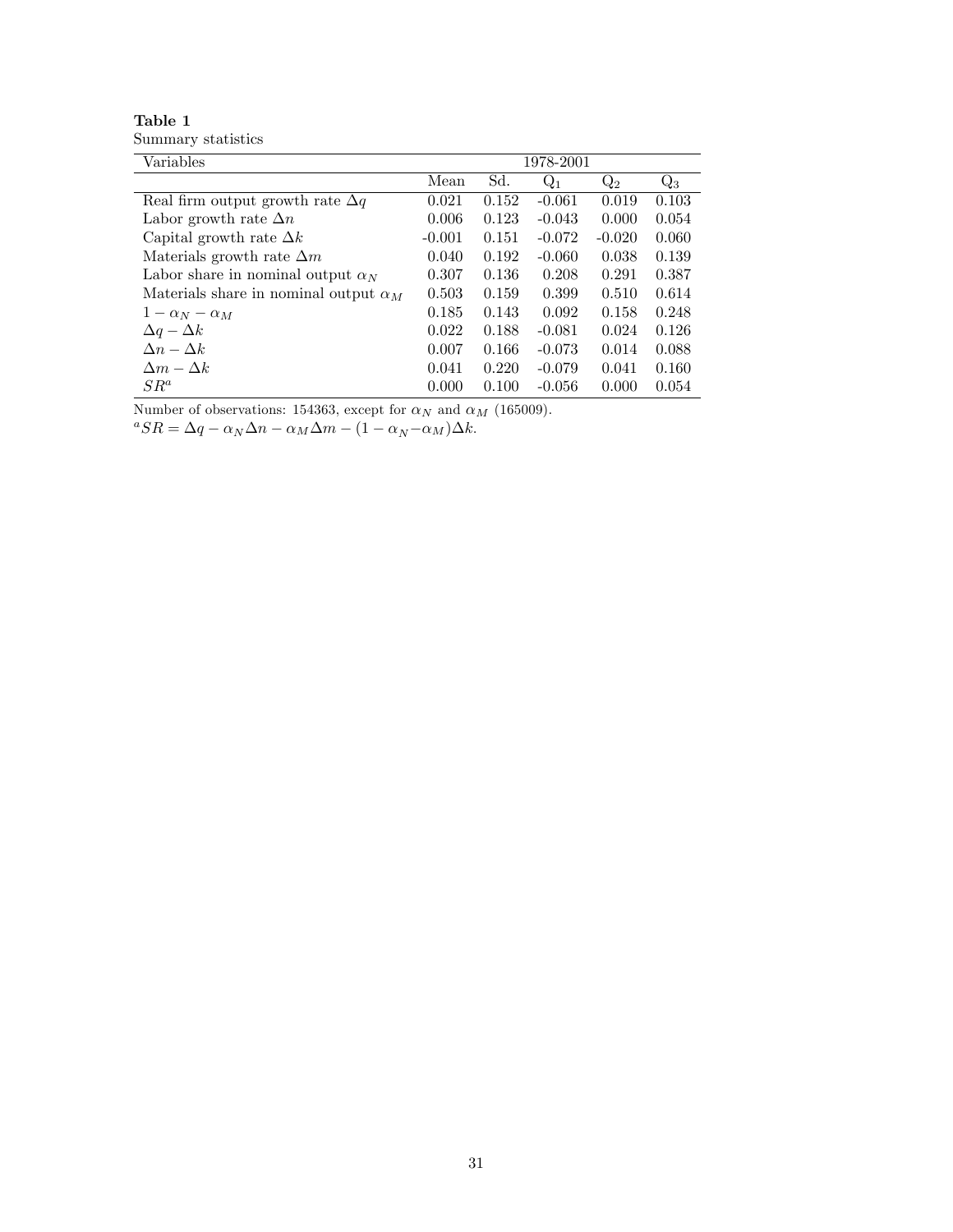**Table 1**
Summary statistics

| Variables | 1978-2001 | | | | |
|---|---|---|---|---|---|
| | Mean | Sd. | $Q_1$ | $Q_2$ | $Q_3$ |
| Real firm output growth rate $\Delta q$ | 0.021 | 0.152 | -0.061 | 0.019 | 0.103 |
| Labor growth rate $\Delta n$ | 0.006 | 0.123 | -0.043 | 0.000 | 0.054 |
| Capital growth rate $\Delta k$ | -0.001 | 0.151 | -0.072 | -0.020 | 0.060 |
| Materials growth rate $\Delta m$ | 0.040 | 0.192 | -0.060 | 0.038 | 0.139 |
| Labor share in nominal output $\alpha_N$ | 0.307 | 0.136 | 0.208 | 0.291 | 0.387 |
| Materials share in nominal output $\alpha_M$ | 0.503 | 0.159 | 0.399 | 0.510 | 0.614 |
| $1 - \alpha_N - \alpha_M$ | 0.185 | 0.143 | 0.092 | 0.158 | 0.248 |
| $\Delta q - \Delta k$ | 0.022 | 0.188 | -0.081 | 0.024 | 0.126 |
| $\Delta n - \Delta k$ | 0.007 | 0.166 | -0.073 | 0.014 | 0.088 |
| $\Delta m - \Delta k$ | 0.041 | 0.220 | -0.079 | 0.041 | 0.160 |
| $SR^a$ | 0.000 | 0.100 | -0.056 | 0.000 | 0.054 |

Number of observations: 154363, except for $\alpha_N$ and $\alpha_M$ (165009).
[a] $SR = \Delta q - \alpha_N \Delta n - \alpha_M \Delta m - (1 - \alpha_N - \alpha_M)\Delta k$.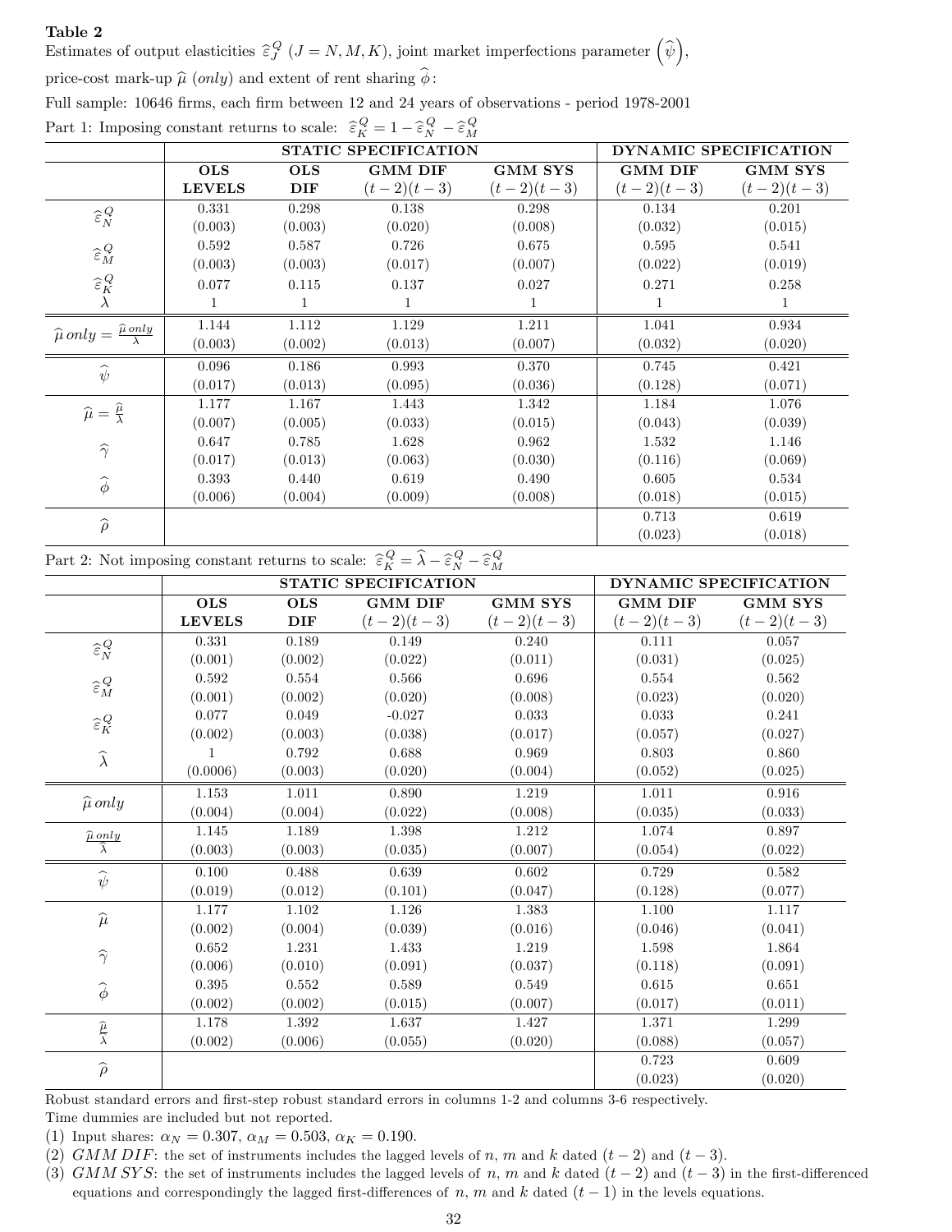**Table 2**
Estimates of output elasticities $\widehat{\varepsilon}_J^Q$ $(J = N, M, K)$, joint market imperfections parameter $\left(\widehat{\psi}\right)$,
price-cost mark-up $\widehat{\mu}$ (*only*) and extent of rent sharing $\widehat{\phi}$:
Full sample: 10646 firms, each firm between 12 and 24 years of observations - period 1978-2001

Part 1: Imposing constant returns to scale: $\widehat{\varepsilon}_K^Q = 1 - \widehat{\varepsilon}_N^Q - \widehat{\varepsilon}_M^Q$

| | **STATIC SPECIFICATION** | | | | **DYNAMIC SPECIFICATION** | |
|---|---|---|---|---|---|---|
| | **OLS LEVELS** | **OLS DIF** | **GMM DIF** $(t-2)(t-3)$ | **GMM SYS** $(t-2)(t-3)$ | **GMM DIF** $(t-2)(t-3)$ | **GMM SYS** $(t-2)(t-3)$ |
| $\widehat{\varepsilon}_N^Q$ | 0.331 | 0.298 | 0.138 | 0.298 | 0.134 | 0.201 |
| | (0.003) | (0.003) | (0.020) | (0.008) | (0.032) | (0.015) |
| $\widehat{\varepsilon}_M^Q$ | 0.592 | 0.587 | 0.726 | 0.675 | 0.595 | 0.541 |
| | (0.003) | (0.003) | (0.017) | (0.007) | (0.022) | (0.019) |
| $\widehat{\varepsilon}_K^Q$ | 0.077 | 0.115 | 0.137 | 0.027 | 0.271 | 0.258 |
| $\lambda$ | 1 | 1 | 1 | 1 | 1 | 1 |
| $\widehat{\mu}\, only = \frac{\widehat{\mu}\, only}{\lambda}$ | 1.144 | 1.112 | 1.129 | 1.211 | 1.041 | 0.934 |
| | (0.003) | (0.002) | (0.013) | (0.007) | (0.032) | (0.020) |
| $\widehat{\psi}$ | 0.096 | 0.186 | 0.993 | 0.370 | 0.745 | 0.421 |
| | (0.017) | (0.013) | (0.095) | (0.036) | (0.128) | (0.071) |
| $\widehat{\mu} = \frac{\widehat{\mu}}{\lambda}$ | 1.177 | 1.167 | 1.443 | 1.342 | 1.184 | 1.076 |
| | (0.007) | (0.005) | (0.033) | (0.015) | (0.043) | (0.039) |
| $\widehat{\gamma}$ | 0.647 | 0.785 | 1.628 | 0.962 | 1.532 | 1.146 |
| | (0.017) | (0.013) | (0.063) | (0.030) | (0.116) | (0.069) |
| $\widehat{\phi}$ | 0.393 | 0.440 | 0.619 | 0.490 | 0.605 | 0.534 |
| | (0.006) | (0.004) | (0.009) | (0.008) | (0.018) | (0.015) |
| $\widehat{\rho}$ | | | | | 0.713 | 0.619 |
| | | | | | (0.023) | (0.018) |

Part 2: Not imposing constant returns to scale: $\widehat{\varepsilon}_K^Q = \widehat{\lambda} - \widehat{\varepsilon}_N^Q - \widehat{\varepsilon}_M^Q$

| | **STATIC SPECIFICATION** | | | | **DYNAMIC SPECIFICATION** | |
|---|---|---|---|---|---|---|
| | **OLS LEVELS** | **OLS DIF** | **GMM DIF** $(t-2)(t-3)$ | **GMM SYS** $(t-2)(t-3)$ | **GMM DIF** $(t-2)(t-3)$ | **GMM SYS** $(t-2)(t-3)$ |
| $\widehat{\varepsilon}_N^Q$ | 0.331 | 0.189 | 0.149 | 0.240 | 0.111 | 0.057 |
| | (0.001) | (0.002) | (0.022) | (0.011) | (0.031) | (0.025) |
| $\widehat{\varepsilon}_M^Q$ | 0.592 | 0.554 | 0.566 | 0.696 | 0.554 | 0.562 |
| | (0.001) | (0.002) | (0.020) | (0.008) | (0.023) | (0.020) |
| $\widehat{\varepsilon}_K^Q$ | 0.077 | 0.049 | -0.027 | 0.033 | 0.033 | 0.241 |
| | (0.002) | (0.003) | (0.038) | (0.017) | (0.057) | (0.027) |
| $\widehat{\lambda}$ | 1 | 0.792 | 0.688 | 0.969 | 0.803 | 0.860 |
| | (0.0006) | (0.003) | (0.020) | (0.004) | (0.052) | (0.025) |
| $\widehat{\mu}\, only$ | 1.153 | 1.011 | 0.890 | 1.219 | 1.011 | 0.916 |
| | (0.004) | (0.004) | (0.022) | (0.008) | (0.035) | (0.033) |
| $\frac{\widehat{\mu}\, only}{\widehat{\lambda}}$ | 1.145 | 1.189 | 1.398 | 1.212 | 1.074 | 0.897 |
| | (0.003) | (0.003) | (0.035) | (0.007) | (0.054) | (0.022) |
| $\widehat{\psi}$ | 0.100 | 0.488 | 0.639 | 0.602 | 0.729 | 0.582 |
| | (0.019) | (0.012) | (0.101) | (0.047) | (0.128) | (0.077) |
| $\widehat{\mu}$ | 1.177 | 1.102 | 1.126 | 1.383 | 1.100 | 1.117 |
| | (0.002) | (0.004) | (0.039) | (0.016) | (0.046) | (0.041) |
| $\widehat{\gamma}$ | 0.652 | 1.231 | 1.433 | 1.219 | 1.598 | 1.864 |
| | (0.006) | (0.010) | (0.091) | (0.037) | (0.118) | (0.091) |
| $\widehat{\phi}$ | 0.395 | 0.552 | 0.589 | 0.549 | 0.615 | 0.651 |
| | (0.002) | (0.002) | (0.015) | (0.007) | (0.017) | (0.011) |
| $\frac{\widehat{\mu}}{\widehat{\lambda}}$ | 1.178 | 1.392 | 1.637 | 1.427 | 1.371 | 1.299 |
| | (0.002) | (0.006) | (0.055) | (0.020) | (0.088) | (0.057) |
| $\widehat{\rho}$ | | | | | 0.723 | 0.609 |
| | | | | | (0.023) | (0.020) |

Robust standard errors and first-step robust standard errors in columns 1-2 and columns 3-6 respectively.
Time dummies are included but not reported.
(1) Input shares: $\alpha_N = 0.307$, $\alpha_M = 0.503$, $\alpha_K = 0.190$.
(2) *GMM DIF*: the set of instruments includes the lagged levels of $n$, $m$ and $k$ dated $(t-2)$ and $(t-3)$.
(3) *GMM SYS*: the set of instruments includes the lagged levels of $n$, $m$ and $k$ dated $(t-2)$ and $(t-3)$ in the first-differenced equations and correspondingly the lagged first-differences of $n$, $m$ and $k$ dated $(t-1)$ in the levels equations.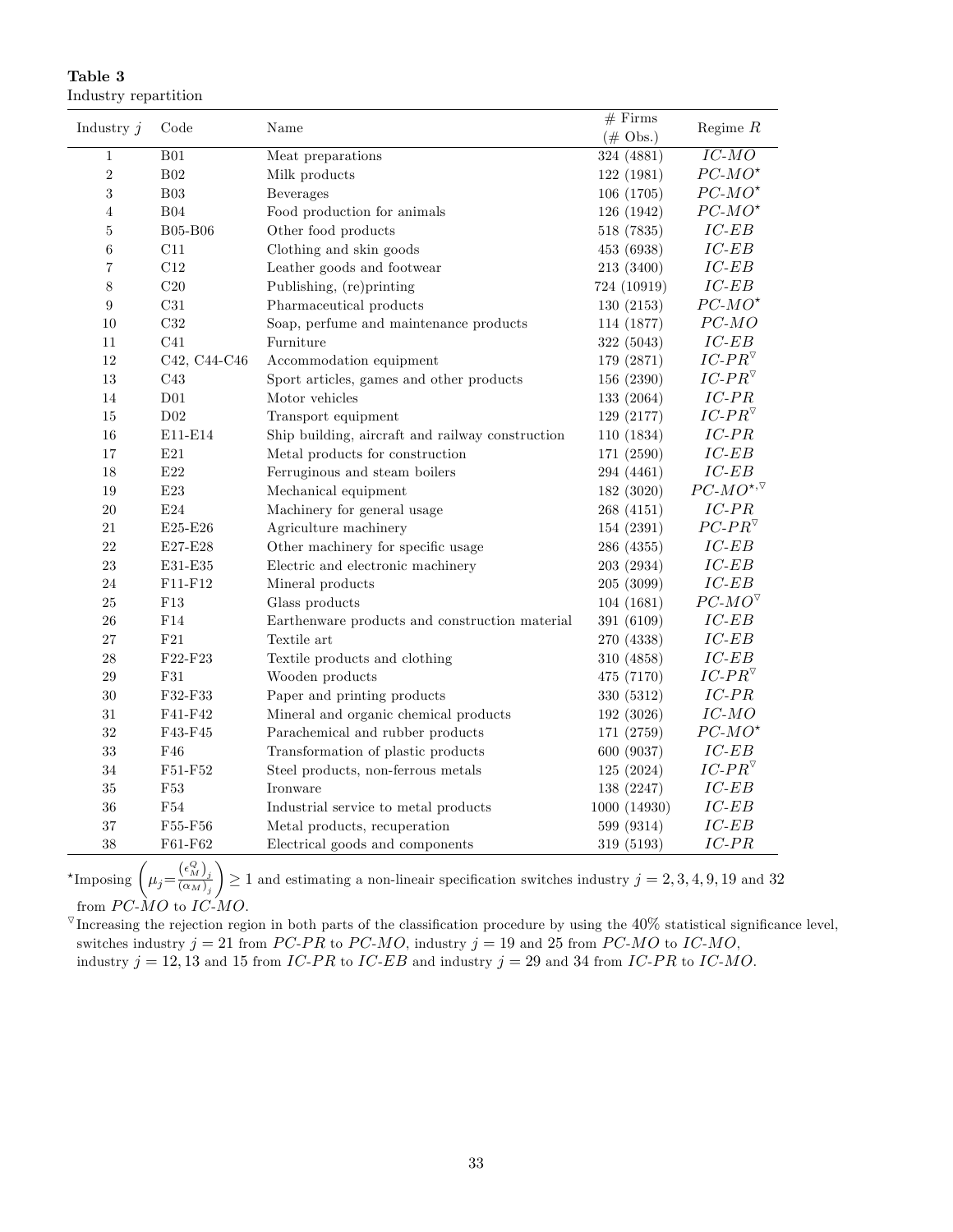**Table 3**
Industry repartition

| Industry $j$ | Code | Name | # Firms (# Obs.) | Regime $R$ |
|---|---|---|---|---|
| 1 | B01 | Meat preparations | 324 (4881) | *IC-MO* |
| 2 | B02 | Milk products | 122 (1981) | $PC\text{-}MO^{\star}$ |
| 3 | B03 | Beverages | 106 (1705) | $PC\text{-}MO^{\star}$ |
| 4 | B04 | Food production for animals | 126 (1942) | $PC\text{-}MO^{\star}$ |
| 5 | B05-B06 | Other food products | 518 (7835) | *IC-EB* |
| 6 | C11 | Clothing and skin goods | 453 (6938) | *IC-EB* |
| 7 | C12 | Leather goods and footwear | 213 (3400) | *IC-EB* |
| 8 | C20 | Publishing, (re)printing | 724 (10919) | *IC-EB* |
| 9 | C31 | Pharmaceutical products | 130 (2153) | $PC\text{-}MO^{\star}$ |
| 10 | C32 | Soap, perfume and maintenance products | 114 (1877) | *PC-MO* |
| 11 | C41 | Furniture | 322 (5043) | *IC-EB* |
| 12 | C42, C44-C46 | Accommodation equipment | 179 (2871) | $IC\text{-}PR^{\triangledown}$ |
| 13 | C43 | Sport articles, games and other products | 156 (2390) | $IC\text{-}PR^{\triangledown}$ |
| 14 | D01 | Motor vehicles | 133 (2064) | *IC-PR* |
| 15 | D02 | Transport equipment | 129 (2177) | $IC\text{-}PR^{\triangledown}$ |
| 16 | E11-E14 | Ship building, aircraft and railway construction | 110 (1834) | *IC-PR* |
| 17 | E21 | Metal products for construction | 171 (2590) | *IC-EB* |
| 18 | E22 | Ferruginous and steam boilers | 294 (4461) | *IC-EB* |
| 19 | E23 | Mechanical equipment | 182 (3020) | $PC\text{-}MO^{\star,\triangledown}$ |
| 20 | E24 | Machinery for general usage | 268 (4151) | *IC-PR* |
| 21 | E25-E26 | Agriculture machinery | 154 (2391) | $PC\text{-}PR^{\triangledown}$ |
| 22 | E27-E28 | Other machinery for specific usage | 286 (4355) | *IC-EB* |
| 23 | E31-E35 | Electric and electronic machinery | 203 (2934) | *IC-EB* |
| 24 | F11-F12 | Mineral products | 205 (3099) | *IC-EB* |
| 25 | F13 | Glass products | 104 (1681) | $PC\text{-}MO^{\triangledown}$ |
| 26 | F14 | Earthenware products and construction material | 391 (6109) | *IC-EB* |
| 27 | F21 | Textile art | 270 (4338) | *IC-EB* |
| 28 | F22-F23 | Textile products and clothing | 310 (4858) | *IC-EB* |
| 29 | F31 | Wooden products | 475 (7170) | $IC\text{-}PR^{\triangledown}$ |
| 30 | F32-F33 | Paper and printing products | 330 (5312) | *IC-PR* |
| 31 | F41-F42 | Mineral and organic chemical products | 192 (3026) | *IC-MO* |
| 32 | F43-F45 | Parachemical and rubber products | 171 (2759) | $PC\text{-}MO^{\star}$ |
| 33 | F46 | Transformation of plastic products | 600 (9037) | *IC-EB* |
| 34 | F51-F52 | Steel products, non-ferrous metals | 125 (2024) | $IC\text{-}PR^{\triangledown}$ |
| 35 | F53 | Ironware | 138 (2247) | *IC-EB* |
| 36 | F54 | Industrial service to metal products | 1000 (14930) | *IC-EB* |
| 37 | F55-F56 | Metal products, recuperation | 599 (9314) | *IC-EB* |
| 38 | F61-F62 | Electrical goods and components | 319 (5193) | *IC-PR* |

$^{\star}$Imposing $\left(\mu_j = \frac{(\epsilon_M^Q)_j}{(\alpha_M)_j}\right) \geq 1$ and estimating a non-lineair specification switches industry $j = 2, 3, 4, 9, 19$ and $32$ from *PC-MO* to *IC-MO*.

$^{\triangledown}$Increasing the rejection region in both parts of the classification procedure by using the 40% statistical significance level, switches industry $j = 21$ from *PC-PR* to *PC-MO*, industry $j = 19$ and $25$ from *PC-MO* to *IC-MO*, industry $j = 12, 13$ and $15$ from *IC-PR* to *IC-EB* and industry $j = 29$ and $34$ from *IC-PR* to *IC-MO*.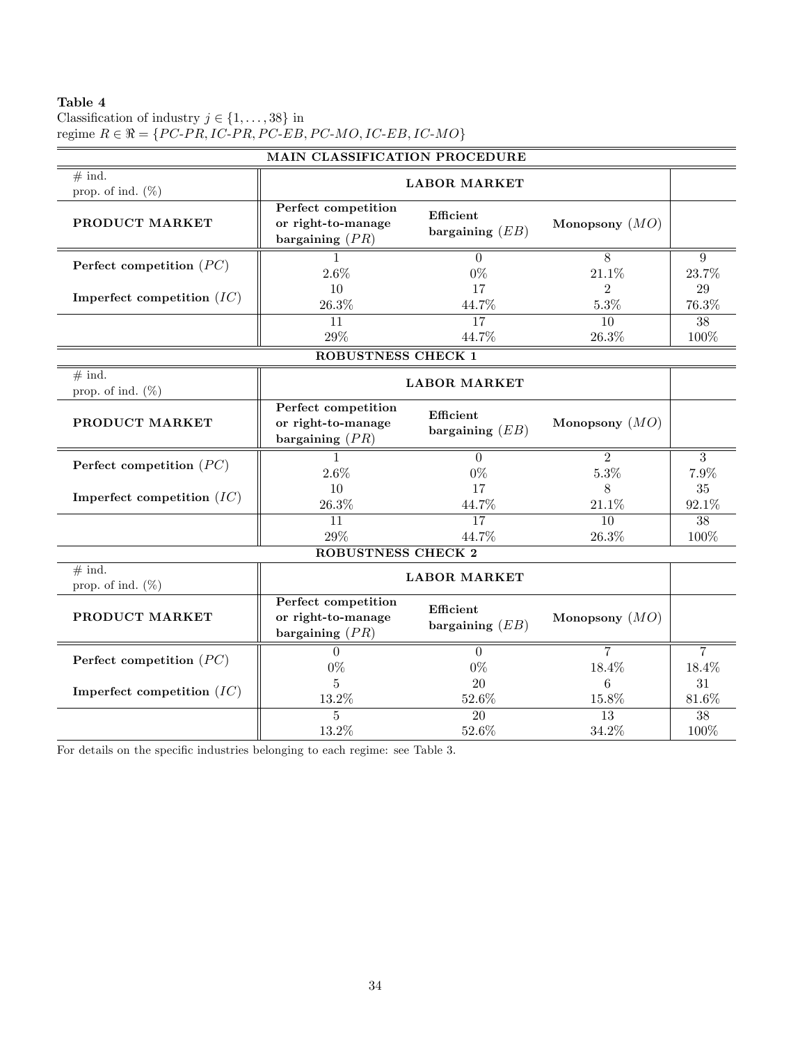**Table 4**
Classification of industry $j \in \{1, \ldots, 38\}$ in regime $R \in \Re = \{PC\text{-}PR, IC\text{-}PR, PC\text{-}EB, PC\text{-}MO, IC\text{-}EB, IC\text{-}MO\}$

**MAIN CLASSIFICATION PROCEDURE**

| # ind.<br>prop. of ind. (%) | **LABOR MARKET** | | | |
|---|---|---|---|---|
| **PRODUCT MARKET** | **Perfect competition or right-to-manage bargaining ($PR$)** | **Efficient bargaining ($EB$)** | **Monopsony ($MO$)** | |
| **Perfect competition ($PC$)** | 1<br>2.6% | 0<br>0% | 8<br>21.1% | 9<br>23.7% |
| **Imperfect competition ($IC$)** | 10<br>26.3% | 17<br>44.7% | 2<br>5.3% | 29<br>76.3% |
| | 11<br>29% | 17<br>44.7% | 10<br>26.3% | 38<br>100% |

**ROBUSTNESS CHECK 1**

| # ind.<br>prop. of ind. (%) | **LABOR MARKET** | | | |
|---|---|---|---|---|
| **PRODUCT MARKET** | **Perfect competition or right-to-manage bargaining ($PR$)** | **Efficient bargaining ($EB$)** | **Monopsony ($MO$)** | |
| **Perfect competition ($PC$)** | 1<br>2.6% | 0<br>0% | 2<br>5.3% | 3<br>7.9% |
| **Imperfect competition ($IC$)** | 10<br>26.3% | 17<br>44.7% | 8<br>21.1% | 35<br>92.1% |
| | 11<br>29% | 17<br>44.7% | 10<br>26.3% | 38<br>100% |

**ROBUSTNESS CHECK 2**

| # ind.<br>prop. of ind. (%) | **LABOR MARKET** | | | |
|---|---|---|---|---|
| **PRODUCT MARKET** | **Perfect competition or right-to-manage bargaining ($PR$)** | **Efficient bargaining ($EB$)** | **Monopsony ($MO$)** | |
| **Perfect competition ($PC$)** | 0<br>0% | 0<br>0% | 7<br>18.4% | 7<br>18.4% |
| **Imperfect competition ($IC$)** | 5<br>13.2% | 20<br>52.6% | 6<br>15.8% | 31<br>81.6% |
| | 5<br>13.2% | 20<br>52.6% | 13<br>34.2% | 38<br>100% |

For details on the specific industries belonging to each regime: see Table 3.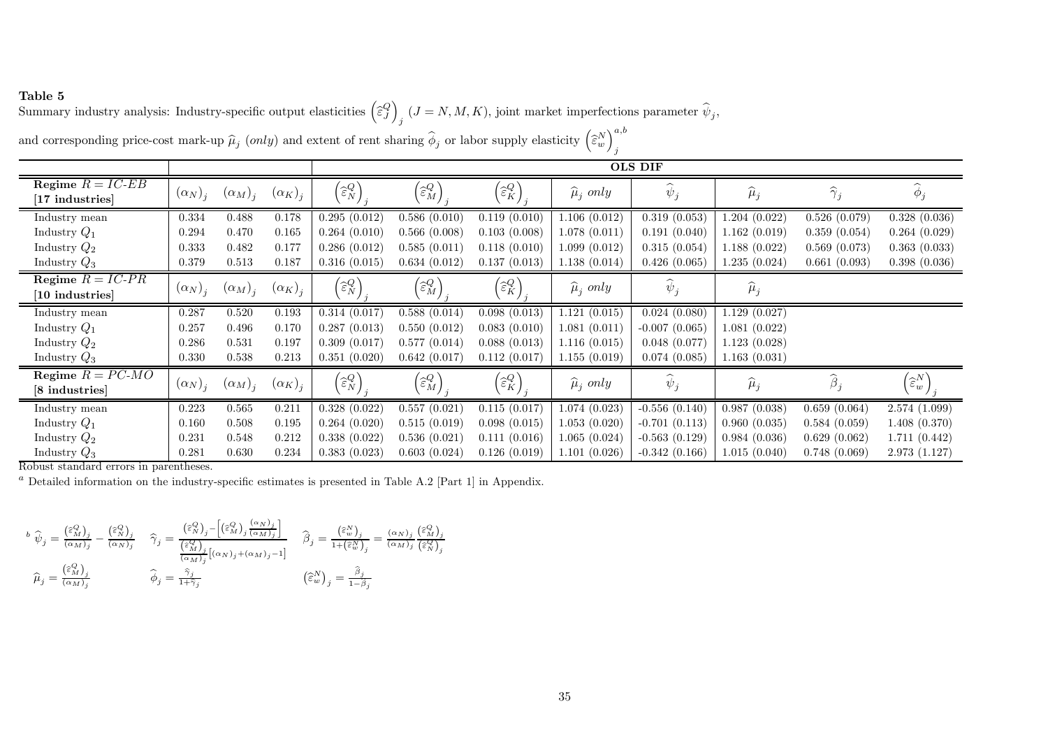**Table 5**
Summary industry analysis: Industry-specific output elasticities $\left(\widehat{\varepsilon}_J^Q\right)_j$ $(J = N, M, K)$, joint market imperfections parameter $\widehat{\psi}_j$, and corresponding price-cost mark-up $\widehat{\mu}_j$ (*only*) and extent of rent sharing $\widehat{\phi}_j$ or labor supply elasticity $\left(\widehat{\varepsilon}_w^N\right)_j^{a,b}$

| | | | | OLS DIF | | | | | | | |
|---|---|---|---|---|---|---|---|---|---|---|---|
| **Regime $R = IC\text{-}EB$** **[17 industries]** | $(\alpha_N)_j$ | $(\alpha_M)_j$ | $(\alpha_K)_j$ | $\left(\widehat{\varepsilon}_N^Q\right)_j$ | $\left(\widehat{\varepsilon}_M^Q\right)_j$ | $\left(\widehat{\varepsilon}_K^Q\right)_j$ | $\widehat{\mu}_j$ *only* | $\widehat{\psi}_j$ | $\widehat{\mu}_j$ | $\widehat{\gamma}_j$ | $\widehat{\phi}_j$ |
| Industry mean | 0.334 | 0.488 | 0.178 | 0.295 (0.012) | 0.586 (0.010) | 0.119 (0.010) | 1.106 (0.012) | 0.319 (0.053) | 1.204 (0.022) | 0.526 (0.079) | 0.328 (0.036) |
| Industry $Q_1$ | 0.294 | 0.470 | 0.165 | 0.264 (0.010) | 0.566 (0.008) | 0.103 (0.008) | 1.078 (0.011) | 0.191 (0.040) | 1.162 (0.019) | 0.359 (0.054) | 0.264 (0.029) |
| Industry $Q_2$ | 0.333 | 0.482 | 0.177 | 0.286 (0.012) | 0.585 (0.011) | 0.118 (0.010) | 1.099 (0.012) | 0.315 (0.054) | 1.188 (0.022) | 0.569 (0.073) | 0.363 (0.033) |
| Industry $Q_3$ | 0.379 | 0.513 | 0.187 | 0.316 (0.015) | 0.634 (0.012) | 0.137 (0.013) | 1.138 (0.014) | 0.426 (0.065) | 1.235 (0.024) | 0.661 (0.093) | 0.398 (0.036) |
| **Regime $R = IC\text{-}PR$** **[10 industries]** | $(\alpha_N)_j$ | $(\alpha_M)_j$ | $(\alpha_K)_j$ | $\left(\widehat{\varepsilon}_N^Q\right)_j$ | $\left(\widehat{\varepsilon}_M^Q\right)_j$ | $\left(\widehat{\varepsilon}_K^Q\right)_j$ | $\widehat{\mu}_j$ *only* | $\widehat{\psi}_j$ | $\widehat{\mu}_j$ | | |
| Industry mean | 0.287 | 0.520 | 0.193 | 0.314 (0.017) | 0.588 (0.014) | 0.098 (0.013) | 1.121 (0.015) | 0.024 (0.080) | 1.129 (0.027) | | |
| Industry $Q_1$ | 0.257 | 0.496 | 0.170 | 0.287 (0.013) | 0.550 (0.012) | 0.083 (0.010) | 1.081 (0.011) | -0.007 (0.065) | 1.081 (0.022) | | |
| Industry $Q_2$ | 0.286 | 0.531 | 0.197 | 0.309 (0.017) | 0.577 (0.014) | 0.088 (0.013) | 1.116 (0.015) | 0.048 (0.077) | 1.123 (0.028) | | |
| Industry $Q_3$ | 0.330 | 0.538 | 0.213 | 0.351 (0.020) | 0.642 (0.017) | 0.112 (0.017) | 1.155 (0.019) | 0.074 (0.085) | 1.163 (0.031) | | |
| **Regime $R = PC\text{-}MO$** **[8 industries]** | $(\alpha_N)_j$ | $(\alpha_M)_j$ | $(\alpha_K)_j$ | $\left(\widehat{\varepsilon}_N^Q\right)_j$ | $\left(\widehat{\varepsilon}_M^Q\right)_j$ | $\left(\widehat{\varepsilon}_K^Q\right)_j$ | $\widehat{\mu}_j$ *only* | $\widehat{\psi}_j$ | $\widehat{\mu}_j$ | $\widehat{\beta}_j$ | $\left(\widehat{\varepsilon}_w^N\right)_j$ |
| Industry mean | 0.223 | 0.565 | 0.211 | 0.328 (0.022) | 0.557 (0.021) | 0.115 (0.017) | 1.074 (0.023) | -0.556 (0.140) | 0.987 (0.038) | 0.659 (0.064) | 2.574 (1.099) |
| Industry $Q_1$ | 0.160 | 0.508 | 0.195 | 0.264 (0.020) | 0.515 (0.019) | 0.098 (0.015) | 1.053 (0.020) | -0.701 (0.113) | 0.960 (0.035) | 0.584 (0.059) | 1.408 (0.370) |
| Industry $Q_2$ | 0.231 | 0.548 | 0.212 | 0.338 (0.022) | 0.536 (0.021) | 0.111 (0.016) | 1.065 (0.024) | -0.563 (0.129) | 0.984 (0.036) | 0.629 (0.062) | 1.711 (0.442) |
| Industry $Q_3$ | 0.281 | 0.630 | 0.234 | 0.383 (0.023) | 0.603 (0.024) | 0.126 (0.019) | 1.101 (0.026) | -0.342 (0.166) | 1.015 (0.040) | 0.748 (0.069) | 2.973 (1.127) |

Robust standard errors in parentheses.

[a] Detailed information on the industry-specific estimates is presented in Table A.2 [Part 1] in Appendix.

[b] $\widehat{\psi}_j = \frac{\left(\widehat{\varepsilon}_M^Q\right)_j}{(\alpha_M)_j} - \frac{\left(\widehat{\varepsilon}_N^Q\right)_j}{(\alpha_N)_j}$ $\quad \widehat{\gamma}_j = \frac{\left(\widehat{\varepsilon}_N^Q\right)_j - \left[\left(\widehat{\varepsilon}_M^Q\right)_j \frac{(\alpha_N)_j}{(\alpha_M)_j}\right]}{\frac{\left(\widehat{\varepsilon}_M^Q\right)_j}{(\alpha_M)_j}\left[(\alpha_N)_j + (\alpha_M)_j - 1\right]}$ $\quad \widehat{\beta}_j = \frac{\left(\widehat{\varepsilon}_w^N\right)_j}{1+\left(\widehat{\varepsilon}_w^N\right)_j} = \frac{(\alpha_N)_j}{(\alpha_M)_j}\frac{\left(\widehat{\varepsilon}_M^Q\right)_j}{\left(\widehat{\varepsilon}_N^Q\right)_j}$

$\widehat{\mu}_j = \frac{\left(\widehat{\varepsilon}_M^Q\right)_j}{(\alpha_M)_j}$ $\quad \widehat{\phi}_j = \frac{\widehat{\gamma}_j}{1+\widehat{\gamma}_j}$ $\quad \left(\widehat{\varepsilon}_w^N\right)_j = \frac{\widehat{\beta}_j}{1-\widehat{\beta}_j}$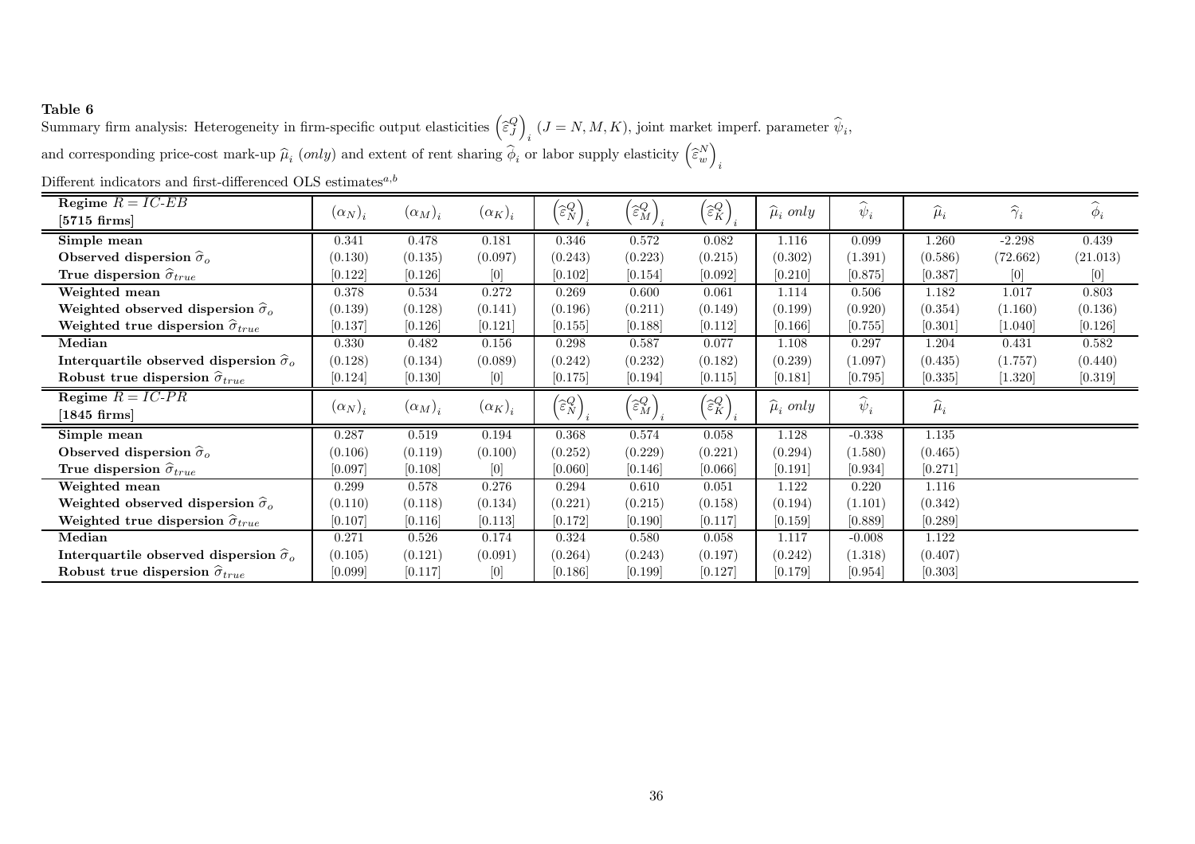**Table 6**

Summary firm analysis: Heterogeneity in firm-specific output elasticities $\left(\widehat{\varepsilon}_J^Q\right)_i$ $(J = N, M, K)$, joint market imperf. parameter $\widehat{\psi}_i$, and corresponding price-cost mark-up $\widehat{\mu}_i$ (*only*) and extent of rent sharing $\widehat{\phi}_i$ or labor supply elasticity $\left(\widehat{\varepsilon}_w^N\right)_i$

Different indicators and first-differenced OLS estimates[a,b]

| **Regime $R = IC\text{-}EB$ [5715 firms]** | $(\alpha_N)_i$ | $(\alpha_M)_i$ | $(\alpha_K)_i$ | $\left(\widehat{\varepsilon}_N^Q\right)_i$ | $\left(\widehat{\varepsilon}_M^Q\right)_i$ | $\left(\widehat{\varepsilon}_K^Q\right)_i$ | $\widehat{\mu}_i$ *only* | $\widehat{\psi}_i$ | $\widehat{\mu}_i$ | $\widehat{\gamma}_i$ | $\widehat{\phi}_i$ |
|---|---|---|---|---|---|---|---|---|---|---|---|
| **Simple mean** | 0.341 | 0.478 | 0.181 | 0.346 | 0.572 | 0.082 | 1.116 | 0.099 | 1.260 | -2.298 | 0.439 |
| **Observed dispersion $\widehat{\sigma}_o$** | (0.130) | (0.135) | (0.097) | (0.243) | (0.223) | (0.215) | (0.302) | (1.391) | (0.586) | (72.662) | (21.013) |
| **True dispersion $\widehat{\sigma}_{true}$** | [0.122] | [0.126] | [0] | [0.102] | [0.154] | [0.092] | [0.210] | [0.875] | [0.387] | [0] | [0] |
| **Weighted mean** | 0.378 | 0.534 | 0.272 | 0.269 | 0.600 | 0.061 | 1.114 | 0.506 | 1.182 | 1.017 | 0.803 |
| **Weighted observed dispersion $\widehat{\sigma}_o$** | (0.139) | (0.128) | (0.141) | (0.196) | (0.211) | (0.149) | (0.199) | (0.920) | (0.354) | (1.160) | (0.136) |
| **Weighted true dispersion $\widehat{\sigma}_{true}$** | [0.137] | [0.126] | [0.121] | [0.155] | [0.188] | [0.112] | [0.166] | [0.755] | [0.301] | [1.040] | [0.126] |
| **Median** | 0.330 | 0.482 | 0.156 | 0.298 | 0.587 | 0.077 | 1.108 | 0.297 | 1.204 | 0.431 | 0.582 |
| **Interquartile observed dispersion $\widehat{\sigma}_o$** | (0.128) | (0.134) | (0.089) | (0.242) | (0.232) | (0.182) | (0.239) | (1.097) | (0.435) | (1.757) | (0.440) |
| **Robust true dispersion $\widehat{\sigma}_{true}$** | [0.124] | [0.130] | [0] | [0.175] | [0.194] | [0.115] | [0.181] | [0.795] | [0.335] | [1.320] | [0.319] |
| **Regime $R = IC\text{-}PR$ [1845 firms]** | $(\alpha_N)_i$ | $(\alpha_M)_i$ | $(\alpha_K)_i$ | $\left(\widehat{\varepsilon}_N^Q\right)_i$ | $\left(\widehat{\varepsilon}_M^Q\right)_i$ | $\left(\widehat{\varepsilon}_K^Q\right)_i$ | $\widehat{\mu}_i$ *only* | $\widehat{\psi}_i$ | $\widehat{\mu}_i$ | | |
| **Simple mean** | 0.287 | 0.519 | 0.194 | 0.368 | 0.574 | 0.058 | 1.128 | -0.338 | 1.135 | | |
| **Observed dispersion $\widehat{\sigma}_o$** | (0.106) | (0.119) | (0.100) | (0.252) | (0.229) | (0.221) | (0.294) | (1.580) | (0.465) | | |
| **True dispersion $\widehat{\sigma}_{true}$** | [0.097] | [0.108] | [0] | [0.060] | [0.146] | [0.066] | [0.191] | [0.934] | [0.271] | | |
| **Weighted mean** | 0.299 | 0.578 | 0.276 | 0.294 | 0.610 | 0.051 | 1.122 | 0.220 | 1.116 | | |
| **Weighted observed dispersion $\widehat{\sigma}_o$** | (0.110) | (0.118) | (0.134) | (0.221) | (0.215) | (0.158) | (0.194) | (1.101) | (0.342) | | |
| **Weighted true dispersion $\widehat{\sigma}_{true}$** | [0.107] | [0.116] | [0.113] | [0.172] | [0.190] | [0.117] | [0.159] | [0.889] | [0.289] | | |
| **Median** | 0.271 | 0.526 | 0.174 | 0.324 | 0.580 | 0.058 | 1.117 | -0.008 | 1.122 | | |
| **Interquartile observed dispersion $\widehat{\sigma}_o$** | (0.105) | (0.121) | (0.091) | (0.264) | (0.243) | (0.197) | (0.242) | (1.318) | (0.407) | | |
| **Robust true dispersion $\widehat{\sigma}_{true}$** | [0.099] | [0.117] | [0] | [0.186] | [0.199] | [0.127] | [0.179] | [0.954] | [0.303] | | |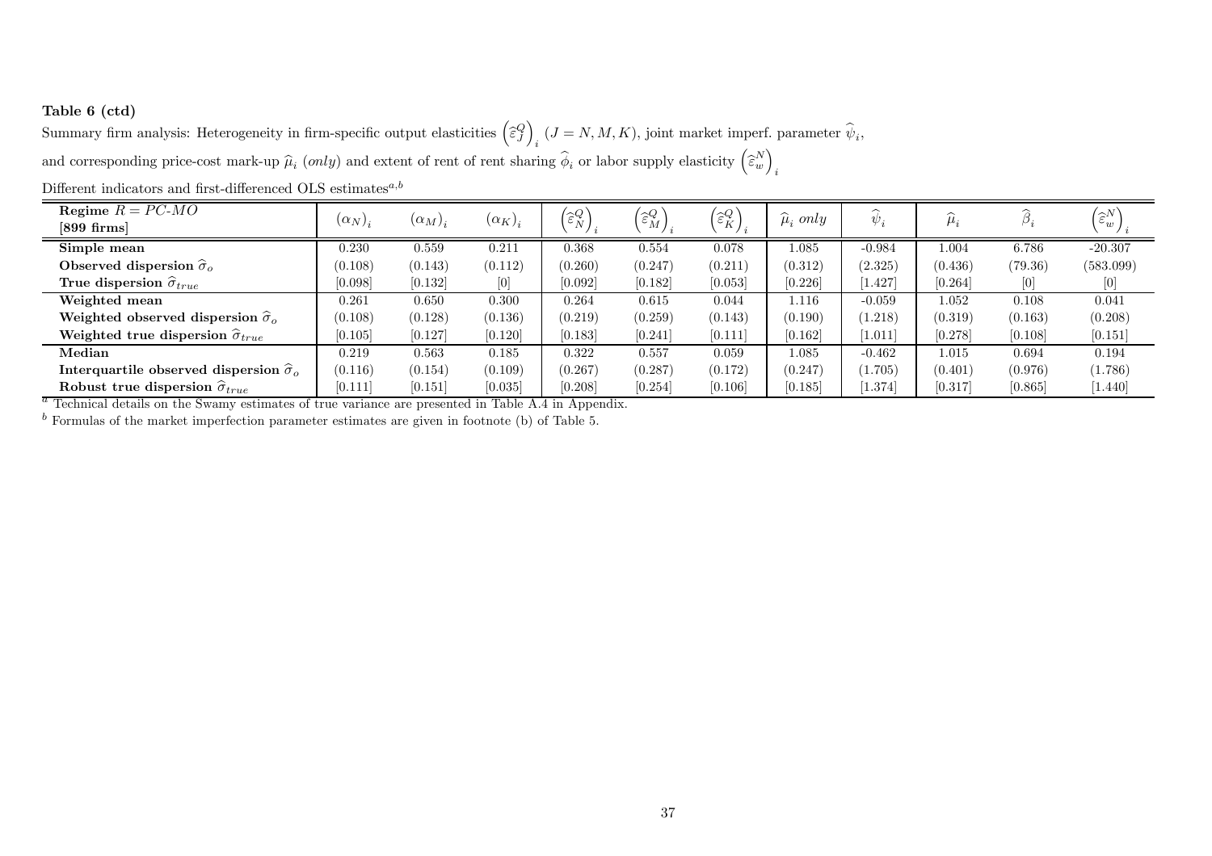**Table 6 (ctd)**

Summary firm analysis: Heterogeneity in firm-specific output elasticities $\left(\widehat{\varepsilon}_J^Q\right)_i$ $(J = N, M, K)$, joint market imperf. parameter $\widehat{\psi}_i$, and corresponding price-cost mark-up $\widehat{\mu}_i$ (*only*) and extent of rent of rent sharing $\widehat{\phi}_i$ or labor supply elasticity $\left(\widehat{\varepsilon}_w^N\right)_i$

Different indicators and first-differenced OLS estimates[a,b]

| **Regime** $R = PC\text{-}MO$ **[899 firms]** | $(\alpha_N)_i$ | $(\alpha_M)_i$ | $(\alpha_K)_i$ | $\left(\widehat{\varepsilon}_N^Q\right)_i$ | $\left(\widehat{\varepsilon}_M^Q\right)_i$ | $\left(\widehat{\varepsilon}_K^Q\right)_i$ | $\widehat{\mu}_i$ *only* | $\widehat{\psi}_i$ | $\widehat{\mu}_i$ | $\widehat{\beta}_i$ | $\left(\widehat{\varepsilon}_w^N\right)_i$ |
|---|---|---|---|---|---|---|---|---|---|---|---|
| **Simple mean** | 0.230 | 0.559 | 0.211 | 0.368 | 0.554 | 0.078 | 1.085 | -0.984 | 1.004 | 6.786 | -20.307 |
| **Observed dispersion** $\widehat{\sigma}_o$ | (0.108) | (0.143) | (0.112) | (0.260) | (0.247) | (0.211) | (0.312) | (2.325) | (0.436) | (79.36) | (583.099) |
| **True dispersion** $\widehat{\sigma}_{true}$ | [0.098] | [0.132] | [0] | [0.092] | [0.182] | [0.053] | [0.226] | [1.427] | [0.264] | [0] | [0] |
| **Weighted mean** | 0.261 | 0.650 | 0.300 | 0.264 | 0.615 | 0.044 | 1.116 | -0.059 | 1.052 | 0.108 | 0.041 |
| **Weighted observed dispersion** $\widehat{\sigma}_o$ | (0.108) | (0.128) | (0.136) | (0.219) | (0.259) | (0.143) | (0.190) | (1.218) | (0.319) | (0.163) | (0.208) |
| **Weighted true dispersion** $\widehat{\sigma}_{true}$ | [0.105] | [0.127] | [0.120] | [0.183] | [0.241] | [0.111] | [0.162] | [1.011] | [0.278] | [0.108] | [0.151] |
| **Median** | 0.219 | 0.563 | 0.185 | 0.322 | 0.557 | 0.059 | 1.085 | -0.462 | 1.015 | 0.694 | 0.194 |
| **Interquartile observed dispersion** $\widehat{\sigma}_o$ | (0.116) | (0.154) | (0.109) | (0.267) | (0.287) | (0.172) | (0.247) | (1.705) | (0.401) | (0.976) | (1.786) |
| **Robust true dispersion** $\widehat{\sigma}_{true}$ | [0.111] | [0.151] | [0.035] | [0.208] | [0.254] | [0.106] | [0.185] | [1.374] | [0.317] | [0.865] | [1.440] |

[a] Technical details on the Swamy estimates of true variance are presented in Table A.4 in Appendix.

[b] Formulas of the market imperfection parameter estimates are given in footnote (b) of Table 5.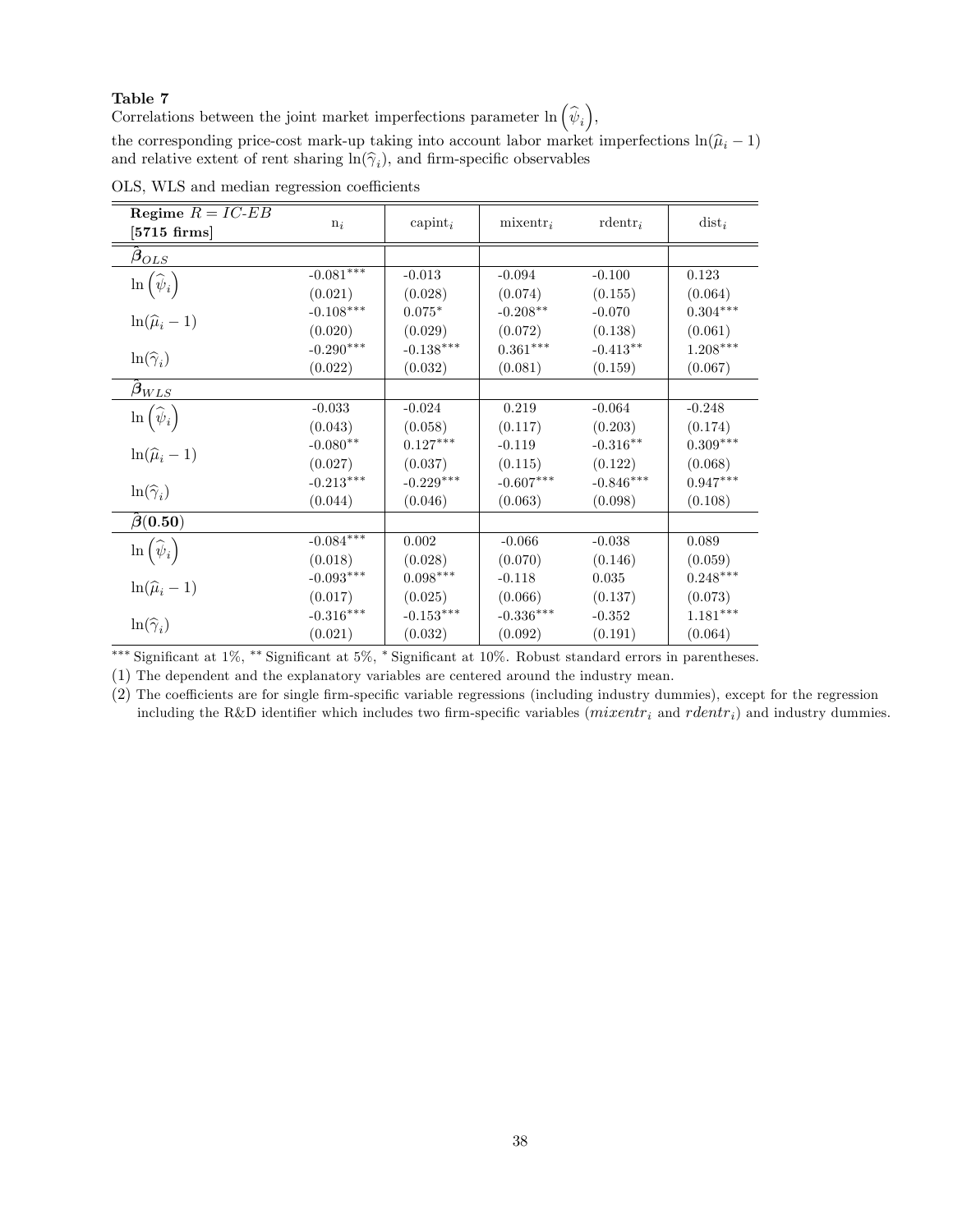**Table 7**
Correlations between the joint market imperfections parameter $\ln\left(\widehat{\psi}_i\right)$,
the corresponding price-cost mark-up taking into account labor market imperfections $\ln(\widehat{\mu}_i - 1)$ and relative extent of rent sharing $\ln(\widehat{\gamma}_i)$, and firm-specific observables

OLS, WLS and median regression coefficients

| **Regime** $R = IC\text{-}EB$ **[5715 firms]** | $n_i$ | $capint_i$ | $mixentr_i$ | $rdentr_i$ | $dist_i$ |
|---|---|---|---|---|---|
| $\widehat{\boldsymbol{\beta}}_{OLS}$ | | | | | |
| $\ln\left(\widehat{\psi}_i\right)$ | -0.081*** | -0.013 | -0.094 | -0.100 | 0.123 |
| | (0.021) | (0.028) | (0.074) | (0.155) | (0.064) |
| $\ln(\widehat{\mu}_i - 1)$ | -0.108*** | 0.075* | -0.208** | -0.070 | 0.304*** |
| | (0.020) | (0.029) | (0.072) | (0.138) | (0.061) |
| $\ln(\widehat{\gamma}_i)$ | -0.290*** | -0.138*** | 0.361*** | -0.413** | 1.208*** |
| | (0.022) | (0.032) | (0.081) | (0.159) | (0.067) |
| $\widehat{\boldsymbol{\beta}}_{WLS}$ | | | | | |
| $\ln\left(\widehat{\psi}_i\right)$ | -0.033 | -0.024 | 0.219 | -0.064 | -0.248 |
| | (0.043) | (0.058) | (0.117) | (0.203) | (0.174) |
| $\ln(\widehat{\mu}_i - 1)$ | -0.080** | 0.127*** | -0.119 | -0.316** | 0.309*** |
| | (0.027) | (0.037) | (0.115) | (0.122) | (0.068) |
| $\ln(\widehat{\gamma}_i)$ | -0.213*** | -0.229*** | -0.607*** | -0.846*** | 0.947*** |
| | (0.044) | (0.046) | (0.063) | (0.098) | (0.108) |
| $\widehat{\boldsymbol{\beta}}(\mathbf{0.50})$ | | | | | |
| $\ln\left(\widehat{\psi}_i\right)$ | -0.084*** | 0.002 | -0.066 | -0.038 | 0.089 |
| | (0.018) | (0.028) | (0.070) | (0.146) | (0.059) |
| $\ln(\widehat{\mu}_i - 1)$ | -0.093*** | 0.098*** | -0.118 | 0.035 | 0.248*** |
| | (0.017) | (0.025) | (0.066) | (0.137) | (0.073) |
| $\ln(\widehat{\gamma}_i)$ | -0.316*** | -0.153*** | -0.336*** | -0.352 | 1.181*** |
| | (0.021) | (0.032) | (0.092) | (0.191) | (0.064) |

*** Significant at 1%, ** Significant at 5%, * Significant at 10%. Robust standard errors in parentheses.

(1) The dependent and the explanatory variables are centered around the industry mean.

(2) The coefficients are for single firm-specific variable regressions (including industry dummies), except for the regression including the R&D identifier which includes two firm-specific variables ($mixentr_i$ and $rdentr_i$) and industry dummies.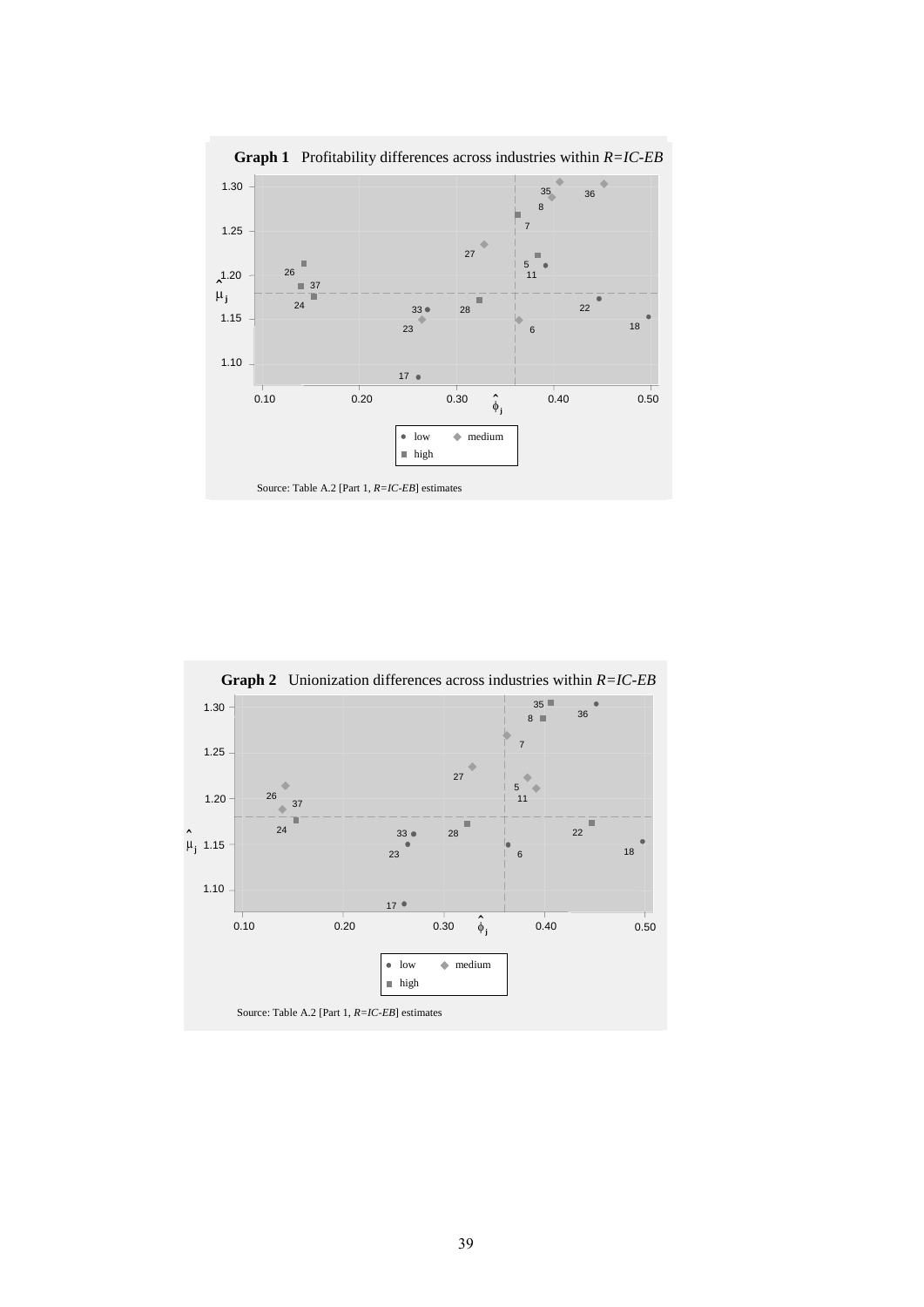**Graph 1** Profitability differences across industries within *R=IC-EB*

Source: Table A.2 [Part 1, *R=IC-EB*] estimates

**Graph 2** Unionization differences across industries within *R=IC-EB*

Source: Table A.2 [Part 1, *R=IC-EB*] estimates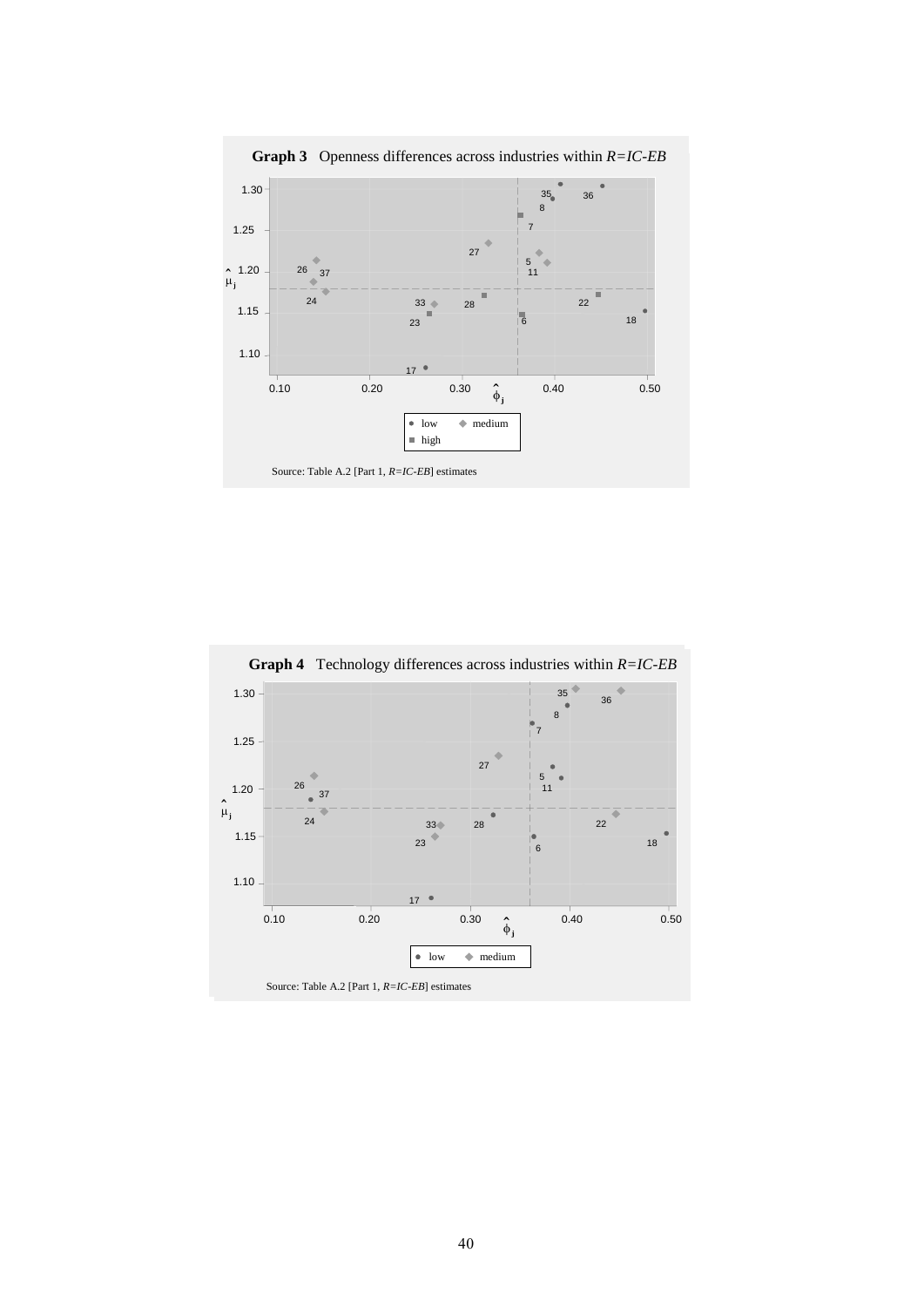**Graph 3** Openness differences across industries within *R=IC-EB*

Source: Table A.2 [Part 1, *R=IC-EB*] estimates

**Graph 4** Technology differences across industries within *R=IC-EB*

Source: Table A.2 [Part 1, *R=IC-EB*] estimates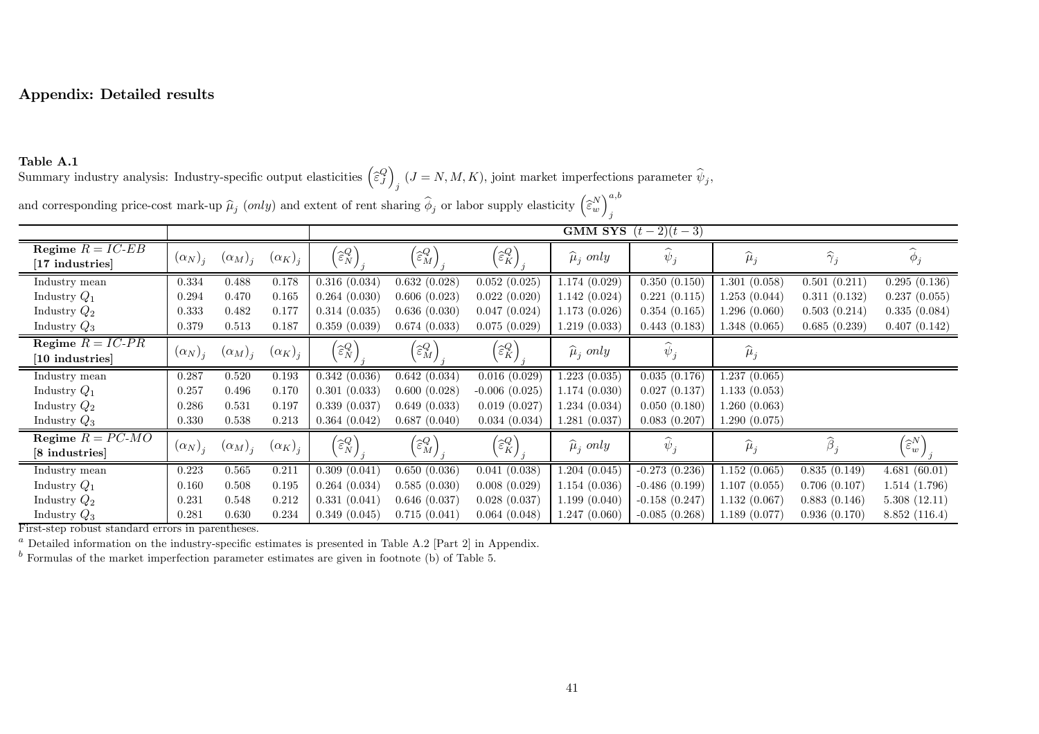## Appendix: Detailed results

**Table A.1**

Summary industry analysis: Industry-specific output elasticities $\left(\widehat{\varepsilon}_J^Q\right)_j$ $(J = N, M, K)$, joint market imperfections parameter $\widehat{\psi}_j$, and corresponding price-cost mark-up $\widehat{\mu}_j$ (*only*) and extent of rent sharing $\widehat{\phi}_j$ or labor supply elasticity $\left(\widehat{\varepsilon}_w^N\right)_j^{a,b}$

| | | | | GMM SYS $(t-2)(t-3)$ | | | | | | | |
|---|---|---|---|---|---|---|---|---|---|---|---|
| **Regime** $R = IC\text{-}EB$ **[17 industries]** | $(\alpha_N)_j$ | $(\alpha_M)_j$ | $(\alpha_K)_j$ | $\left(\widehat{\varepsilon}_N^Q\right)_j$ | $\left(\widehat{\varepsilon}_M^Q\right)_j$ | $\left(\widehat{\varepsilon}_K^Q\right)_j$ | $\widehat{\mu}_j$ *only* | $\widehat{\psi}_j$ | $\widehat{\mu}_j$ | $\widehat{\gamma}_j$ | $\widehat{\phi}_j$ |
| Industry mean | 0.334 | 0.488 | 0.178 | 0.316 (0.034) | 0.632 (0.028) | 0.052 (0.025) | 1.174 (0.029) | 0.350 (0.150) | 1.301 (0.058) | 0.501 (0.211) | 0.295 (0.136) |
| Industry $Q_1$ | 0.294 | 0.470 | 0.165 | 0.264 (0.030) | 0.606 (0.023) | 0.022 (0.020) | 1.142 (0.024) | 0.221 (0.115) | 1.253 (0.044) | 0.311 (0.132) | 0.237 (0.055) |
| Industry $Q_2$ | 0.333 | 0.482 | 0.177 | 0.314 (0.035) | 0.636 (0.030) | 0.047 (0.024) | 1.173 (0.026) | 0.354 (0.165) | 1.296 (0.060) | 0.503 (0.214) | 0.335 (0.084) |
| Industry $Q_3$ | 0.379 | 0.513 | 0.187 | 0.359 (0.039) | 0.674 (0.033) | 0.075 (0.029) | 1.219 (0.033) | 0.443 (0.183) | 1.348 (0.065) | 0.685 (0.239) | 0.407 (0.142) |
| **Regime** $R = IC\text{-}PR$ **[10 industries]** | $(\alpha_N)_j$ | $(\alpha_M)_j$ | $(\alpha_K)_j$ | $\left(\widehat{\varepsilon}_N^Q\right)_j$ | $\left(\widehat{\varepsilon}_M^Q\right)_j$ | $\left(\widehat{\varepsilon}_K^Q\right)_j$ | $\widehat{\mu}_j$ *only* | $\widehat{\psi}_j$ | $\widehat{\mu}_j$ | | |
| Industry mean | 0.287 | 0.520 | 0.193 | 0.342 (0.036) | 0.642 (0.034) | 0.016 (0.029) | 1.223 (0.035) | 0.035 (0.176) | 1.237 (0.065) | | |
| Industry $Q_1$ | 0.257 | 0.496 | 0.170 | 0.301 (0.033) | 0.600 (0.028) | -0.006 (0.025) | 1.174 (0.030) | 0.027 (0.137) | 1.133 (0.053) | | |
| Industry $Q_2$ | 0.286 | 0.531 | 0.197 | 0.339 (0.037) | 0.649 (0.033) | 0.019 (0.027) | 1.234 (0.034) | 0.050 (0.180) | 1.260 (0.063) | | |
| Industry $Q_3$ | 0.330 | 0.538 | 0.213 | 0.364 (0.042) | 0.687 (0.040) | 0.034 (0.034) | 1.281 (0.037) | 0.083 (0.207) | 1.290 (0.075) | | |
| **Regime** $R = PC\text{-}MO$ **[8 industries]** | $(\alpha_N)_j$ | $(\alpha_M)_j$ | $(\alpha_K)_j$ | $\left(\widehat{\varepsilon}_N^Q\right)_j$ | $\left(\widehat{\varepsilon}_M^Q\right)_j$ | $\left(\widehat{\varepsilon}_K^Q\right)_j$ | $\widehat{\mu}_j$ *only* | $\widehat{\psi}_j$ | $\widehat{\mu}_j$ | $\widehat{\beta}_j$ | $\left(\widehat{\varepsilon}_w^N\right)_j$ |
| Industry mean | 0.223 | 0.565 | 0.211 | 0.309 (0.041) | 0.650 (0.036) | 0.041 (0.038) | 1.204 (0.045) | -0.273 (0.236) | 1.152 (0.065) | 0.835 (0.149) | 4.681 (60.01) |
| Industry $Q_1$ | 0.160 | 0.508 | 0.195 | 0.264 (0.034) | 0.585 (0.030) | 0.008 (0.029) | 1.154 (0.036) | -0.486 (0.199) | 1.107 (0.055) | 0.706 (0.107) | 1.514 (1.796) |
| Industry $Q_2$ | 0.231 | 0.548 | 0.212 | 0.331 (0.041) | 0.646 (0.037) | 0.028 (0.037) | 1.199 (0.040) | -0.158 (0.247) | 1.132 (0.067) | 0.883 (0.146) | 5.308 (12.11) |
| Industry $Q_3$ | 0.281 | 0.630 | 0.234 | 0.349 (0.045) | 0.715 (0.041) | 0.064 (0.048) | 1.247 (0.060) | -0.085 (0.268) | 1.189 (0.077) | 0.936 (0.170) | 8.852 (116.4) |

First-step robust standard errors in parentheses.

[a] Detailed information on the industry-specific estimates is presented in Table A.2 [Part 2] in Appendix.

[b] Formulas of the market imperfection parameter estimates are given in footnote (b) of Table 5.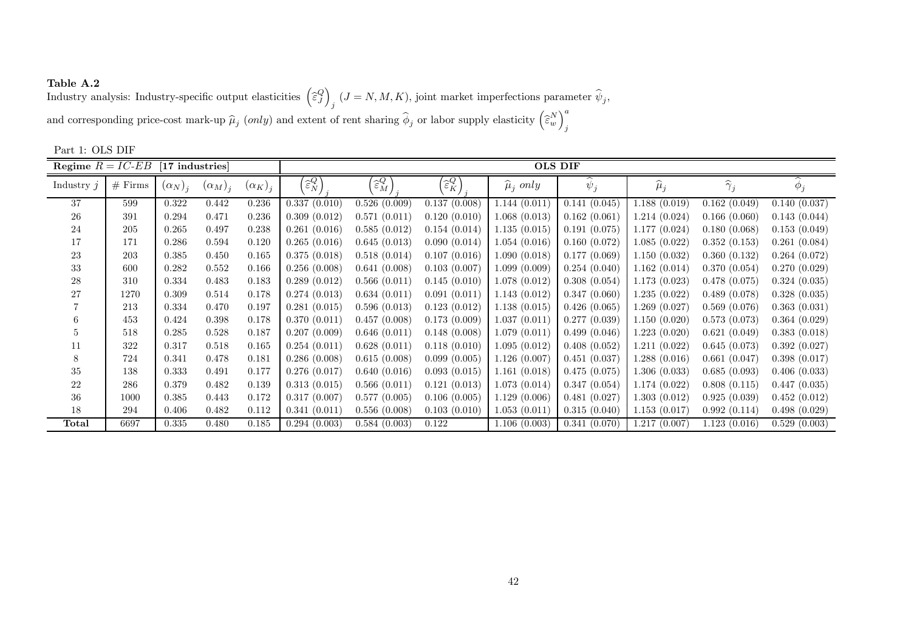**Table A.2**
Industry analysis: Industry-specific output elasticities $\left(\widehat{\varepsilon}_J^Q\right)_j$ $(J = N, M, K)$, joint market imperfections parameter $\widehat{\psi}_j$, and corresponding price-cost mark-up $\widehat{\mu}_j$ (*only*) and extent of rent sharing $\widehat{\phi}_j$ or labor supply elasticity $\left(\widehat{\varepsilon}_w^N\right)_j^a$

Part 1: OLS DIF

| Regime $R = IC\text{-}EB$ [17 industries] | | | | | OLS DIF | | | | | | | |
|---|---|---|---|---|---|---|---|---|---|---|---|---|
| Industry $j$ | # Firms | $(\alpha_N)_j$ | $(\alpha_M)_j$ | $(\alpha_K)_j$ | $\left(\widehat{\varepsilon}_N^Q\right)_j$ | $\left(\widehat{\varepsilon}_M^Q\right)_j$ | $\left(\widehat{\varepsilon}_K^Q\right)_j$ | $\widehat{\mu}_j$ *only* | $\widehat{\psi}_j$ | $\widehat{\mu}_j$ | $\widehat{\gamma}_j$ | $\widehat{\phi}_j$ |
| 37 | 599 | 0.322 | 0.442 | 0.236 | 0.337 (0.010) | 0.526 (0.009) | 0.137 (0.008) | 1.144 (0.011) | 0.141 (0.045) | 1.188 (0.019) | 0.162 (0.049) | 0.140 (0.037) |
| 26 | 391 | 0.294 | 0.471 | 0.236 | 0.309 (0.012) | 0.571 (0.011) | 0.120 (0.010) | 1.068 (0.013) | 0.162 (0.061) | 1.214 (0.024) | 0.166 (0.060) | 0.143 (0.044) |
| 24 | 205 | 0.265 | 0.497 | 0.238 | 0.261 (0.016) | 0.585 (0.012) | 0.154 (0.014) | 1.135 (0.015) | 0.191 (0.075) | 1.177 (0.024) | 0.180 (0.068) | 0.153 (0.049) |
| 17 | 171 | 0.286 | 0.594 | 0.120 | 0.265 (0.016) | 0.645 (0.013) | 0.090 (0.014) | 1.054 (0.016) | 0.160 (0.072) | 1.085 (0.022) | 0.352 (0.153) | 0.261 (0.084) |
| 23 | 203 | 0.385 | 0.450 | 0.165 | 0.375 (0.018) | 0.518 (0.014) | 0.107 (0.016) | 1.090 (0.018) | 0.177 (0.069) | 1.150 (0.032) | 0.360 (0.132) | 0.264 (0.072) |
| 33 | 600 | 0.282 | 0.552 | 0.166 | 0.256 (0.008) | 0.641 (0.008) | 0.103 (0.007) | 1.099 (0.009) | 0.254 (0.040) | 1.162 (0.014) | 0.370 (0.054) | 0.270 (0.029) |
| 28 | 310 | 0.334 | 0.483 | 0.183 | 0.289 (0.012) | 0.566 (0.011) | 0.145 (0.010) | 1.078 (0.012) | 0.308 (0.054) | 1.173 (0.023) | 0.478 (0.075) | 0.324 (0.035) |
| 27 | 1270 | 0.309 | 0.514 | 0.178 | 0.274 (0.013) | 0.634 (0.011) | 0.091 (0.011) | 1.143 (0.012) | 0.347 (0.060) | 1.235 (0.022) | 0.489 (0.078) | 0.328 (0.035) |
| 7 | 213 | 0.334 | 0.470 | 0.197 | 0.281 (0.015) | 0.596 (0.013) | 0.123 (0.012) | 1.138 (0.015) | 0.426 (0.065) | 1.269 (0.027) | 0.569 (0.076) | 0.363 (0.031) |
| 6 | 453 | 0.424 | 0.398 | 0.178 | 0.370 (0.011) | 0.457 (0.008) | 0.173 (0.009) | 1.037 (0.011) | 0.277 (0.039) | 1.150 (0.020) | 0.573 (0.073) | 0.364 (0.029) |
| 5 | 518 | 0.285 | 0.528 | 0.187 | 0.207 (0.009) | 0.646 (0.011) | 0.148 (0.008) | 1.079 (0.011) | 0.499 (0.046) | 1.223 (0.020) | 0.621 (0.049) | 0.383 (0.018) |
| 11 | 322 | 0.317 | 0.518 | 0.165 | 0.254 (0.011) | 0.628 (0.011) | 0.118 (0.010) | 1.095 (0.012) | 0.408 (0.052) | 1.211 (0.022) | 0.645 (0.073) | 0.392 (0.027) |
| 8 | 724 | 0.341 | 0.478 | 0.181 | 0.286 (0.008) | 0.615 (0.008) | 0.099 (0.005) | 1.126 (0.007) | 0.451 (0.037) | 1.288 (0.016) | 0.661 (0.047) | 0.398 (0.017) |
| 35 | 138 | 0.333 | 0.491 | 0.177 | 0.276 (0.017) | 0.640 (0.016) | 0.093 (0.015) | 1.161 (0.018) | 0.475 (0.075) | 1.306 (0.033) | 0.685 (0.093) | 0.406 (0.033) |
| 22 | 286 | 0.379 | 0.482 | 0.139 | 0.313 (0.015) | 0.566 (0.011) | 0.121 (0.013) | 1.073 (0.014) | 0.347 (0.054) | 1.174 (0.022) | 0.808 (0.115) | 0.447 (0.035) |
| 36 | 1000 | 0.385 | 0.443 | 0.172 | 0.317 (0.007) | 0.577 (0.005) | 0.106 (0.005) | 1.129 (0.006) | 0.481 (0.027) | 1.303 (0.012) | 0.925 (0.039) | 0.452 (0.012) |
| 18 | 294 | 0.406 | 0.482 | 0.112 | 0.341 (0.011) | 0.556 (0.008) | 0.103 (0.010) | 1.053 (0.011) | 0.315 (0.040) | 1.153 (0.017) | 0.992 (0.114) | 0.498 (0.029) |
| **Total** | 6697 | 0.335 | 0.480 | 0.185 | 0.294 (0.003) | 0.584 (0.003) | 0.122 | 1.106 (0.003) | 0.341 (0.070) | 1.217 (0.007) | 1.123 (0.016) | 0.529 (0.003) |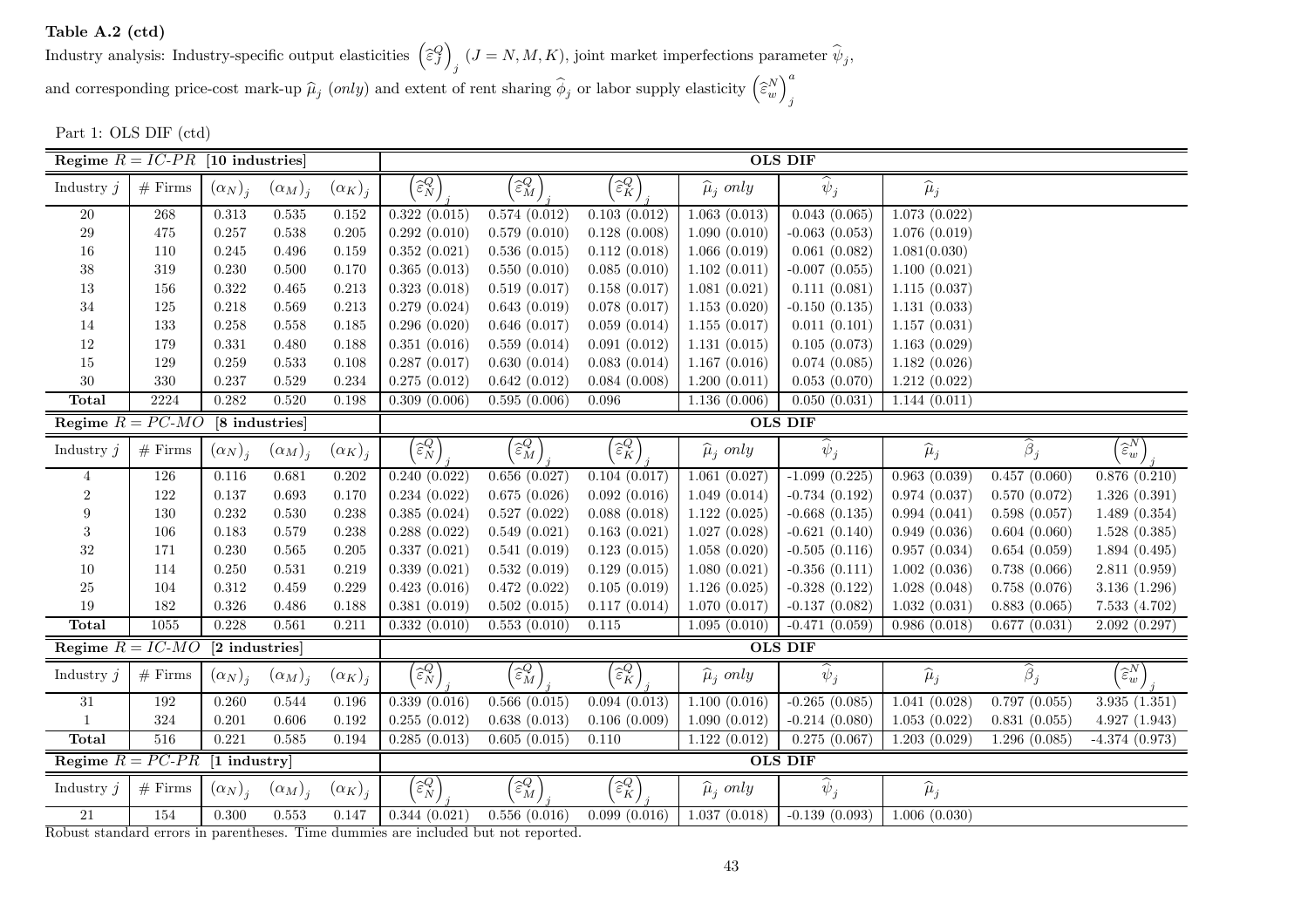**Table A.2 (ctd)**

Industry analysis: Industry-specific output elasticities $\left(\widehat{\varepsilon}_J^Q\right)_j$ $(J = N, M, K)$, joint market imperfections parameter $\widehat{\psi}_j$, and corresponding price-cost mark-up $\widehat{\mu}_j$ (*only*) and extent of rent sharing $\widehat{\phi}_j$ or labor supply elasticity $\left(\widehat{\varepsilon}_w^N\right)_j^a$

Part 1: OLS DIF (ctd)

| **Regime $R = IC\text{-}PR$ [10 industries]** | | | | | **OLS DIF** | | | | | | | |
|---|---|---|---|---|---|---|---|---|---|---|---|---|
| Industry $j$ | # Firms | $(\alpha_N)_j$ | $(\alpha_M)_j$ | $(\alpha_K)_j$ | $\left(\widehat{\varepsilon}_N^Q\right)_j$ | $\left(\widehat{\varepsilon}_M^Q\right)_j$ | $\left(\widehat{\varepsilon}_K^Q\right)_j$ | $\widehat{\mu}_j$ *only* | $\widehat{\psi}_j$ | $\widehat{\mu}_j$ | | |
| 20 | 268 | 0.313 | 0.535 | 0.152 | 0.322 (0.015) | 0.574 (0.012) | 0.103 (0.012) | 1.063 (0.013) | 0.043 (0.065) | 1.073 (0.022) | | |
| 29 | 475 | 0.257 | 0.538 | 0.205 | 0.292 (0.010) | 0.579 (0.010) | 0.128 (0.008) | 1.090 (0.010) | -0.063 (0.053) | 1.076 (0.019) | | |
| 16 | 110 | 0.245 | 0.496 | 0.159 | 0.352 (0.021) | 0.536 (0.015) | 0.112 (0.018) | 1.066 (0.019) | 0.061 (0.082) | 1.081(0.030) | | |
| 38 | 319 | 0.230 | 0.500 | 0.170 | 0.365 (0.013) | 0.550 (0.010) | 0.085 (0.010) | 1.102 (0.011) | -0.007 (0.055) | 1.100 (0.021) | | |
| 13 | 156 | 0.322 | 0.465 | 0.213 | 0.323 (0.018) | 0.519 (0.017) | 0.158 (0.017) | 1.081 (0.021) | 0.111 (0.081) | 1.115 (0.037) | | |
| 34 | 125 | 0.218 | 0.569 | 0.213 | 0.279 (0.024) | 0.643 (0.019) | 0.078 (0.017) | 1.153 (0.020) | -0.150 (0.135) | 1.131 (0.033) | | |
| 14 | 133 | 0.258 | 0.558 | 0.185 | 0.296 (0.020) | 0.646 (0.017) | 0.059 (0.014) | 1.155 (0.017) | 0.011 (0.101) | 1.157 (0.031) | | |
| 12 | 179 | 0.331 | 0.480 | 0.188 | 0.351 (0.016) | 0.559 (0.014) | 0.091 (0.012) | 1.131 (0.015) | 0.105 (0.073) | 1.163 (0.029) | | |
| 15 | 129 | 0.259 | 0.533 | 0.108 | 0.287 (0.017) | 0.630 (0.014) | 0.083 (0.014) | 1.167 (0.016) | 0.074 (0.085) | 1.182 (0.026) | | |
| 30 | 330 | 0.237 | 0.529 | 0.234 | 0.275 (0.012) | 0.642 (0.012) | 0.084 (0.008) | 1.200 (0.011) | 0.053 (0.070) | 1.212 (0.022) | | |
| **Total** | 2224 | 0.282 | 0.520 | 0.198 | 0.309 (0.006) | 0.595 (0.006) | 0.096 | 1.136 (0.006) | 0.050 (0.031) | 1.144 (0.011) | | |
| **Regime $R = PC\text{-}MO$ [8 industries]** | | | | | **OLS DIF** | | | | | | | |
| Industry $j$ | # Firms | $(\alpha_N)_j$ | $(\alpha_M)_j$ | $(\alpha_K)_j$ | $\left(\widehat{\varepsilon}_N^Q\right)_j$ | $\left(\widehat{\varepsilon}_M^Q\right)_j$ | $\left(\widehat{\varepsilon}_K^Q\right)_j$ | $\widehat{\mu}_j$ *only* | $\widehat{\psi}_j$ | $\widehat{\mu}_j$ | $\widehat{\beta}_j$ | $\left(\widehat{\varepsilon}_w^N\right)_j$ |
| 4 | 126 | 0.116 | 0.681 | 0.202 | 0.240 (0.022) | 0.656 (0.027) | 0.104 (0.017) | 1.061 (0.027) | -1.099 (0.225) | 0.963 (0.039) | 0.457 (0.060) | 0.876 (0.210) |
| 2 | 122 | 0.137 | 0.693 | 0.170 | 0.234 (0.022) | 0.675 (0.026) | 0.092 (0.016) | 1.049 (0.014) | -0.734 (0.192) | 0.974 (0.037) | 0.570 (0.072) | 1.326 (0.391) |
| 9 | 130 | 0.232 | 0.530 | 0.238 | 0.385 (0.024) | 0.527 (0.022) | 0.088 (0.018) | 1.122 (0.025) | -0.668 (0.135) | 0.994 (0.041) | 0.598 (0.057) | 1.489 (0.354) |
| 3 | 106 | 0.183 | 0.579 | 0.238 | 0.288 (0.022) | 0.549 (0.021) | 0.163 (0.021) | 1.027 (0.028) | -0.621 (0.140) | 0.949 (0.036) | 0.604 (0.060) | 1.528 (0.385) |
| 32 | 171 | 0.230 | 0.565 | 0.205 | 0.337 (0.021) | 0.541 (0.019) | 0.123 (0.015) | 1.058 (0.020) | -0.505 (0.116) | 0.957 (0.034) | 0.654 (0.059) | 1.894 (0.495) |
| 10 | 114 | 0.250 | 0.531 | 0.219 | 0.339 (0.021) | 0.532 (0.019) | 0.129 (0.015) | 1.080 (0.021) | -0.356 (0.111) | 1.002 (0.036) | 0.738 (0.066) | 2.811 (0.959) |
| 25 | 104 | 0.312 | 0.459 | 0.229 | 0.423 (0.016) | 0.472 (0.022) | 0.105 (0.019) | 1.126 (0.025) | -0.328 (0.122) | 1.028 (0.048) | 0.758 (0.076) | 3.136 (1.296) |
| 19 | 182 | 0.326 | 0.486 | 0.188 | 0.381 (0.019) | 0.502 (0.015) | 0.117 (0.014) | 1.070 (0.017) | -0.137 (0.082) | 1.032 (0.031) | 0.883 (0.065) | 7.533 (4.702) |
| **Total** | 1055 | 0.228 | 0.561 | 0.211 | 0.332 (0.010) | 0.553 (0.010) | 0.115 | 1.095 (0.010) | -0.471 (0.059) | 0.986 (0.018) | 0.677 (0.031) | 2.092 (0.297) |
| **Regime $R = IC\text{-}MO$ [2 industries]** | | | | | **OLS DIF** | | | | | | | |
| Industry $j$ | # Firms | $(\alpha_N)_j$ | $(\alpha_M)_j$ | $(\alpha_K)_j$ | $\left(\widehat{\varepsilon}_N^Q\right)_j$ | $\left(\widehat{\varepsilon}_M^Q\right)_j$ | $\left(\widehat{\varepsilon}_K^Q\right)_j$ | $\widehat{\mu}_j$ *only* | $\widehat{\psi}_j$ | $\widehat{\mu}_j$ | $\widehat{\beta}_j$ | $\left(\widehat{\varepsilon}_w^N\right)_j$ |
| 31 | 192 | 0.260 | 0.544 | 0.196 | 0.339 (0.016) | 0.566 (0.015) | 0.094 (0.013) | 1.100 (0.016) | -0.265 (0.085) | 1.041 (0.028) | 0.797 (0.055) | 3.935 (1.351) |
| 1 | 324 | 0.201 | 0.606 | 0.192 | 0.255 (0.012) | 0.638 (0.013) | 0.106 (0.009) | 1.090 (0.012) | -0.214 (0.080) | 1.053 (0.022) | 0.831 (0.055) | 4.927 (1.943) |
| **Total** | 516 | 0.221 | 0.585 | 0.194 | 0.285 (0.013) | 0.605 (0.015) | 0.110 | 1.122 (0.012) | 0.275 (0.067) | 1.203 (0.029) | 1.296 (0.085) | -4.374 (0.973) |
| **Regime $R = PC\text{-}PR$ [1 industry]** | | | | | **OLS DIF** | | | | | | | |
| Industry $j$ | # Firms | $(\alpha_N)_j$ | $(\alpha_M)_j$ | $(\alpha_K)_j$ | $\left(\widehat{\varepsilon}_N^Q\right)_j$ | $\left(\widehat{\varepsilon}_M^Q\right)_j$ | $\left(\widehat{\varepsilon}_K^Q\right)_j$ | $\widehat{\mu}_j$ *only* | $\widehat{\psi}_j$ | $\widehat{\mu}_j$ | | |
| 21 | 154 | 0.300 | 0.553 | 0.147 | 0.344 (0.021) | 0.556 (0.016) | 0.099 (0.016) | 1.037 (0.018) | -0.139 (0.093) | 1.006 (0.030) | | |

Robust standard errors in parentheses. Time dummies are included but not reported.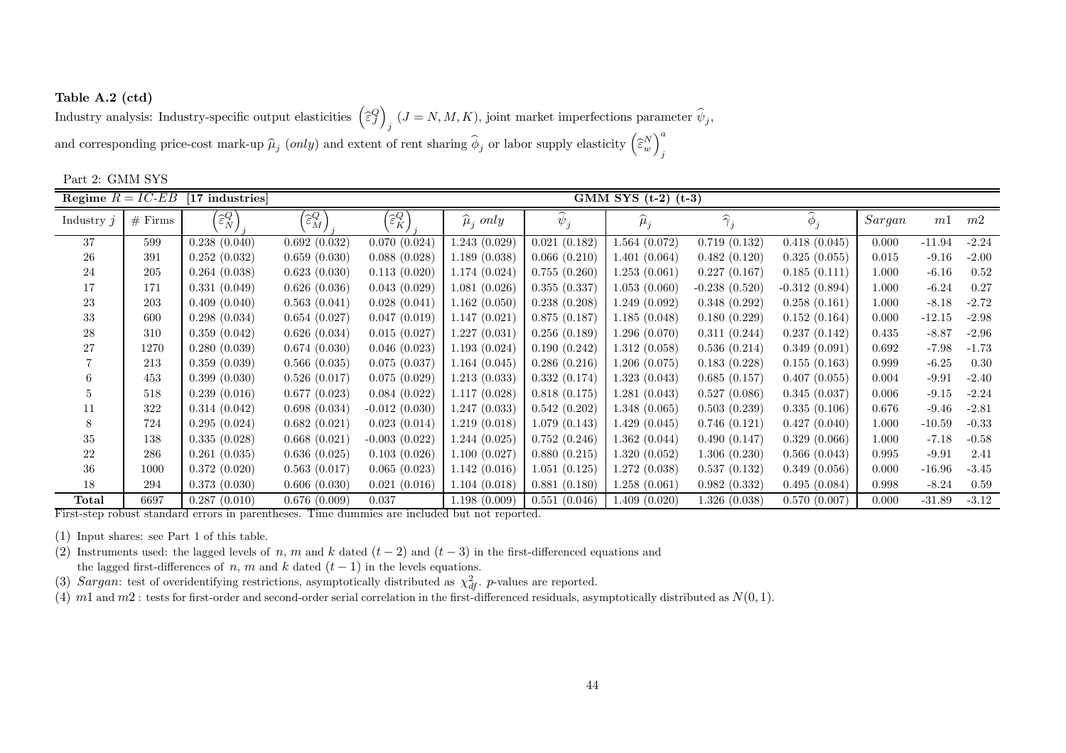**Table A.2 (ctd)**

Industry analysis: Industry-specific output elasticities $\left(\widehat{\varepsilon}_J^Q\right)_j$ $(J = N, M, K)$, joint market imperfections parameter $\widehat{\psi}_j$,

and corresponding price-cost mark-up $\widehat{\mu}_j$ (*only*) and extent of rent sharing $\widehat{\phi}_j$ or labor supply elasticity $\left(\widehat{\varepsilon}_w^N\right)_j^a$

Part 2: GMM SYS

| **Regime $R = IC\text{-}EB$** | **[17 industries]** | | | | **GMM SYS (t-2) (t-3)** | | | | | | | |
|---|---|---|---|---|---|---|---|---|---|---|---|---|
| Industry $j$ | # Firms | $\left(\widehat{\varepsilon}_N^Q\right)_j$ | $\left(\widehat{\varepsilon}_M^Q\right)_j$ | $\left(\widehat{\varepsilon}_K^Q\right)_j$ | $\widehat{\mu}_j$ *only* | $\widehat{\psi}_j$ | $\widehat{\mu}_j$ | $\widehat{\gamma}_j$ | $\widehat{\phi}_j$ | *Sargan* | $m1$ | $m2$ |
| 37 | 599 | 0.238 (0.040) | 0.692 (0.032) | 0.070 (0.024) | 1.243 (0.029) | 0.021 (0.182) | 1.564 (0.072) | 0.719 (0.132) | 0.418 (0.045) | 0.000 | -11.94 | -2.24 |
| 26 | 391 | 0.252 (0.032) | 0.659 (0.030) | 0.088 (0.028) | 1.189 (0.038) | 0.066 (0.210) | 1.401 (0.064) | 0.482 (0.120) | 0.325 (0.055) | 0.015 | -9.16 | -2.00 |
| 24 | 205 | 0.264 (0.038) | 0.623 (0.030) | 0.113 (0.020) | 1.174 (0.024) | 0.755 (0.260) | 1.253 (0.061) | 0.227 (0.167) | 0.185 (0.111) | 1.000 | -6.16 | 0.52 |
| 17 | 171 | 0.331 (0.049) | 0.626 (0.036) | 0.043 (0.029) | 1.081 (0.026) | 0.355 (0.337) | 1.053 (0.060) | -0.238 (0.520) | -0.312 (0.894) | 1.000 | -6.24 | 0.27 |
| 23 | 203 | 0.409 (0.040) | 0.563 (0.041) | 0.028 (0.041) | 1.162 (0.050) | 0.238 (0.208) | 1.249 (0.092) | 0.348 (0.292) | 0.258 (0.161) | 1.000 | -8.18 | -2.72 |
| 33 | 600 | 0.298 (0.034) | 0.654 (0.027) | 0.047 (0.019) | 1.147 (0.021) | 0.875 (0.187) | 1.185 (0.048) | 0.180 (0.229) | 0.152 (0.164) | 0.000 | -12.15 | -2.98 |
| 28 | 310 | 0.359 (0.042) | 0.626 (0.034) | 0.015 (0.027) | 1.227 (0.031) | 0.256 (0.189) | 1.296 (0.070) | 0.311 (0.244) | 0.237 (0.142) | 0.435 | -8.87 | -2.96 |
| 27 | 1270 | 0.280 (0.039) | 0.674 (0.030) | 0.046 (0.023) | 1.193 (0.024) | 0.190 (0.242) | 1.312 (0.058) | 0.536 (0.214) | 0.349 (0.091) | 0.692 | -7.98 | -1.73 |
| 7 | 213 | 0.359 (0.039) | 0.566 (0.035) | 0.075 (0.037) | 1.164 (0.045) | 0.286 (0.216) | 1.206 (0.075) | 0.183 (0.228) | 0.155 (0.163) | 0.999 | -6.25 | 0.30 |
| 6 | 453 | 0.399 (0.030) | 0.526 (0.017) | 0.075 (0.029) | 1.213 (0.033) | 0.332 (0.174) | 1.323 (0.043) | 0.685 (0.157) | 0.407 (0.055) | 0.004 | -9.91 | -2.40 |
| 5 | 518 | 0.239 (0.016) | 0.677 (0.023) | 0.084 (0.022) | 1.117 (0.028) | 0.818 (0.175) | 1.281 (0.043) | 0.527 (0.086) | 0.345 (0.037) | 0.006 | -9.15 | -2.24 |
| 11 | 322 | 0.314 (0.042) | 0.698 (0.034) | -0.012 (0.030) | 1.247 (0.033) | 0.542 (0.202) | 1.348 (0.065) | 0.503 (0.239) | 0.335 (0.106) | 0.676 | -9.46 | -2.81 |
| 8 | 724 | 0.295 (0.024) | 0.682 (0.021) | 0.023 (0.014) | 1.219 (0.018) | 1.079 (0.143) | 1.429 (0.045) | 0.746 (0.121) | 0.427 (0.040) | 1.000 | -10.59 | -0.33 |
| 35 | 138 | 0.335 (0.028) | 0.668 (0.021) | -0.003 (0.022) | 1.244 (0.025) | 0.752 (0.246) | 1.362 (0.044) | 0.490 (0.147) | 0.329 (0.066) | 1.000 | -7.18 | -0.58 |
| 22 | 286 | 0.261 (0.035) | 0.636 (0.025) | 0.103 (0.026) | 1.100 (0.027) | 0.880 (0.215) | 1.320 (0.052) | 1.306 (0.230) | 0.566 (0.043) | 0.995 | -9.91 | 2.41 |
| 36 | 1000 | 0.372 (0.020) | 0.563 (0.017) | 0.065 (0.023) | 1.142 (0.016) | 1.051 (0.125) | 1.272 (0.038) | 0.537 (0.132) | 0.349 (0.056) | 0.000 | -16.96 | -3.45 |
| 18 | 294 | 0.373 (0.030) | 0.606 (0.030) | 0.021 (0.016) | 1.104 (0.018) | 0.881 (0.180) | 1.258 (0.061) | 0.982 (0.332) | 0.495 (0.084) | 0.998 | -8.24 | 0.59 |
| **Total** | 6697 | 0.287 (0.010) | 0.676 (0.009) | 0.037 | 1.198 (0.009) | 0.551 (0.046) | 1.409 (0.020) | 1.326 (0.038) | 0.570 (0.007) | 0.000 | -31.89 | -3.12 |

First-step robust standard errors in parentheses. Time dummies are included but not reported.

(1) Input shares: see Part 1 of this table.

(2) Instruments used: the lagged levels of $n$, $m$ and $k$ dated $(t-2)$ and $(t-3)$ in the first-differenced equations and the lagged first-differences of $n$, $m$ and $k$ dated $(t-1)$ in the levels equations.

(3) *Sargan*: test of overidentifying restrictions, asymptotically distributed as $\chi^2_{df}$. $p$-values are reported.

(4) $m1$ and $m2$ : tests for first-order and second-order serial correlation in the first-differenced residuals, asymptotically distributed as $N(0,1)$.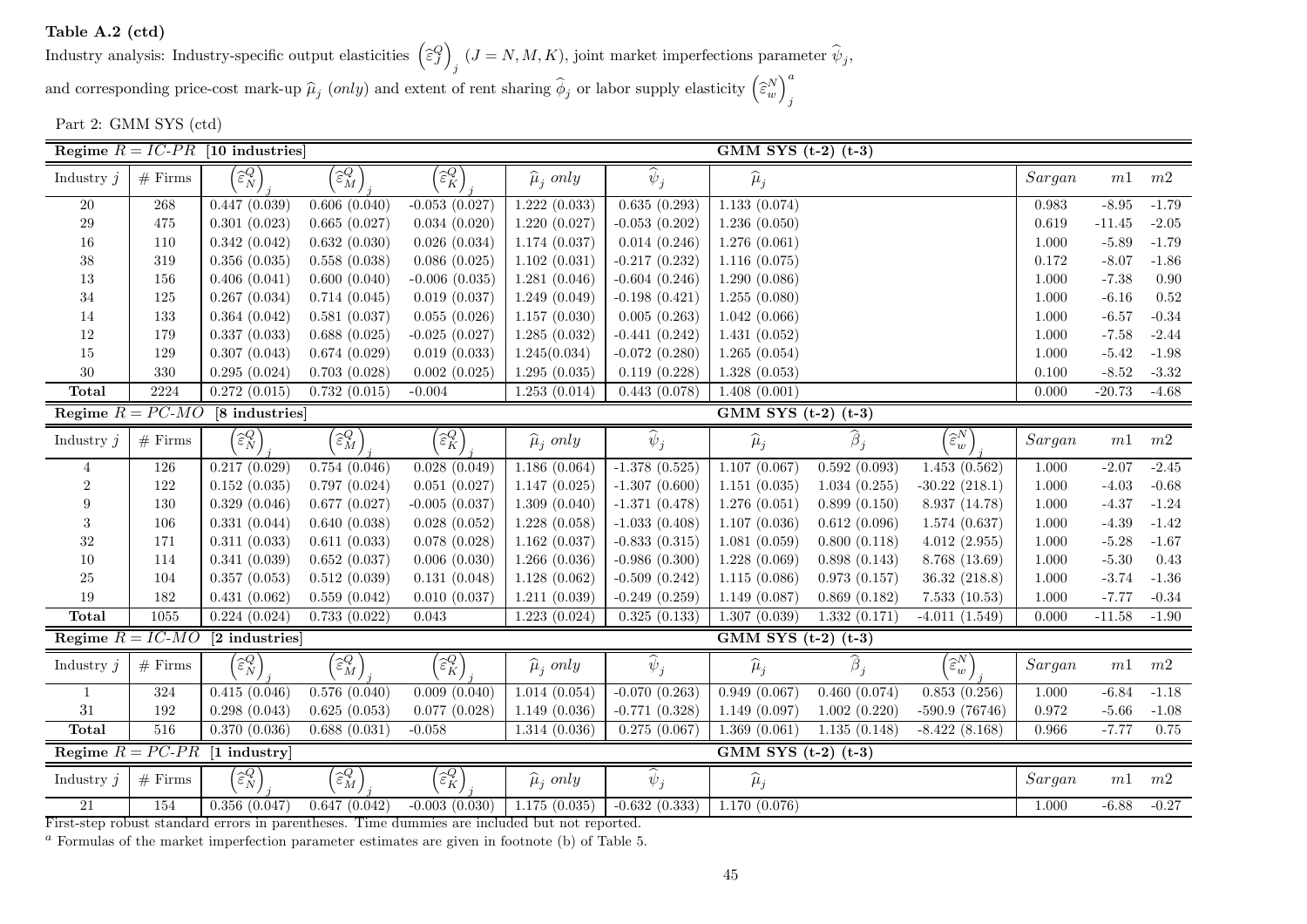**Table A.2 (ctd)**
Industry analysis: Industry-specific output elasticities $\left(\widehat{\varepsilon}_J^Q\right)_j$ $(J = N, M, K)$, joint market imperfections parameter $\widehat{\psi}_j$, and corresponding price-cost mark-up $\widehat{\mu}_j$ (*only*) and extent of rent sharing $\widehat{\phi}_j$ or labor supply elasticity $\left(\widehat{\varepsilon}_w^N\right)_j^a$

Part 2: GMM SYS (ctd)

| **Regime $R = IC\text{-}PR$ [10 industries]** | | | | | | | **GMM SYS (t-2) (t-3)** | | | | | |
|---|---|---|---|---|---|---|---|---|---|---|---|---|
| Industry $j$ | # Firms | $\left(\widehat{\varepsilon}_N^Q\right)_j$ | $\left(\widehat{\varepsilon}_M^Q\right)_j$ | $\left(\widehat{\varepsilon}_K^Q\right)_j$ | $\widehat{\mu}_j$ *only* | $\widehat{\psi}_j$ | $\widehat{\mu}_j$ | | | *Sargan* | *m1* | *m2* |
| 20 | 268 | 0.447 (0.039) | 0.606 (0.040) | -0.053 (0.027) | 1.222 (0.033) | 0.635 (0.293) | 1.133 (0.074) | | | 0.983 | -8.95 | -1.79 |
| 29 | 475 | 0.301 (0.023) | 0.665 (0.027) | 0.034 (0.020) | 1.220 (0.027) | -0.053 (0.202) | 1.236 (0.050) | | | 0.619 | -11.45 | -2.05 |
| 16 | 110 | 0.342 (0.042) | 0.632 (0.030) | 0.026 (0.034) | 1.174 (0.037) | 0.014 (0.246) | 1.276 (0.061) | | | 1.000 | -5.89 | -1.79 |
| 38 | 319 | 0.356 (0.035) | 0.558 (0.038) | 0.086 (0.025) | 1.102 (0.031) | -0.217 (0.232) | 1.116 (0.075) | | | 0.172 | -8.07 | -1.86 |
| 13 | 156 | 0.406 (0.041) | 0.600 (0.040) | -0.006 (0.035) | 1.281 (0.046) | -0.604 (0.246) | 1.290 (0.086) | | | 1.000 | -7.38 | 0.90 |
| 34 | 125 | 0.267 (0.034) | 0.714 (0.045) | 0.019 (0.037) | 1.249 (0.049) | -0.198 (0.421) | 1.255 (0.080) | | | 1.000 | -6.16 | 0.52 |
| 14 | 133 | 0.364 (0.042) | 0.581 (0.037) | 0.055 (0.026) | 1.157 (0.030) | 0.005 (0.263) | 1.042 (0.066) | | | 1.000 | -6.57 | -0.34 |
| 12 | 179 | 0.337 (0.033) | 0.688 (0.025) | -0.025 (0.027) | 1.285 (0.032) | -0.441 (0.242) | 1.431 (0.052) | | | 1.000 | -7.58 | -2.44 |
| 15 | 129 | 0.307 (0.043) | 0.674 (0.029) | 0.019 (0.033) | 1.245(0.034) | -0.072 (0.280) | 1.265 (0.054) | | | 1.000 | -5.42 | -1.98 |
| 30 | 330 | 0.295 (0.024) | 0.703 (0.028) | 0.002 (0.025) | 1.295 (0.035) | 0.119 (0.228) | 1.328 (0.053) | | | 0.100 | -8.52 | -3.32 |
| **Total** | 2224 | 0.272 (0.015) | 0.732 (0.015) | -0.004 | 1.253 (0.014) | 0.443 (0.078) | 1.408 (0.001) | | | 0.000 | -20.73 | -4.68 |
| **Regime $R = PC\text{-}MO$ [8 industries]** | | | | | | | **GMM SYS (t-2) (t-3)** | | | | | |
| Industry $j$ | # Firms | $\left(\widehat{\varepsilon}_N^Q\right)_j$ | $\left(\widehat{\varepsilon}_M^Q\right)_j$ | $\left(\widehat{\varepsilon}_K^Q\right)_j$ | $\widehat{\mu}_j$ *only* | $\widehat{\psi}_j$ | $\widehat{\mu}_j$ | $\widehat{\beta}_j$ | $\left(\widehat{\varepsilon}_w^N\right)_j$ | *Sargan* | *m1* | *m2* |
| 4 | 126 | 0.217 (0.029) | 0.754 (0.046) | 0.028 (0.049) | 1.186 (0.064) | -1.378 (0.525) | 1.107 (0.067) | 0.592 (0.093) | 1.453 (0.562) | 1.000 | -2.07 | -2.45 |
| 2 | 122 | 0.152 (0.035) | 0.797 (0.024) | 0.051 (0.027) | 1.147 (0.025) | -1.307 (0.600) | 1.151 (0.035) | 1.034 (0.255) | -30.22 (218.1) | 1.000 | -4.03 | -0.68 |
| 9 | 130 | 0.329 (0.046) | 0.677 (0.027) | -0.005 (0.037) | 1.309 (0.040) | -1.371 (0.478) | 1.276 (0.051) | 0.899 (0.150) | 8.937 (14.78) | 1.000 | -4.37 | -1.24 |
| 3 | 106 | 0.331 (0.044) | 0.640 (0.038) | 0.028 (0.052) | 1.228 (0.058) | -1.033 (0.408) | 1.107 (0.036) | 0.612 (0.096) | 1.574 (0.637) | 1.000 | -4.39 | -1.42 |
| 32 | 171 | 0.311 (0.033) | 0.611 (0.033) | 0.078 (0.028) | 1.162 (0.037) | -0.833 (0.315) | 1.081 (0.059) | 0.800 (0.118) | 4.012 (2.955) | 1.000 | -5.28 | -1.67 |
| 10 | 114 | 0.341 (0.039) | 0.652 (0.037) | 0.006 (0.030) | 1.266 (0.036) | -0.986 (0.300) | 1.228 (0.069) | 0.898 (0.143) | 8.768 (13.69) | 1.000 | -5.30 | 0.43 |
| 25 | 104 | 0.357 (0.053) | 0.512 (0.039) | 0.131 (0.048) | 1.128 (0.062) | -0.509 (0.242) | 1.115 (0.086) | 0.973 (0.157) | 36.32 (218.8) | 1.000 | -3.74 | -1.36 |
| 19 | 182 | 0.431 (0.062) | 0.559 (0.042) | 0.010 (0.037) | 1.211 (0.039) | -0.249 (0.259) | 1.149 (0.087) | 0.869 (0.182) | 7.533 (10.53) | 1.000 | -7.77 | -0.34 |
| **Total** | 1055 | 0.224 (0.024) | 0.733 (0.022) | 0.043 | 1.223 (0.024) | 0.325 (0.133) | 1.307 (0.039) | 1.332 (0.171) | -4.011 (1.549) | 0.000 | -11.58 | -1.90 |
| **Regime $R = IC\text{-}MO$ [2 industries]** | | | | | | | **GMM SYS (t-2) (t-3)** | | | | | |
| Industry $j$ | # Firms | $\left(\widehat{\varepsilon}_N^Q\right)_j$ | $\left(\widehat{\varepsilon}_M^Q\right)_j$ | $\left(\widehat{\varepsilon}_K^Q\right)_j$ | $\widehat{\mu}_j$ *only* | $\widehat{\psi}_j$ | $\widehat{\mu}_j$ | $\widehat{\beta}_j$ | $\left(\widehat{\varepsilon}_w^N\right)_j$ | *Sargan* | *m1* | *m2* |
| 1 | 324 | 0.415 (0.046) | 0.576 (0.040) | 0.009 (0.040) | 1.014 (0.054) | -0.070 (0.263) | 0.949 (0.067) | 0.460 (0.074) | 0.853 (0.256) | 1.000 | -6.84 | -1.18 |
| 31 | 192 | 0.298 (0.043) | 0.625 (0.053) | 0.077 (0.028) | 1.149 (0.036) | -0.771 (0.328) | 1.149 (0.097) | 1.002 (0.220) | -590.9 (76746) | 0.972 | -5.66 | -1.08 |
| **Total** | 516 | 0.370 (0.036) | 0.688 (0.031) | -0.058 | 1.314 (0.036) | 0.275 (0.067) | 1.369 (0.061) | 1.135 (0.148) | -8.422 (8.168) | 0.966 | -7.77 | 0.75 |
| **Regime $R = PC\text{-}PR$ [1 industry]** | | | | | | | **GMM SYS (t-2) (t-3)** | | | | | |
| Industry $j$ | # Firms | $\left(\widehat{\varepsilon}_N^Q\right)_j$ | $\left(\widehat{\varepsilon}_M^Q\right)_j$ | $\left(\widehat{\varepsilon}_K^Q\right)_j$ | $\widehat{\mu}_j$ *only* | $\widehat{\psi}_j$ | $\widehat{\mu}_j$ | | | *Sargan* | *m1* | *m2* |
| 21 | 154 | 0.356 (0.047) | 0.647 (0.042) | -0.003 (0.030) | 1.175 (0.035) | -0.632 (0.333) | 1.170 (0.076) | | | 1.000 | -6.88 | -0.27 |

First-step robust standard errors in parentheses. Time dummies are included but not reported.

[a] Formulas of the market imperfection parameter estimates are given in footnote (b) of Table 5.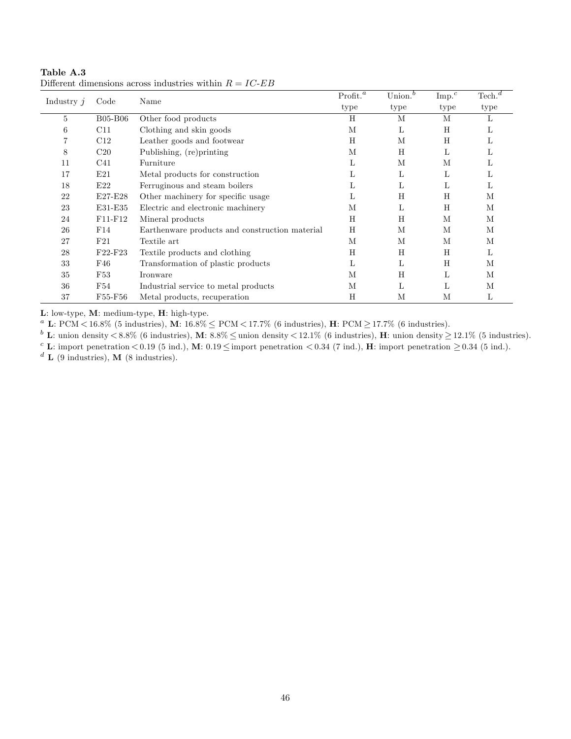**Table A.3**
Different dimensions across industries within $R = IC\text{-}EB$

| Industry $j$ | Code | Name | Profit.[a] type | Union.[b] type | Imp.[c] type | Tech.[d] type |
|---|---|---|---|---|---|---|
| 5 | B05-B06 | Other food products | H | M | M | L |
| 6 | C11 | Clothing and skin goods | M | L | H | L |
| 7 | C12 | Leather goods and footwear | H | M | H | L |
| 8 | C20 | Publishing, (re)printing | M | H | L | L |
| 11 | C41 | Furniture | L | M | M | L |
| 17 | E21 | Metal products for construction | L | L | L | L |
| 18 | E22 | Ferruginous and steam boilers | L | L | L | L |
| 22 | E27-E28 | Other machinery for specific usage | L | H | H | M |
| 23 | E31-E35 | Electric and electronic machinery | M | L | H | M |
| 24 | F11-F12 | Mineral products | H | H | M | M |
| 26 | F14 | Earthenware products and construction material | H | M | M | M |
| 27 | F21 | Textile art | M | M | M | M |
| 28 | F22-F23 | Textile products and clothing | H | H | H | L |
| 33 | F46 | Transformation of plastic products | L | L | H | M |
| 35 | F53 | Ironware | M | H | L | M |
| 36 | F54 | Industrial service to metal products | M | L | L | M |
| 37 | F55-F56 | Metal products, recuperation | H | M | M | L |

**L**: low-type, **M**: medium-type, **H**: high-type.

[a] **L**: PCM $<16.8\%$ (5 industries), **M**: $16.8\% \leq$ PCM $<17.7\%$ (6 industries), **H**: PCM $\geq 17.7\%$ (6 industries).

[b] **L**: union density $<8.8\%$ (6 industries), **M**: $8.8\% \leq$ union density $<12.1\%$ (6 industries), **H**: union density $\geq 12.1\%$ (5 industries).

[c] **L**: import penetration $<0.19$ (5 ind.), **M**: $0.19 \leq$ import penetration $<0.34$ (7 ind.), **H**: import penetration $\geq 0.34$ (5 ind.).

[d] **L** (9 industries), **M** (8 industries).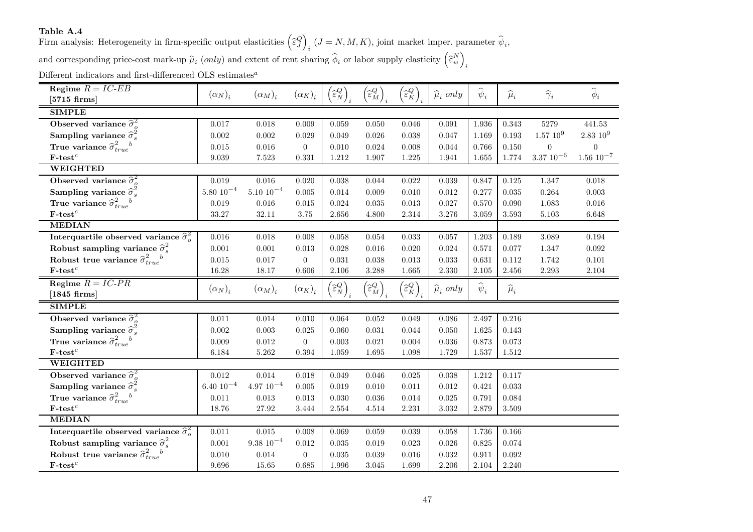**Table A.4**

Firm analysis: Heterogeneity in firm-specific output elasticities $\left(\widehat{\varepsilon}_J^Q\right)_i$ $(J = N, M, K)$, joint market imper. parameter $\widehat{\psi}_i$,

and corresponding price-cost mark-up $\widehat{\mu}_i$ (*only*) and extent of rent sharing $\widehat{\phi}_i$ or labor supply elasticity $\left(\widehat{\varepsilon}_w^N\right)_i$

Different indicators and first-differenced OLS estimates[a]

| **Regime $R = IC\text{-}EB$** **[5715 firms]** | $(\alpha_N)_i$ | $(\alpha_M)_i$ | $(\alpha_K)_i$ | $\left(\widehat{\varepsilon}_N^Q\right)_i$ | $\left(\widehat{\varepsilon}_M^Q\right)_i$ | $\left(\widehat{\varepsilon}_K^Q\right)_i$ | $\widehat{\mu}_i$ *only* | $\widehat{\psi}_i$ | $\widehat{\mu}_i$ | $\widehat{\gamma}_i$ | $\widehat{\phi}_i$ |
|---|---|---|---|---|---|---|---|---|---|---|---|
| **SIMPLE** | | | | | | | | | | | |
| **Observed variance $\widehat{\sigma}_o^2$** | 0.017 | 0.018 | 0.009 | 0.059 | 0.050 | 0.046 | 0.091 | 1.936 | 0.343 | 5279 | 441.53 |
| **Sampling variance $\widehat{\sigma}_s^2$** | 0.002 | 0.002 | 0.029 | 0.049 | 0.026 | 0.038 | 0.047 | 1.169 | 0.193 | $1.57\ 10^9$ | $2.83\ 10^9$ |
| **True variance $\widehat{\sigma}_{true}^2$**[b] | 0.015 | 0.016 | 0 | 0.010 | 0.024 | 0.008 | 0.044 | 0.766 | 0.150 | 0 | 0 |
| **F-test**[c] | 9.039 | 7.523 | 0.331 | 1.212 | 1.907 | 1.225 | 1.941 | 1.655 | 1.774 | $3.37\ 10^{-6}$ | $1.56\ 10^{-7}$ |
| **WEIGHTED** | | | | | | | | | | | |
| **Observed variance $\widehat{\sigma}_o^2$** | 0.019 | 0.016 | 0.020 | 0.038 | 0.044 | 0.022 | 0.039 | 0.847 | 0.125 | 1.347 | 0.018 |
| **Sampling variance $\widehat{\sigma}_s^2$** | $5.80\ 10^{-4}$ | $5.10\ 10^{-4}$ | 0.005 | 0.014 | 0.009 | 0.010 | 0.012 | 0.277 | 0.035 | 0.264 | 0.003 |
| **True variance $\widehat{\sigma}_{true}^2$**[b] | 0.019 | 0.016 | 0.015 | 0.024 | 0.035 | 0.013 | 0.027 | 0.570 | 0.090 | 1.083 | 0.016 |
| **F-test**[c] | 33.27 | 32.11 | 3.75 | 2.656 | 4.800 | 2.314 | 3.276 | 3.059 | 3.593 | 5.103 | 6.648 |
| **MEDIAN** | | | | | | | | | | | |
| **Interquartile observed variance $\widehat{\sigma}_o^2$** | 0.016 | 0.018 | 0.008 | 0.058 | 0.054 | 0.033 | 0.057 | 1.203 | 0.189 | 3.089 | 0.194 |
| **Robust sampling variance $\widehat{\sigma}_s^2$** | 0.001 | 0.001 | 0.013 | 0.028 | 0.016 | 0.020 | 0.024 | 0.571 | 0.077 | 1.347 | 0.092 |
| **Robust true variance $\widehat{\sigma}_{true}^2$**[b] | 0.015 | 0.017 | 0 | 0.031 | 0.038 | 0.013 | 0.033 | 0.631 | 0.112 | 1.742 | 0.101 |
| **F-test**[c] | 16.28 | 18.17 | 0.606 | 2.106 | 3.288 | 1.665 | 2.330 | 2.105 | 2.456 | 2.293 | 2.104 |
| **Regime $R = IC\text{-}PR$** **[1845 firms]** | $(\alpha_N)_i$ | $(\alpha_M)_i$ | $(\alpha_K)_i$ | $\left(\widehat{\varepsilon}_N^Q\right)_i$ | $\left(\widehat{\varepsilon}_M^Q\right)_i$ | $\left(\widehat{\varepsilon}_K^Q\right)_i$ | $\widehat{\mu}_i$ *only* | $\widehat{\psi}_i$ | $\widehat{\mu}_i$ | | |
| **SIMPLE** | | | | | | | | | | | |
| **Observed variance $\widehat{\sigma}_o^2$** | 0.011 | 0.014 | 0.010 | 0.064 | 0.052 | 0.049 | 0.086 | 2.497 | 0.216 | | |
| **Sampling variance $\widehat{\sigma}_s^2$** | 0.002 | 0.003 | 0.025 | 0.060 | 0.031 | 0.044 | 0.050 | 1.625 | 0.143 | | |
| **True variance $\widehat{\sigma}_{true}^2$**[b] | 0.009 | 0.012 | 0 | 0.003 | 0.021 | 0.004 | 0.036 | 0.873 | 0.073 | | |
| **F-test**[c] | 6.184 | 5.262 | 0.394 | 1.059 | 1.695 | 1.098 | 1.729 | 1.537 | 1.512 | | |
| **WEIGHTED** | | | | | | | | | | | |
| **Observed variance $\widehat{\sigma}_o^2$** | 0.012 | 0.014 | 0.018 | 0.049 | 0.046 | 0.025 | 0.038 | 1.212 | 0.117 | | |
| **Sampling variance $\widehat{\sigma}_s^2$** | $6.40\ 10^{-4}$ | $4.97\ 10^{-4}$ | 0.005 | 0.019 | 0.010 | 0.011 | 0.012 | 0.421 | 0.033 | | |
| **True variance $\widehat{\sigma}_{true}^2$**[b] | 0.011 | 0.013 | 0.013 | 0.030 | 0.036 | 0.014 | 0.025 | 0.791 | 0.084 | | |
| **F-test**[c] | 18.76 | 27.92 | 3.444 | 2.554 | 4.514 | 2.231 | 3.032 | 2.879 | 3.509 | | |
| **MEDIAN** | | | | | | | | | | | |
| **Interquartile observed variance $\widehat{\sigma}_o^2$** | 0.011 | 0.015 | 0.008 | 0.069 | 0.059 | 0.039 | 0.058 | 1.736 | 0.166 | | |
| **Robust sampling variance $\widehat{\sigma}_s^2$** | 0.001 | $9.38\ 10^{-4}$ | 0.012 | 0.035 | 0.019 | 0.023 | 0.026 | 0.825 | 0.074 | | |
| **Robust true variance $\widehat{\sigma}_{true}^2$**[b] | 0.010 | 0.014 | 0 | 0.035 | 0.039 | 0.016 | 0.032 | 0.911 | 0.092 | | |
| **F-test**[c] | 9.696 | 15.65 | 0.685 | 1.996 | 3.045 | 1.699 | 2.206 | 2.104 | 2.240 | | |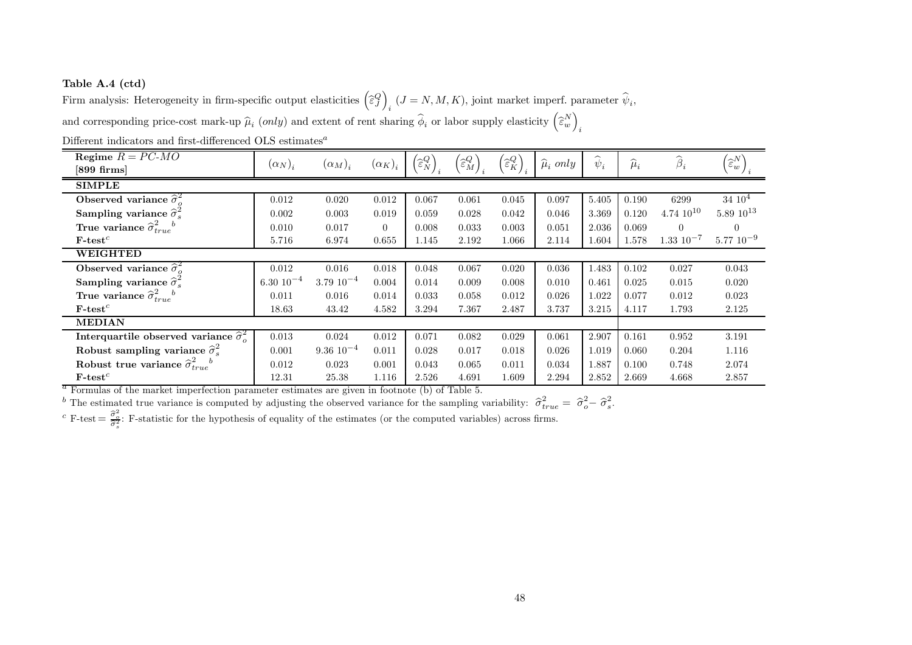**Table A.4 (ctd)**

Firm analysis: Heterogeneity in firm-specific output elasticities $\left(\widehat{\varepsilon}_J^Q\right)_i$ $(J = N, M, K)$, joint market imperf. parameter $\widehat{\psi}_i$,

and corresponding price-cost mark-up $\widehat{\mu}_i$ (*only*) and extent of rent sharing $\widehat{\phi}_i$ or labor supply elasticity $\left(\widehat{\varepsilon}_w^N\right)_i$

Different indicators and first-differenced OLS estimates[a]

| Regime $R = PC\text{-}MO$ [899 firms] | $(\alpha_N)_i$ | $(\alpha_M)_i$ | $(\alpha_K)_i$ | $\left(\widehat{\varepsilon}_N^Q\right)_i$ | $\left(\widehat{\varepsilon}_M^Q\right)_i$ | $\left(\widehat{\varepsilon}_K^Q\right)_i$ | $\widehat{\mu}_i$ *only* | $\widehat{\psi}_i$ | $\widehat{\mu}_i$ | $\widehat{\beta}_i$ | $\left(\widehat{\varepsilon}_w^N\right)_i$ |
|---|---|---|---|---|---|---|---|---|---|---|---|
| **SIMPLE** | | | | | | | | | | | |
| **Observed variance $\widehat{\sigma}_o^2$** | 0.012 | 0.020 | 0.012 | 0.067 | 0.061 | 0.045 | 0.097 | 5.405 | 0.190 | 6299 | $34\ 10^4$ |
| **Sampling variance $\widehat{\sigma}_s^2$** | 0.002 | 0.003 | 0.019 | 0.059 | 0.028 | 0.042 | 0.046 | 3.369 | 0.120 | $4.74\ 10^{10}$ | $5.89\ 10^{13}$ |
| **True variance $\widehat{\sigma}_{true}^2$**[b] | 0.010 | 0.017 | 0 | 0.008 | 0.033 | 0.003 | 0.051 | 2.036 | 0.069 | 0 | 0 |
| **F-test**[c] | 5.716 | 6.974 | 0.655 | 1.145 | 2.192 | 1.066 | 2.114 | 1.604 | 1.578 | $1.33\ 10^{-7}$ | $5.77\ 10^{-9}$ |
| **WEIGHTED** | | | | | | | | | | | |
| **Observed variance $\widehat{\sigma}_o^2$** | 0.012 | 0.016 | 0.018 | 0.048 | 0.067 | 0.020 | 0.036 | 1.483 | 0.102 | 0.027 | 0.043 |
| **Sampling variance $\widehat{\sigma}_s^2$** | $6.30\ 10^{-4}$ | $3.79\ 10^{-4}$ | 0.004 | 0.014 | 0.009 | 0.008 | 0.010 | 0.461 | 0.025 | 0.015 | 0.020 |
| **True variance $\widehat{\sigma}_{true}^2$**[b] | 0.011 | 0.016 | 0.014 | 0.033 | 0.058 | 0.012 | 0.026 | 1.022 | 0.077 | 0.012 | 0.023 |
| **F-test**[c] | 18.63 | 43.42 | 4.582 | 3.294 | 7.367 | 2.487 | 3.737 | 3.215 | 4.117 | 1.793 | 2.125 |
| **MEDIAN** | | | | | | | | | | | |
| **Interquartile observed variance $\widehat{\sigma}_o^2$** | 0.013 | 0.024 | 0.012 | 0.071 | 0.082 | 0.029 | 0.061 | 2.907 | 0.161 | 0.952 | 3.191 |
| **Robust sampling variance $\widehat{\sigma}_s^2$** | 0.001 | $9.36\ 10^{-4}$ | 0.011 | 0.028 | 0.017 | 0.018 | 0.026 | 1.019 | 0.060 | 0.204 | 1.116 |
| **Robust true variance $\widehat{\sigma}_{true}^2$**[b] | 0.012 | 0.023 | 0.001 | 0.043 | 0.065 | 0.011 | 0.034 | 1.887 | 0.100 | 0.748 | 2.074 |
| **F-test**[c] | 12.31 | 25.38 | 1.116 | 2.526 | 4.691 | 1.609 | 2.294 | 2.852 | 2.669 | 4.668 | 2.857 |

[a] Formulas of the market imperfection parameter estimates are given in footnote (b) of Table 5.

[b] The estimated true variance is computed by adjusting the observed variance for the sampling variability: $\widehat{\sigma}_{true}^2 = \widehat{\sigma}_o^2 - \widehat{\sigma}_s^2$.

[c] F-test $= \frac{\widehat{\sigma}_o^2}{\widehat{\sigma}_s^2}$: F-statistic for the hypothesis of equality of the estimates (or the computed variables) across firms.